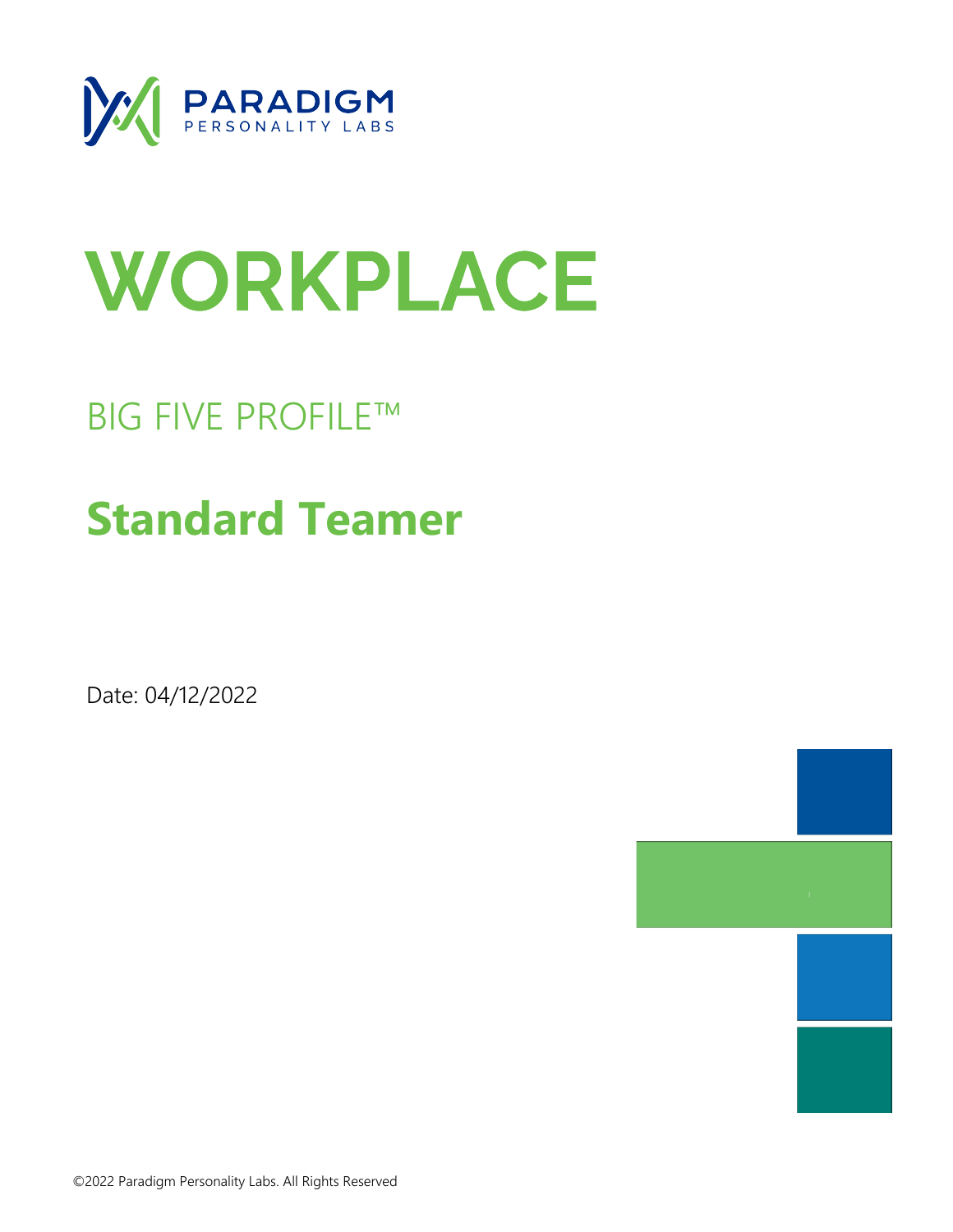PARADIGM
PERSONALITY LABS

# WORKPLACE

## BIG FIVE PROFILE™

## Standard Teamer

Date: 04/12/2022

©2022 Paradigm Personality Labs. All Rights Reserved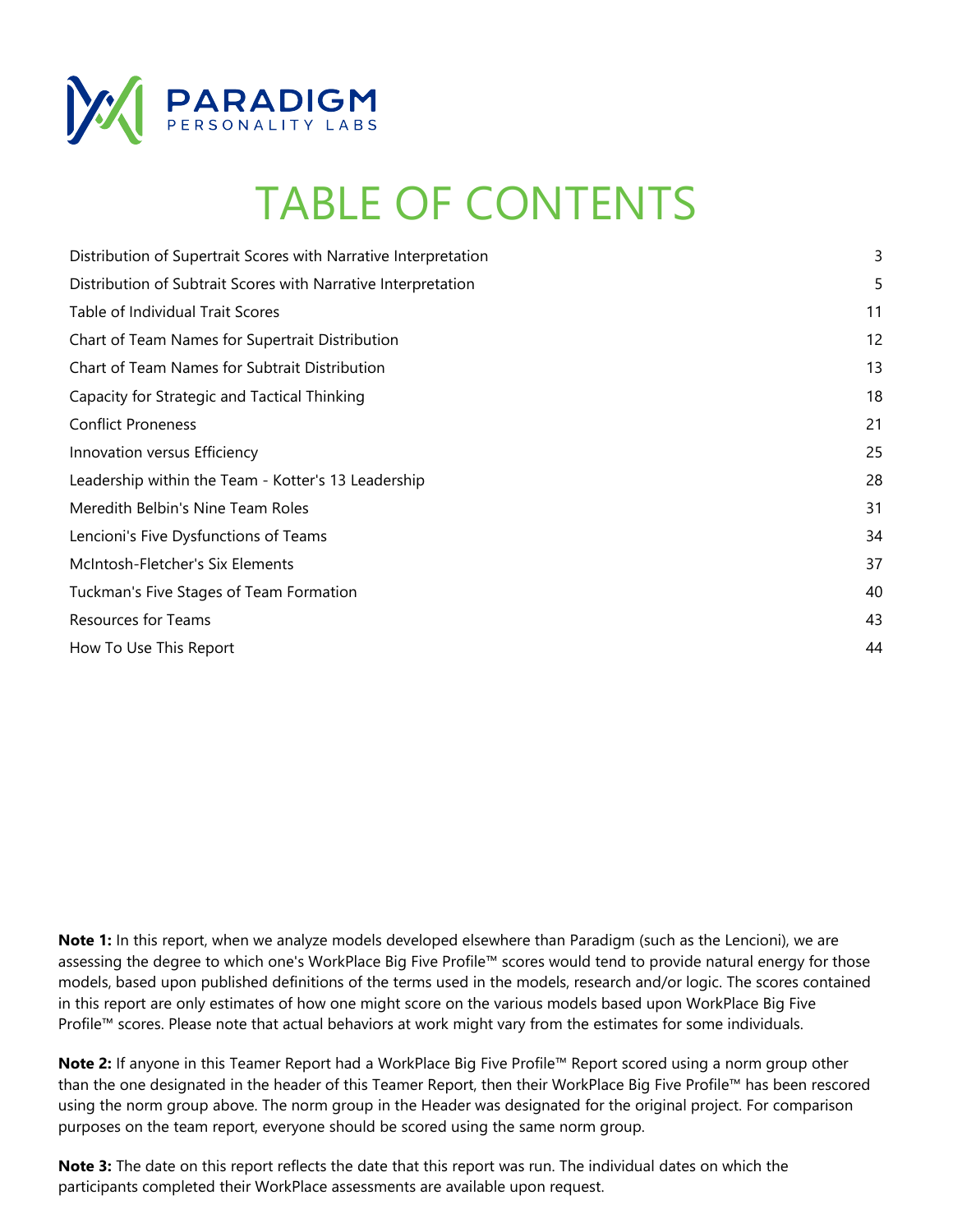PARADIGM
PERSONALITY LABS

# TABLE OF CONTENTS

| | |
|---|---|
| Distribution of Supertrait Scores with Narrative Interpretation | 3 |
| Distribution of Subtrait Scores with Narrative Interpretation | 5 |
| Table of Individual Trait Scores | 11 |
| Chart of Team Names for Supertrait Distribution | 12 |
| Chart of Team Names for Subtrait Distribution | 13 |
| Capacity for Strategic and Tactical Thinking | 18 |
| Conflict Proneness | 21 |
| Innovation versus Efficiency | 25 |
| Leadership within the Team - Kotter's 13 Leadership | 28 |
| Meredith Belbin's Nine Team Roles | 31 |
| Lencioni's Five Dysfunctions of Teams | 34 |
| McIntosh-Fletcher's Six Elements | 37 |
| Tuckman's Five Stages of Team Formation | 40 |
| Resources for Teams | 43 |
| How To Use This Report | 44 |

**Note 1:** In this report, when we analyze models developed elsewhere than Paradigm (such as the Lencioni), we are assessing the degree to which one's WorkPlace Big Five Profile™ scores would tend to provide natural energy for those models, based upon published definitions of the terms used in the models, research and/or logic. The scores contained in this report are only estimates of how one might score on the various models based upon WorkPlace Big Five Profile™ scores. Please note that actual behaviors at work might vary from the estimates for some individuals.

**Note 2:** If anyone in this Teamer Report had a WorkPlace Big Five Profile™ Report scored using a norm group other than the one designated in the header of this Teamer Report, then their WorkPlace Big Five Profile™ has been rescored using the norm group above. The norm group in the Header was designated for the original project. For comparison purposes on the team report, everyone should be scored using the same norm group.

**Note 3:** The date on this report reflects the date that this report was run. The individual dates on which the participants completed their WorkPlace assessments are available upon request.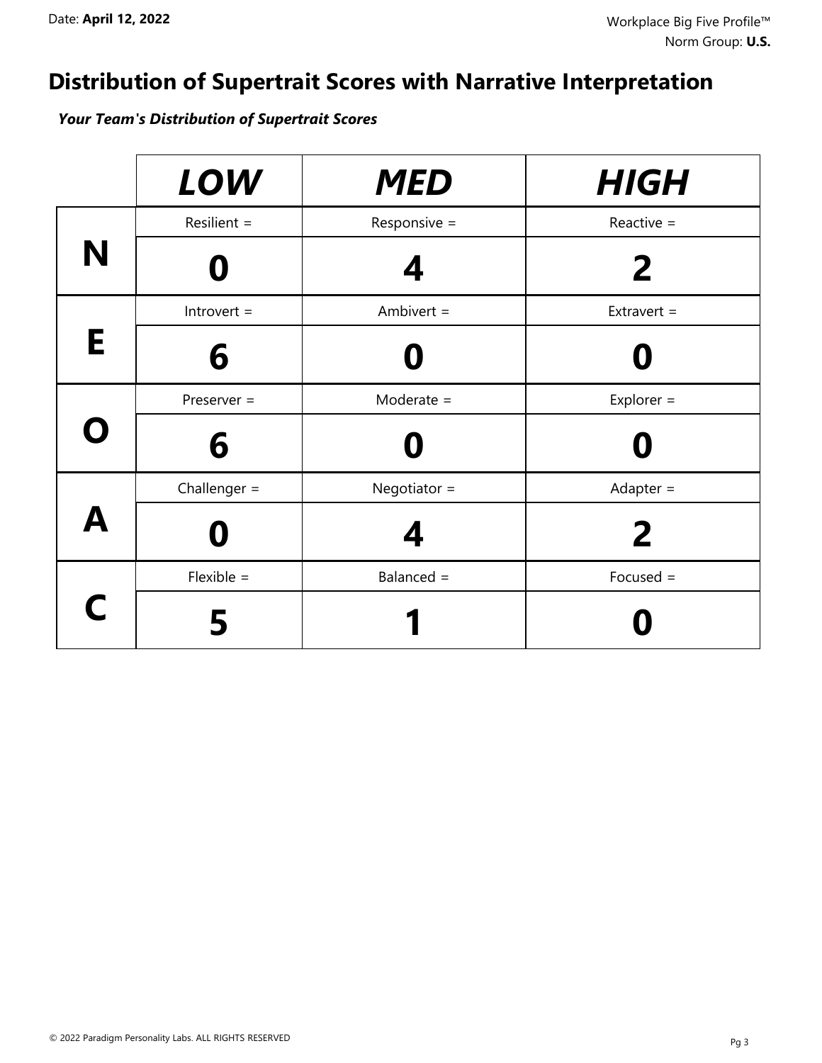Date: **April 12, 2022**

Workplace Big Five Profile™
Norm Group: **U.S.**

# Distribution of Supertrait Scores with Narrative Interpretation

***Your Team's Distribution of Supertrait Scores***

| | ***LOW*** | ***MED*** | ***HIGH*** |
|---|---|---|---|
| **N** | Resilient = | Responsive = | Reactive = |
| | **0** | **4** | **2** |
| **E** | Introvert = | Ambivert = | Extravert = |
| | **6** | **0** | **0** |
| **O** | Preserver = | Moderate = | Explorer = |
| | **6** | **0** | **0** |
| **A** | Challenger = | Negotiator = | Adapter = |
| | **0** | **4** | **2** |
| **C** | Flexible = | Balanced = | Focused = |
| | **5** | **1** | **0** |

© 2022 Paradigm Personality Labs. ALL RIGHTS RESERVED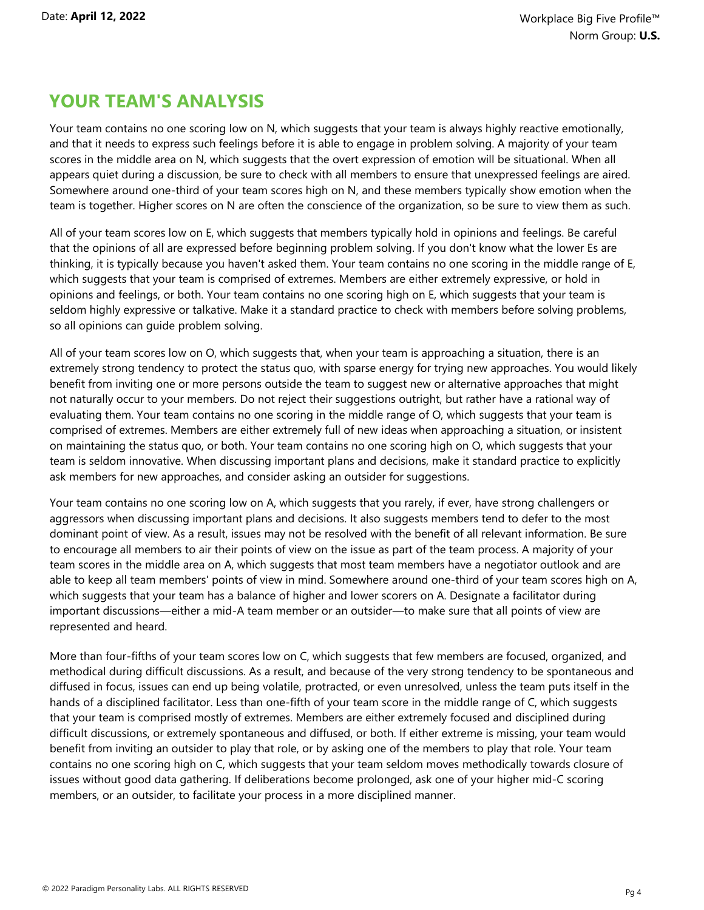## YOUR TEAM'S ANALYSIS

Your team contains no one scoring low on N, which suggests that your team is always highly reactive emotionally, and that it needs to express such feelings before it is able to engage in problem solving. A majority of your team scores in the middle area on N, which suggests that the overt expression of emotion will be situational. When all appears quiet during a discussion, be sure to check with all members to ensure that unexpressed feelings are aired. Somewhere around one-third of your team scores high on N, and these members typically show emotion when the team is together. Higher scores on N are often the conscience of the organization, so be sure to view them as such.

All of your team scores low on E, which suggests that members typically hold in opinions and feelings. Be careful that the opinions of all are expressed before beginning problem solving. If you don't know what the lower Es are thinking, it is typically because you haven't asked them. Your team contains no one scoring in the middle range of E, which suggests that your team is comprised of extremes. Members are either extremely expressive, or hold in opinions and feelings, or both. Your team contains no one scoring high on E, which suggests that your team is seldom highly expressive or talkative. Make it a standard practice to check with members before solving problems, so all opinions can guide problem solving.

All of your team scores low on O, which suggests that, when your team is approaching a situation, there is an extremely strong tendency to protect the status quo, with sparse energy for trying new approaches. You would likely benefit from inviting one or more persons outside the team to suggest new or alternative approaches that might not naturally occur to your members. Do not reject their suggestions outright, but rather have a rational way of evaluating them. Your team contains no one scoring in the middle range of O, which suggests that your team is comprised of extremes. Members are either extremely full of new ideas when approaching a situation, or insistent on maintaining the status quo, or both. Your team contains no one scoring high on O, which suggests that your team is seldom innovative. When discussing important plans and decisions, make it standard practice to explicitly ask members for new approaches, and consider asking an outsider for suggestions.

Your team contains no one scoring low on A, which suggests that you rarely, if ever, have strong challengers or aggressors when discussing important plans and decisions. It also suggests members tend to defer to the most dominant point of view. As a result, issues may not be resolved with the benefit of all relevant information. Be sure to encourage all members to air their points of view on the issue as part of the team process. A majority of your team scores in the middle area on A, which suggests that most team members have a negotiator outlook and are able to keep all team members' points of view in mind. Somewhere around one-third of your team scores high on A, which suggests that your team has a balance of higher and lower scorers on A. Designate a facilitator during important discussions—either a mid-A team member or an outsider—to make sure that all points of view are represented and heard.

More than four-fifths of your team scores low on C, which suggests that few members are focused, organized, and methodical during difficult discussions. As a result, and because of the very strong tendency to be spontaneous and diffused in focus, issues can end up being volatile, protracted, or even unresolved, unless the team puts itself in the hands of a disciplined facilitator. Less than one-fifth of your team score in the middle range of C, which suggests that your team is comprised mostly of extremes. Members are either extremely focused and disciplined during difficult discussions, or extremely spontaneous and diffused, or both. If either extreme is missing, your team would benefit from inviting an outsider to play that role, or by asking one of the members to play that role. Your team contains no one scoring high on C, which suggests that your team seldom moves methodically towards closure of issues without good data gathering. If deliberations become prolonged, ask one of your higher mid-C scoring members, or an outsider, to facilitate your process in a more disciplined manner.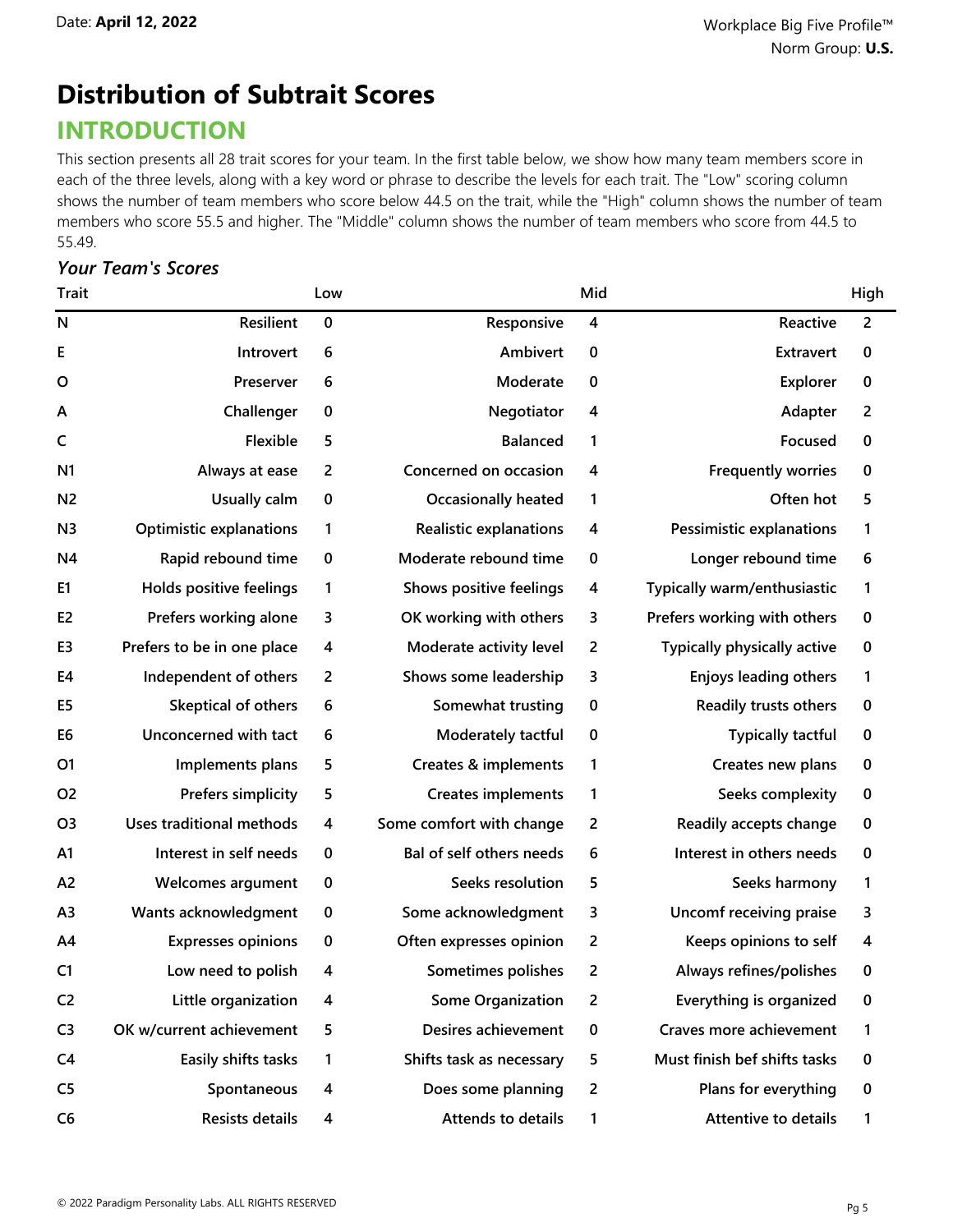Date: **April 12, 2022**

Workplace Big Five Profile™
Norm Group: **U.S.**

# Distribution of Subtrait Scores

## INTRODUCTION

This section presents all 28 trait scores for your team. In the first table below, we show how many team members score in each of the three levels, along with a key word or phrase to describe the levels for each trait. The "Low" scoring column shows the number of team members who score below 44.5 on the trait, while the "High" column shows the number of team members who score 55.5 and higher. The "Middle" column shows the number of team members who score from 44.5 to 55.49.

### *Your Team's Scores*

| Trait | Low | | Mid | | High | |
|---|---|---|---|---|---|---|
| N | Resilient | 0 | Responsive | 4 | Reactive | 2 |
| E | Introvert | 6 | Ambivert | 0 | Extravert | 0 |
| O | Preserver | 6 | Moderate | 0 | Explorer | 0 |
| A | Challenger | 0 | Negotiator | 4 | Adapter | 2 |
| C | Flexible | 5 | Balanced | 1 | Focused | 0 |
| N1 | Always at ease | 2 | Concerned on occasion | 4 | Frequently worries | 0 |
| N2 | Usually calm | 0 | Occasionally heated | 1 | Often hot | 5 |
| N3 | Optimistic explanations | 1 | Realistic explanations | 4 | Pessimistic explanations | 1 |
| N4 | Rapid rebound time | 0 | Moderate rebound time | 0 | Longer rebound time | 6 |
| E1 | Holds positive feelings | 1 | Shows positive feelings | 4 | Typically warm/enthusiastic | 1 |
| E2 | Prefers working alone | 3 | OK working with others | 3 | Prefers working with others | 0 |
| E3 | Prefers to be in one place | 4 | Moderate activity level | 2 | Typically physically active | 0 |
| E4 | Independent of others | 2 | Shows some leadership | 3 | Enjoys leading others | 1 |
| E5 | Skeptical of others | 6 | Somewhat trusting | 0 | Readily trusts others | 0 |
| E6 | Unconcerned with tact | 6 | Moderately tactful | 0 | Typically tactful | 0 |
| O1 | Implements plans | 5 | Creates & implements | 1 | Creates new plans | 0 |
| O2 | Prefers simplicity | 5 | Creates implements | 1 | Seeks complexity | 0 |
| O3 | Uses traditional methods | 4 | Some comfort with change | 2 | Readily accepts change | 0 |
| A1 | Interest in self needs | 0 | Bal of self others needs | 6 | Interest in others needs | 0 |
| A2 | Welcomes argument | 0 | Seeks resolution | 5 | Seeks harmony | 1 |
| A3 | Wants acknowledgment | 0 | Some acknowledgment | 3 | Uncomf receiving praise | 3 |
| A4 | Expresses opinions | 0 | Often expresses opinion | 2 | Keeps opinions to self | 4 |
| C1 | Low need to polish | 4 | Sometimes polishes | 2 | Always refines/polishes | 0 |
| C2 | Little organization | 4 | Some Organization | 2 | Everything is organized | 0 |
| C3 | OK w/current achievement | 5 | Desires achievement | 0 | Craves more achievement | 1 |
| C4 | Easily shifts tasks | 1 | Shifts task as necessary | 5 | Must finish bef shifts tasks | 0 |
| C5 | Spontaneous | 4 | Does some planning | 2 | Plans for everything | 0 |
| C6 | Resists details | 4 | Attends to details | 1 | Attentive to details | 1 |

© 2022 Paradigm Personality Labs. ALL RIGHTS RESERVED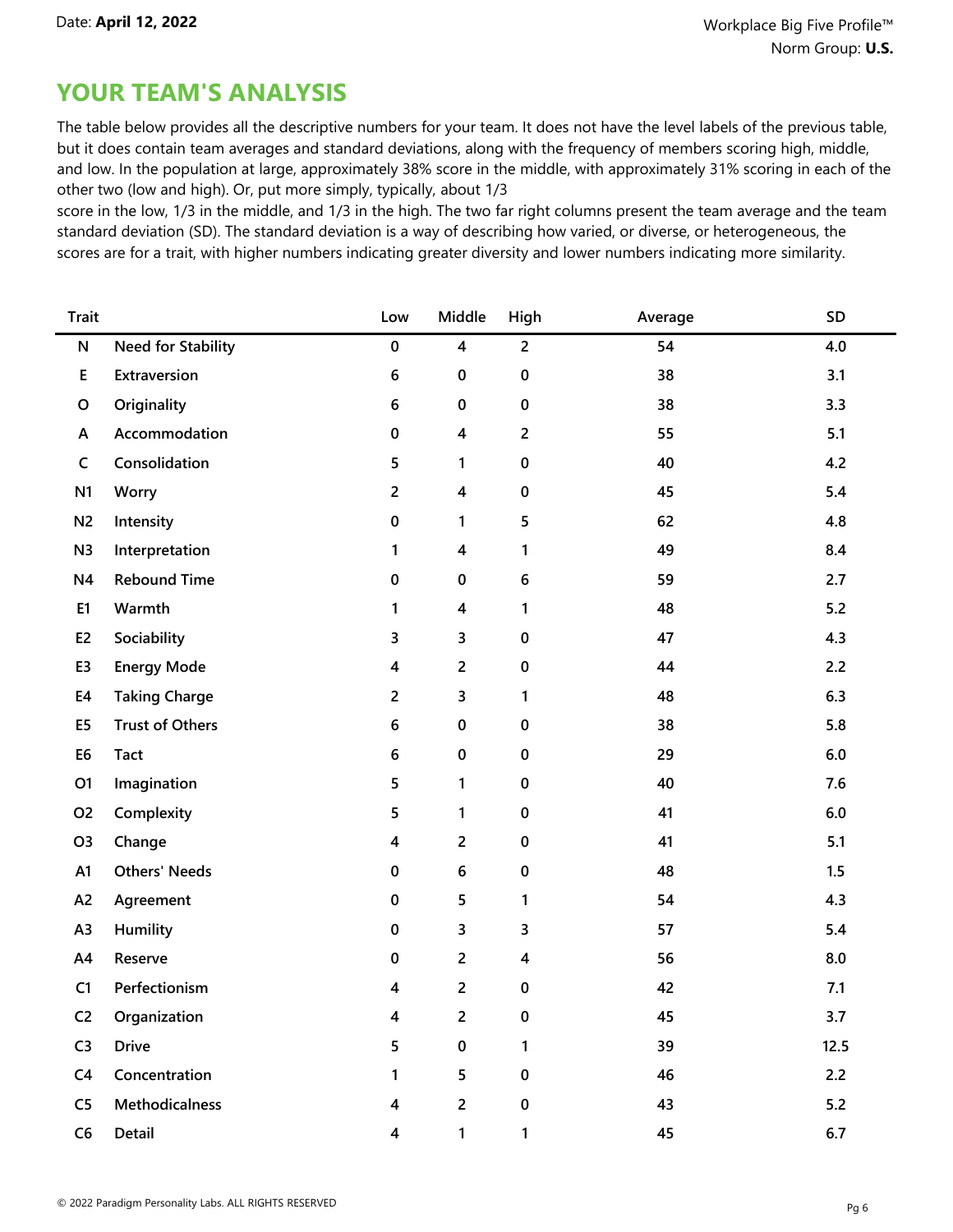Date: **April 12, 2022**

Workplace Big Five Profile™
Norm Group: **U.S.**

## YOUR TEAM'S ANALYSIS

The table below provides all the descriptive numbers for your team. It does not have the level labels of the previous table, but it does contain team averages and standard deviations, along with the frequency of members scoring high, middle, and low. In the population at large, approximately 38% score in the middle, with approximately 31% scoring in each of the other two (low and high). Or, put more simply, typically, about 1/3
score in the low, 1/3 in the middle, and 1/3 in the high. The two far right columns present the team average and the team standard deviation (SD). The standard deviation is a way of describing how varied, or diverse, or heterogeneous, the scores are for a trait, with higher numbers indicating greater diversity and lower numbers indicating more similarity.

| Trait | | Low | Middle | High | Average | SD |
|---|---|---|---|---|---|---|
| **N** | **Need for Stability** | **0** | **4** | **2** | **54** | **4.0** |
| **E** | **Extraversion** | **6** | **0** | **0** | **38** | **3.1** |
| **O** | **Originality** | **6** | **0** | **0** | **38** | **3.3** |
| **A** | **Accommodation** | **0** | **4** | **2** | **55** | **5.1** |
| **C** | **Consolidation** | **5** | **1** | **0** | **40** | **4.2** |
| **N1** | **Worry** | **2** | **4** | **0** | **45** | **5.4** |
| **N2** | **Intensity** | **0** | **1** | **5** | **62** | **4.8** |
| **N3** | **Interpretation** | **1** | **4** | **1** | **49** | **8.4** |
| **N4** | **Rebound Time** | **0** | **0** | **6** | **59** | **2.7** |
| **E1** | **Warmth** | **1** | **4** | **1** | **48** | **5.2** |
| **E2** | **Sociability** | **3** | **3** | **0** | **47** | **4.3** |
| **E3** | **Energy Mode** | **4** | **2** | **0** | **44** | **2.2** |
| **E4** | **Taking Charge** | **2** | **3** | **1** | **48** | **6.3** |
| **E5** | **Trust of Others** | **6** | **0** | **0** | **38** | **5.8** |
| **E6** | **Tact** | **6** | **0** | **0** | **29** | **6.0** |
| **O1** | **Imagination** | **5** | **1** | **0** | **40** | **7.6** |
| **O2** | **Complexity** | **5** | **1** | **0** | **41** | **6.0** |
| **O3** | **Change** | **4** | **2** | **0** | **41** | **5.1** |
| **A1** | **Others' Needs** | **0** | **6** | **0** | **48** | **1.5** |
| **A2** | **Agreement** | **0** | **5** | **1** | **54** | **4.3** |
| **A3** | **Humility** | **0** | **3** | **3** | **57** | **5.4** |
| **A4** | **Reserve** | **0** | **2** | **4** | **56** | **8.0** |
| **C1** | **Perfectionism** | **4** | **2** | **0** | **42** | **7.1** |
| **C2** | **Organization** | **4** | **2** | **0** | **45** | **3.7** |
| **C3** | **Drive** | **5** | **0** | **1** | **39** | **12.5** |
| **C4** | **Concentration** | **1** | **5** | **0** | **46** | **2.2** |
| **C5** | **Methodicalness** | **4** | **2** | **0** | **43** | **5.2** |
| **C6** | **Detail** | **4** | **1** | **1** | **45** | **6.7** |

© 2022 Paradigm Personality Labs. ALL RIGHTS RESERVED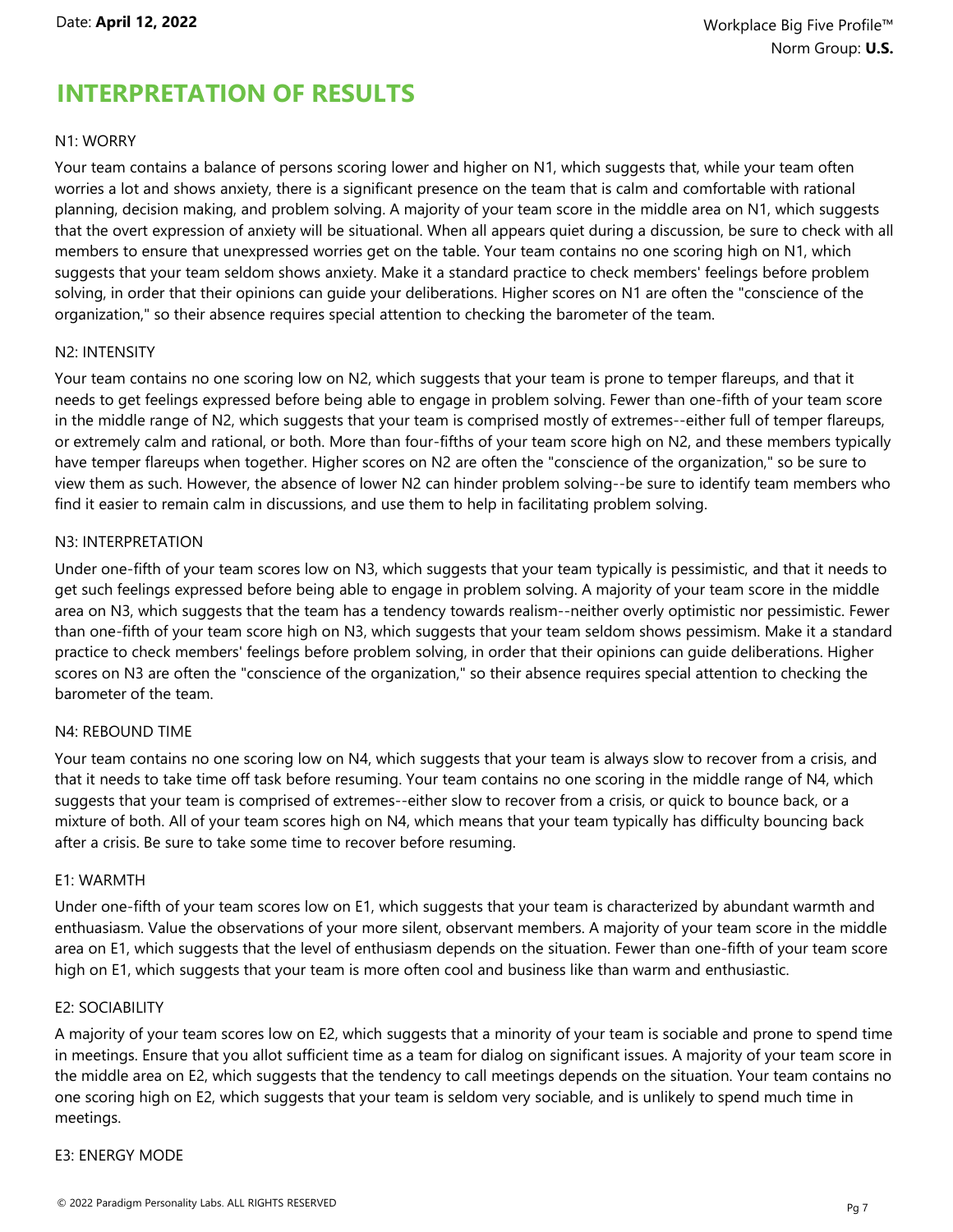# INTERPRETATION OF RESULTS

N1: WORRY

Your team contains a balance of persons scoring lower and higher on N1, which suggests that, while your team often worries a lot and shows anxiety, there is a significant presence on the team that is calm and comfortable with rational planning, decision making, and problem solving. A majority of your team score in the middle area on N1, which suggests that the overt expression of anxiety will be situational. When all appears quiet during a discussion, be sure to check with all members to ensure that unexpressed worries get on the table. Your team contains no one scoring high on N1, which suggests that your team seldom shows anxiety. Make it a standard practice to check members' feelings before problem solving, in order that their opinions can guide your deliberations. Higher scores on N1 are often the "conscience of the organization," so their absence requires special attention to checking the barometer of the team.

N2: INTENSITY

Your team contains no one scoring low on N2, which suggests that your team is prone to temper flareups, and that it needs to get feelings expressed before being able to engage in problem solving. Fewer than one-fifth of your team score in the middle range of N2, which suggests that your team is comprised mostly of extremes--either full of temper flareups, or extremely calm and rational, or both. More than four-fifths of your team score high on N2, and these members typically have temper flareups when together. Higher scores on N2 are often the "conscience of the organization," so be sure to view them as such. However, the absence of lower N2 can hinder problem solving--be sure to identify team members who find it easier to remain calm in discussions, and use them to help in facilitating problem solving.

N3: INTERPRETATION

Under one-fifth of your team scores low on N3, which suggests that your team typically is pessimistic, and that it needs to get such feelings expressed before being able to engage in problem solving. A majority of your team score in the middle area on N3, which suggests that the team has a tendency towards realism--neither overly optimistic nor pessimistic. Fewer than one-fifth of your team score high on N3, which suggests that your team seldom shows pessimism. Make it a standard practice to check members' feelings before problem solving, in order that their opinions can guide deliberations. Higher scores on N3 are often the "conscience of the organization," so their absence requires special attention to checking the barometer of the team.

N4: REBOUND TIME

Your team contains no one scoring low on N4, which suggests that your team is always slow to recover from a crisis, and that it needs to take time off task before resuming. Your team contains no one scoring in the middle range of N4, which suggests that your team is comprised of extremes--either slow to recover from a crisis, or quick to bounce back, or a mixture of both. All of your team scores high on N4, which means that your team typically has difficulty bouncing back after a crisis. Be sure to take some time to recover before resuming.

E1: WARMTH

Under one-fifth of your team scores low on E1, which suggests that your team is characterized by abundant warmth and enthuasiasm. Value the observations of your more silent, observant members. A majority of your team score in the middle area on E1, which suggests that the level of enthusiasm depends on the situation. Fewer than one-fifth of your team score high on E1, which suggests that your team is more often cool and business like than warm and enthusiastic.

E2: SOCIABILITY

A majority of your team scores low on E2, which suggests that a minority of your team is sociable and prone to spend time in meetings. Ensure that you allot sufficient time as a team for dialog on significant issues. A majority of your team score in the middle area on E2, which suggests that the tendency to call meetings depends on the situation. Your team contains no one scoring high on E2, which suggests that your team is seldom very sociable, and is unlikely to spend much time in meetings.

E3: ENERGY MODE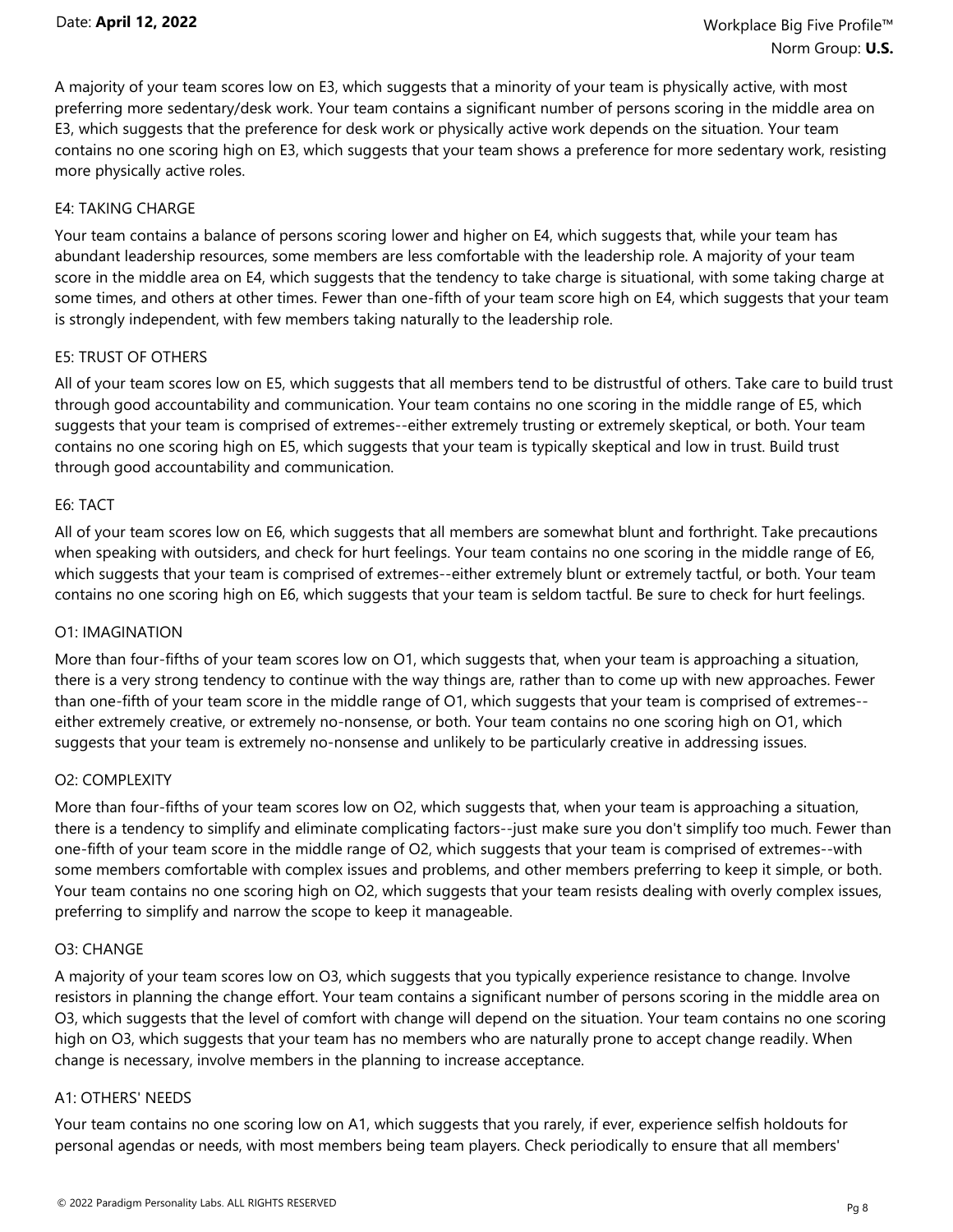A majority of your team scores low on E3, which suggests that a minority of your team is physically active, with most preferring more sedentary/desk work. Your team contains a significant number of persons scoring in the middle area on E3, which suggests that the preference for desk work or physically active work depends on the situation. Your team contains no one scoring high on E3, which suggests that your team shows a preference for more sedentary work, resisting more physically active roles.

### E4: TAKING CHARGE

Your team contains a balance of persons scoring lower and higher on E4, which suggests that, while your team has abundant leadership resources, some members are less comfortable with the leadership role. A majority of your team score in the middle area on E4, which suggests that the tendency to take charge is situational, with some taking charge at some times, and others at other times. Fewer than one-fifth of your team score high on E4, which suggests that your team is strongly independent, with few members taking naturally to the leadership role.

### E5: TRUST OF OTHERS

All of your team scores low on E5, which suggests that all members tend to be distrustful of others. Take care to build trust through good accountability and communication. Your team contains no one scoring in the middle range of E5, which suggests that your team is comprised of extremes--either extremely trusting or extremely skeptical, or both. Your team contains no one scoring high on E5, which suggests that your team is typically skeptical and low in trust. Build trust through good accountability and communication.

### E6: TACT

All of your team scores low on E6, which suggests that all members are somewhat blunt and forthright. Take precautions when speaking with outsiders, and check for hurt feelings. Your team contains no one scoring in the middle range of E6, which suggests that your team is comprised of extremes--either extremely blunt or extremely tactful, or both. Your team contains no one scoring high on E6, which suggests that your team is seldom tactful. Be sure to check for hurt feelings.

### O1: IMAGINATION

More than four-fifths of your team scores low on O1, which suggests that, when your team is approaching a situation, there is a very strong tendency to continue with the way things are, rather than to come up with new approaches. Fewer than one-fifth of your team score in the middle range of O1, which suggests that your team is comprised of extremes--either extremely creative, or extremely no-nonsense, or both. Your team contains no one scoring high on O1, which suggests that your team is extremely no-nonsense and unlikely to be particularly creative in addressing issues.

### O2: COMPLEXITY

More than four-fifths of your team scores low on O2, which suggests that, when your team is approaching a situation, there is a tendency to simplify and eliminate complicating factors--just make sure you don't simplify too much. Fewer than one-fifth of your team score in the middle range of O2, which suggests that your team is comprised of extremes--with some members comfortable with complex issues and problems, and other members preferring to keep it simple, or both. Your team contains no one scoring high on O2, which suggests that your team resists dealing with overly complex issues, preferring to simplify and narrow the scope to keep it manageable.

### O3: CHANGE

A majority of your team scores low on O3, which suggests that you typically experience resistance to change. Involve resistors in planning the change effort. Your team contains a significant number of persons scoring in the middle area on O3, which suggests that the level of comfort with change will depend on the situation. Your team contains no one scoring high on O3, which suggests that your team has no members who are naturally prone to accept change readily. When change is necessary, involve members in the planning to increase acceptance.

### A1: OTHERS' NEEDS

Your team contains no one scoring low on A1, which suggests that you rarely, if ever, experience selfish holdouts for personal agendas or needs, with most members being team players. Check periodically to ensure that all members'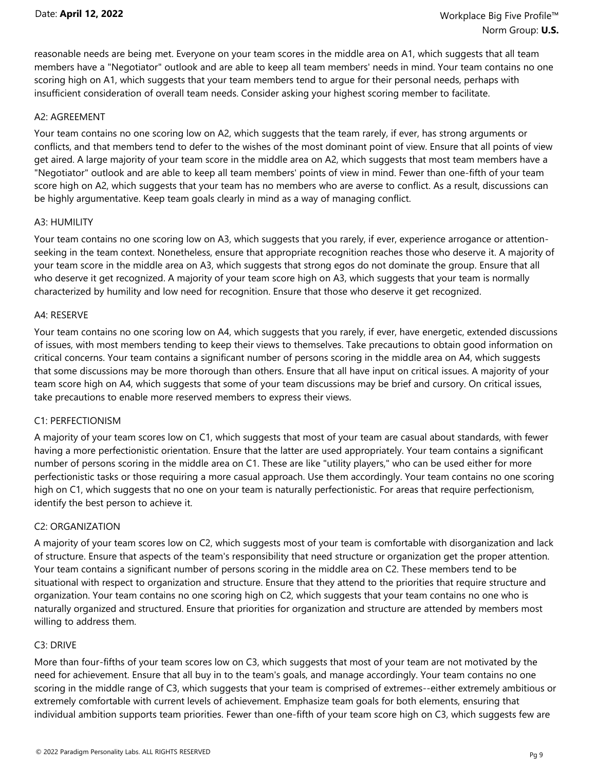reasonable needs are being met. Everyone on your team scores in the middle area on A1, which suggests that all team members have a "Negotiator" outlook and are able to keep all team members' needs in mind. Your team contains no one scoring high on A1, which suggests that your team members tend to argue for their personal needs, perhaps with insufficient consideration of overall team needs. Consider asking your highest scoring member to facilitate.

### A2: AGREEMENT

Your team contains no one scoring low on A2, which suggests that the team rarely, if ever, has strong arguments or conflicts, and that members tend to defer to the wishes of the most dominant point of view. Ensure that all points of view get aired. A large majority of your team score in the middle area on A2, which suggests that most team members have a "Negotiator" outlook and are able to keep all team members' points of view in mind. Fewer than one-fifth of your team score high on A2, which suggests that your team has no members who are averse to conflict. As a result, discussions can be highly argumentative. Keep team goals clearly in mind as a way of managing conflict.

### A3: HUMILITY

Your team contains no one scoring low on A3, which suggests that you rarely, if ever, experience arrogance or attention-seeking in the team context. Nonetheless, ensure that appropriate recognition reaches those who deserve it. A majority of your team score in the middle area on A3, which suggests that strong egos do not dominate the group. Ensure that all who deserve it get recognized. A majority of your team score high on A3, which suggests that your team is normally characterized by humility and low need for recognition. Ensure that those who deserve it get recognized.

### A4: RESERVE

Your team contains no one scoring low on A4, which suggests that you rarely, if ever, have energetic, extended discussions of issues, with most members tending to keep their views to themselves. Take precautions to obtain good information on critical concerns. Your team contains a significant number of persons scoring in the middle area on A4, which suggests that some discussions may be more thorough than others. Ensure that all have input on critical issues. A majority of your team score high on A4, which suggests that some of your team discussions may be brief and cursory. On critical issues, take precautions to enable more reserved members to express their views.

### C1: PERFECTIONISM

A majority of your team scores low on C1, which suggests that most of your team are casual about standards, with fewer having a more perfectionistic orientation. Ensure that the latter are used appropriately. Your team contains a significant number of persons scoring in the middle area on C1. These are like "utility players," who can be used either for more perfectionistic tasks or those requiring a more casual approach. Use them accordingly. Your team contains no one scoring high on C1, which suggests that no one on your team is naturally perfectionistic. For areas that require perfectionism, identify the best person to achieve it.

### C2: ORGANIZATION

A majority of your team scores low on C2, which suggests most of your team is comfortable with disorganization and lack of structure. Ensure that aspects of the team's responsibility that need structure or organization get the proper attention. Your team contains a significant number of persons scoring in the middle area on C2. These members tend to be situational with respect to organization and structure. Ensure that they attend to the priorities that require structure and organization. Your team contains no one scoring high on C2, which suggests that your team contains no one who is naturally organized and structured. Ensure that priorities for organization and structure are attended by members most willing to address them.

### C3: DRIVE

More than four-fifths of your team scores low on C3, which suggests that most of your team are not motivated by the need for achievement. Ensure that all buy in to the team's goals, and manage accordingly. Your team contains no one scoring in the middle range of C3, which suggests that your team is comprised of extremes--either extremely ambitious or extremely comfortable with current levels of achievement. Emphasize team goals for both elements, ensuring that individual ambition supports team priorities. Fewer than one-fifth of your team score high on C3, which suggests few are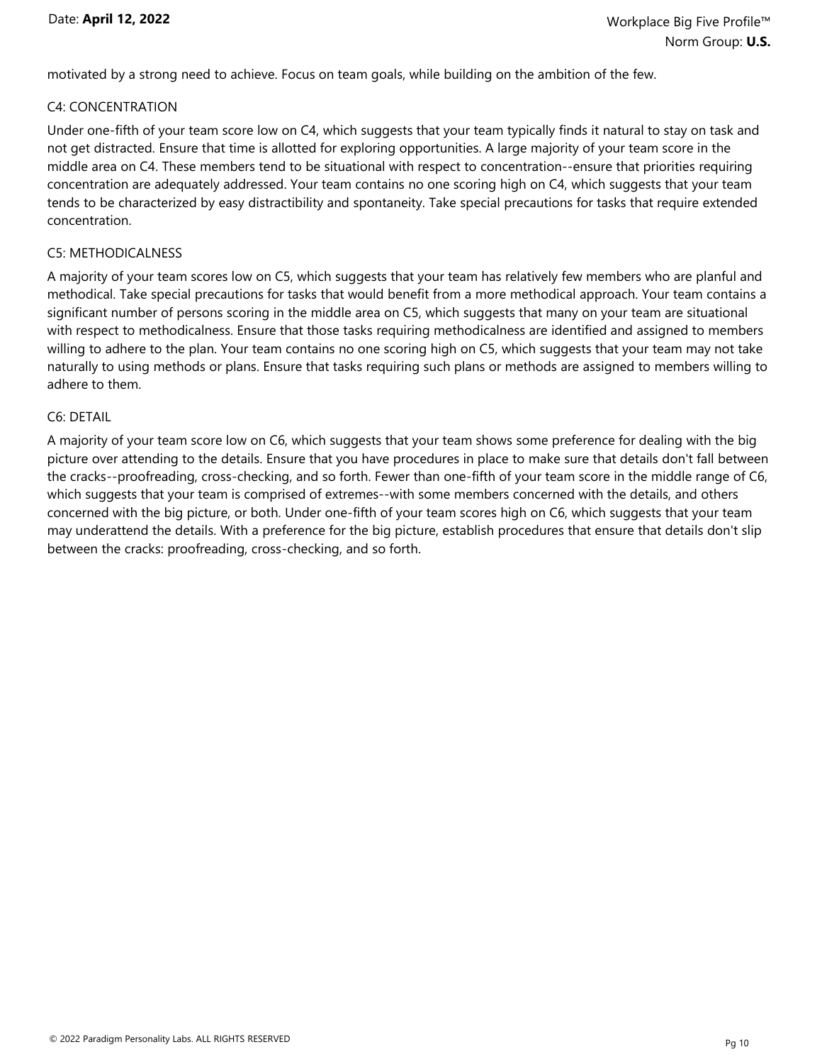motivated by a strong need to achieve. Focus on team goals, while building on the ambition of the few.

### C4: CONCENTRATION

Under one-fifth of your team score low on C4, which suggests that your team typically finds it natural to stay on task and not get distracted. Ensure that time is allotted for exploring opportunities. A large majority of your team score in the middle area on C4. These members tend to be situational with respect to concentration--ensure that priorities requiring concentration are adequately addressed. Your team contains no one scoring high on C4, which suggests that your team tends to be characterized by easy distractibility and spontaneity. Take special precautions for tasks that require extended concentration.

### C5: METHODICALNESS

A majority of your team scores low on C5, which suggests that your team has relatively few members who are planful and methodical. Take special precautions for tasks that would benefit from a more methodical approach. Your team contains a significant number of persons scoring in the middle area on C5, which suggests that many on your team are situational with respect to methodicalness. Ensure that those tasks requiring methodicalness are identified and assigned to members willing to adhere to the plan. Your team contains no one scoring high on C5, which suggests that your team may not take naturally to using methods or plans. Ensure that tasks requiring such plans or methods are assigned to members willing to adhere to them.

### C6: DETAIL

A majority of your team score low on C6, which suggests that your team shows some preference for dealing with the big picture over attending to the details. Ensure that you have procedures in place to make sure that details don't fall between the cracks--proofreading, cross-checking, and so forth. Fewer than one-fifth of your team score in the middle range of C6, which suggests that your team is comprised of extremes--with some members concerned with the details, and others concerned with the big picture, or both. Under one-fifth of your team scores high on C6, which suggests that your team may underattend the details. With a preference for the big picture, establish procedures that ensure that details don't slip between the cracks: proofreading, cross-checking, and so forth.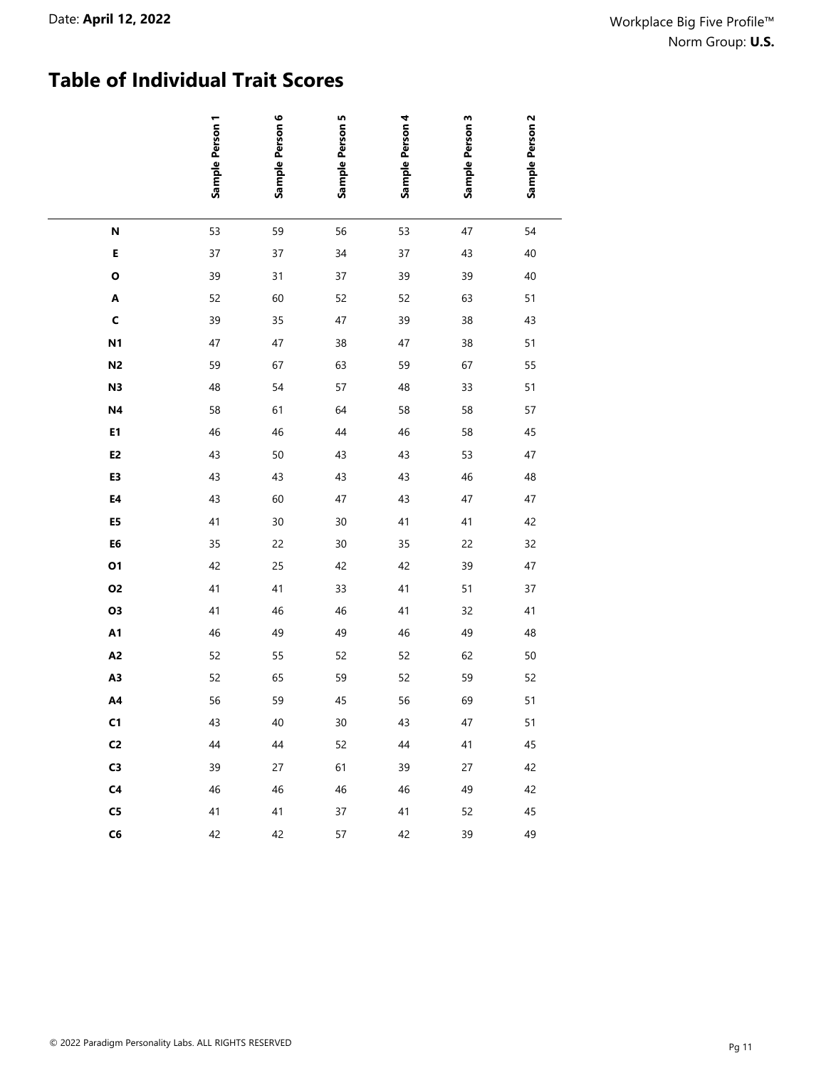Date: **April 12, 2022**

Workplace Big Five Profile™
Norm Group: **U.S.**

## Table of Individual Trait Scores

| | Sample Person 1 | Sample Person 6 | Sample Person 5 | Sample Person 4 | Sample Person 3 | Sample Person 2 |
|---|---|---|---|---|---|---|
| **N** | 53 | 59 | 56 | 53 | 47 | 54 |
| **E** | 37 | 37 | 34 | 37 | 43 | 40 |
| **O** | 39 | 31 | 37 | 39 | 39 | 40 |
| **A** | 52 | 60 | 52 | 52 | 63 | 51 |
| **C** | 39 | 35 | 47 | 39 | 38 | 43 |
| **N1** | 47 | 47 | 38 | 47 | 38 | 51 |
| **N2** | 59 | 67 | 63 | 59 | 67 | 55 |
| **N3** | 48 | 54 | 57 | 48 | 33 | 51 |
| **N4** | 58 | 61 | 64 | 58 | 58 | 57 |
| **E1** | 46 | 46 | 44 | 46 | 58 | 45 |
| **E2** | 43 | 50 | 43 | 43 | 53 | 47 |
| **E3** | 43 | 43 | 43 | 43 | 46 | 48 |
| **E4** | 43 | 60 | 47 | 43 | 47 | 47 |
| **E5** | 41 | 30 | 30 | 41 | 41 | 42 |
| **E6** | 35 | 22 | 30 | 35 | 22 | 32 |
| **O1** | 42 | 25 | 42 | 42 | 39 | 47 |
| **O2** | 41 | 41 | 33 | 41 | 51 | 37 |
| **O3** | 41 | 46 | 46 | 41 | 32 | 41 |
| **A1** | 46 | 49 | 49 | 46 | 49 | 48 |
| **A2** | 52 | 55 | 52 | 52 | 62 | 50 |
| **A3** | 52 | 65 | 59 | 52 | 59 | 52 |
| **A4** | 56 | 59 | 45 | 56 | 69 | 51 |
| **C1** | 43 | 40 | 30 | 43 | 47 | 51 |
| **C2** | 44 | 44 | 52 | 44 | 41 | 45 |
| **C3** | 39 | 27 | 61 | 39 | 27 | 42 |
| **C4** | 46 | 46 | 46 | 46 | 49 | 42 |
| **C5** | 41 | 41 | 37 | 41 | 52 | 45 |
| **C6** | 42 | 42 | 57 | 42 | 39 | 49 |

© 2022 Paradigm Personality Labs. ALL RIGHTS RESERVED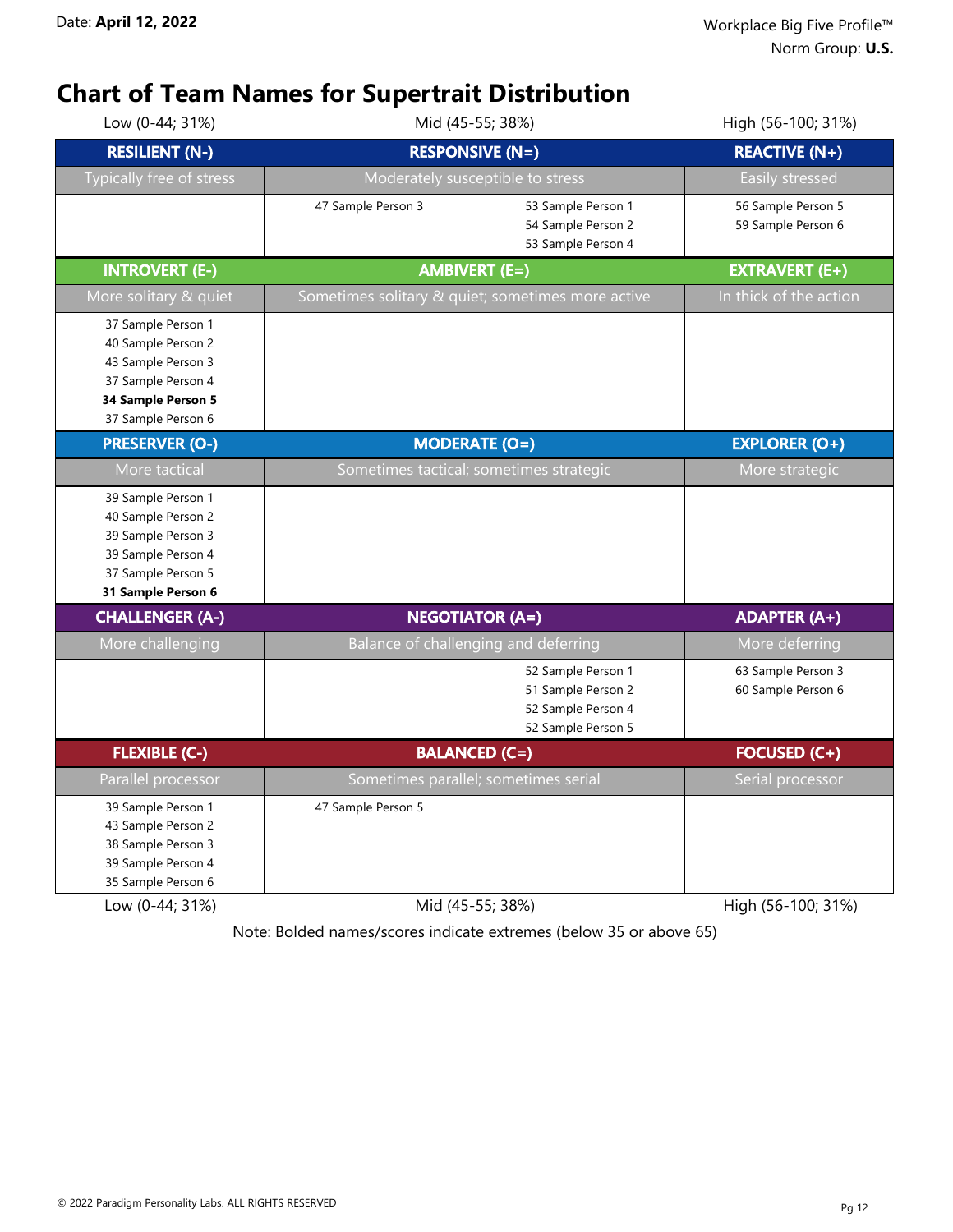Date: **April 12, 2022**

Workplace Big Five Profile™
Norm Group: **U.S.**

## Chart of Team Names for Supertrait Distribution

| Low (0-44; 31%) | Mid (45-55; 38%) | High (56-100; 31%) |
|---|---|---|
| **RESILIENT (N-)** | **RESPONSIVE (N=)** | **REACTIVE (N+)** |
| Typically free of stress | Moderately susceptible to stress | Easily stressed |
| | 47 Sample Person 3<br>53 Sample Person 1<br>54 Sample Person 2<br>53 Sample Person 4 | 56 Sample Person 5<br>59 Sample Person 6 |
| **INTROVERT (E-)** | **AMBIVERT (E=)** | **EXTRAVERT (E+)** |
| More solitary & quiet | Sometimes solitary & quiet; sometimes more active | In thick of the action |
| 37 Sample Person 1<br>40 Sample Person 2<br>43 Sample Person 3<br>37 Sample Person 4<br>**34 Sample Person 5**<br>37 Sample Person 6 | | |
| **PRESERVER (O-)** | **MODERATE (O=)** | **EXPLORER (O+)** |
| More tactical | Sometimes tactical; sometimes strategic | More strategic |
| 39 Sample Person 1<br>40 Sample Person 2<br>39 Sample Person 3<br>39 Sample Person 4<br>37 Sample Person 5<br>**31 Sample Person 6** | | |
| **CHALLENGER (A-)** | **NEGOTIATOR (A=)** | **ADAPTER (A+)** |
| More challenging | Balance of challenging and deferring | More deferring |
| | 52 Sample Person 1<br>51 Sample Person 2<br>52 Sample Person 4<br>52 Sample Person 5 | 63 Sample Person 3<br>60 Sample Person 6 |
| **FLEXIBLE (C-)** | **BALANCED (C=)** | **FOCUSED (C+)** |
| Parallel processor | Sometimes parallel; sometimes serial | Serial processor |
| 39 Sample Person 1<br>43 Sample Person 2<br>38 Sample Person 3<br>39 Sample Person 4<br>35 Sample Person 6 | 47 Sample Person 5 | |
| Low (0-44; 31%) | Mid (45-55; 38%) | High (56-100; 31%) |

Note: Bolded names/scores indicate extremes (below 35 or above 65)

© 2022 Paradigm Personality Labs. ALL RIGHTS RESERVED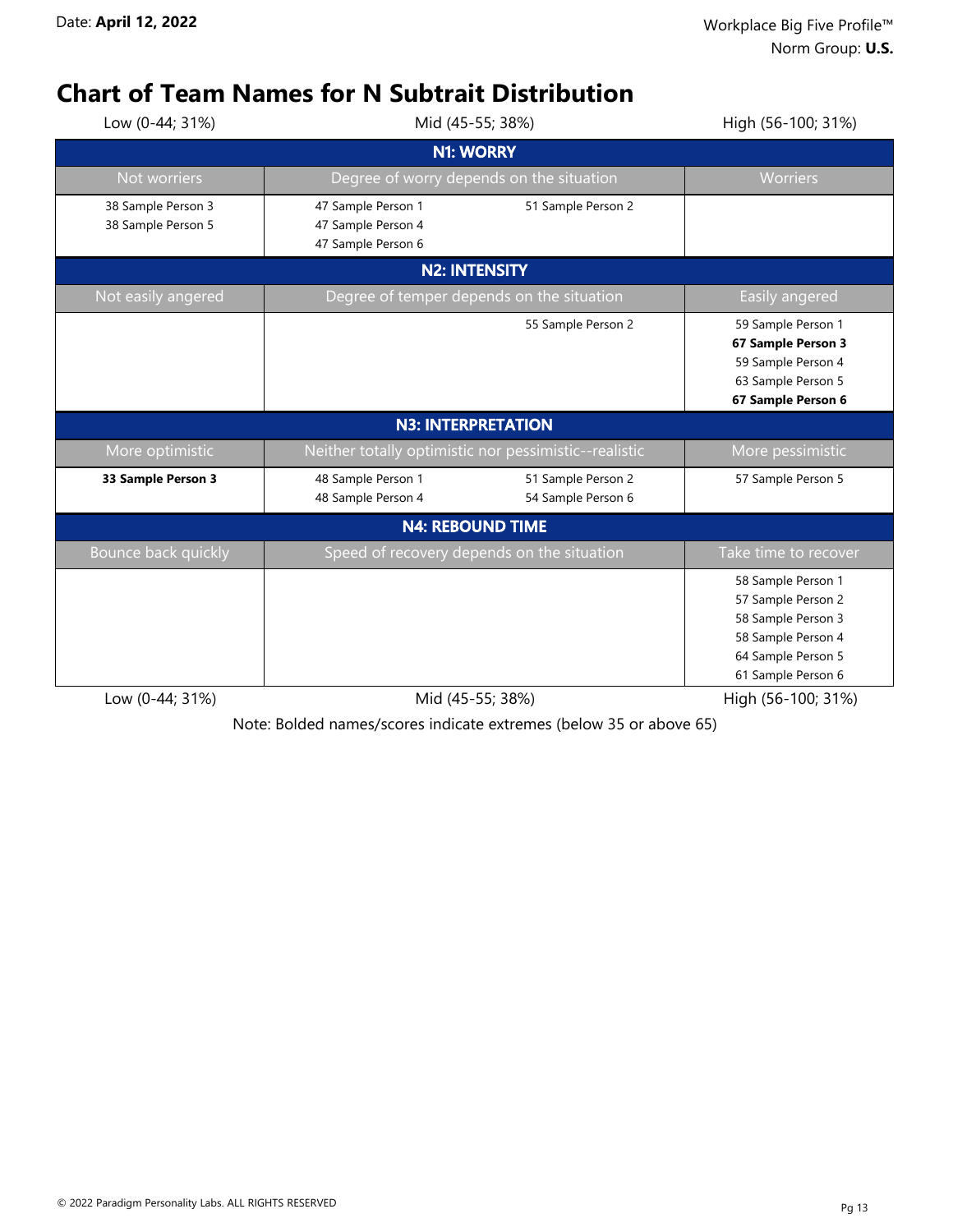Date: **April 12, 2022**

Workplace Big Five Profile™
Norm Group: **U.S.**

# Chart of Team Names for N Subtrait Distribution

| Low (0-44; 31%) | Mid (45-55; 38%) | | High (56-100; 31%) |
|---|---|---|---|
| **N1: WORRY** | | | |
| Not worriers | Degree of worry depends on the situation | | Worriers |
| 38 Sample Person 3<br>38 Sample Person 5 | 47 Sample Person 1<br>47 Sample Person 4<br>47 Sample Person 6 | 51 Sample Person 2 | |
| **N2: INTENSITY** | | | |
| Not easily angered | Degree of temper depends on the situation | | Easily angered |
| | | 55 Sample Person 2 | 59 Sample Person 1<br>**67 Sample Person 3**<br>59 Sample Person 4<br>63 Sample Person 5<br>**67 Sample Person 6** |
| **N3: INTERPRETATION** | | | |
| More optimistic | Neither totally optimistic nor pessimistic--realistic | | More pessimistic |
| **33 Sample Person 3** | 48 Sample Person 1<br>48 Sample Person 4 | 51 Sample Person 2<br>54 Sample Person 6 | 57 Sample Person 5 |
| **N4: REBOUND TIME** | | | |
| Bounce back quickly | Speed of recovery depends on the situation | | Take time to recover |
| | | | 58 Sample Person 1<br>57 Sample Person 2<br>58 Sample Person 3<br>58 Sample Person 4<br>64 Sample Person 5<br>61 Sample Person 6 |
| Low (0-44; 31%) | Mid (45-55; 38%) | | High (56-100; 31%) |

Note: Bolded names/scores indicate extremes (below 35 or above 65)

© 2022 Paradigm Personality Labs. ALL RIGHTS RESERVED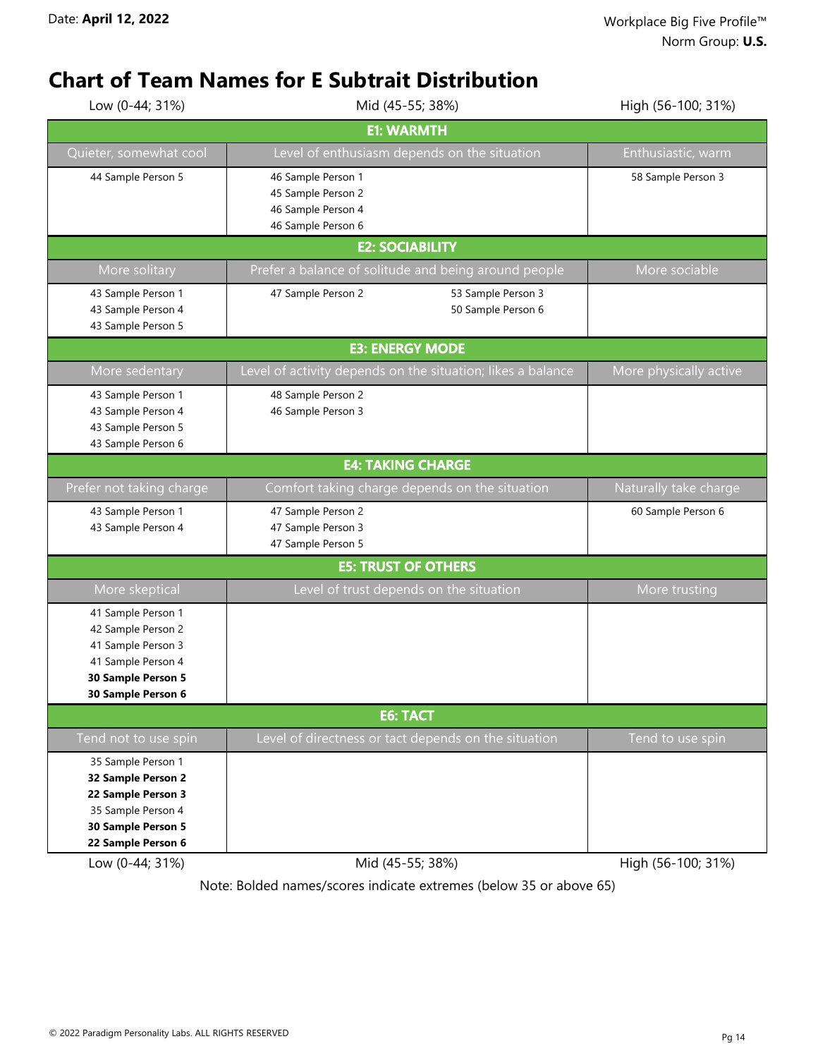Date: **April 12, 2022**

Workplace Big Five Profile™
Norm Group: **U.S.**

# Chart of Team Names for E Subtrait Distribution

| Low (0-44; 31%) | Mid (45-55; 38%) | High (56-100; 31%) |
|---|---|---|
| **E1: WARMTH** | | |
| Quieter, somewhat cool | Level of enthusiasm depends on the situation | Enthusiastic, warm |
| 44 Sample Person 5 | 46 Sample Person 1<br>45 Sample Person 2<br>46 Sample Person 4<br>46 Sample Person 6 | 58 Sample Person 3 |
| **E2: SOCIABILITY** | | |
| More solitary | Prefer a balance of solitude and being around people | More sociable |
| 43 Sample Person 1<br>43 Sample Person 4<br>43 Sample Person 5 | 47 Sample Person 2<br>53 Sample Person 3<br>50 Sample Person 6 | |
| **E3: ENERGY MODE** | | |
| More sedentary | Level of activity depends on the situation; likes a balance | More physically active |
| 43 Sample Person 1<br>43 Sample Person 4<br>43 Sample Person 5<br>43 Sample Person 6 | 48 Sample Person 2<br>46 Sample Person 3 | |
| **E4: TAKING CHARGE** | | |
| Prefer not taking charge | Comfort taking charge depends on the situation | Naturally take charge |
| 43 Sample Person 1<br>43 Sample Person 4 | 47 Sample Person 2<br>47 Sample Person 3<br>47 Sample Person 5 | 60 Sample Person 6 |
| **E5: TRUST OF OTHERS** | | |
| More skeptical | Level of trust depends on the situation | More trusting |
| 41 Sample Person 1<br>42 Sample Person 2<br>41 Sample Person 3<br>41 Sample Person 4<br>**30 Sample Person 5**<br>**30 Sample Person 6** | | |
| **E6: TACT** | | |
| Tend not to use spin | Level of directness or tact depends on the situation | Tend to use spin |
| 35 Sample Person 1<br>**32 Sample Person 2**<br>**22 Sample Person 3**<br>35 Sample Person 4<br>**30 Sample Person 5**<br>**22 Sample Person 6** | | |
| Low (0-44; 31%) | Mid (45-55; 38%) | High (56-100; 31%) |

Note: Bolded names/scores indicate extremes (below 35 or above 65)

© 2022 Paradigm Personality Labs. ALL RIGHTS RESERVED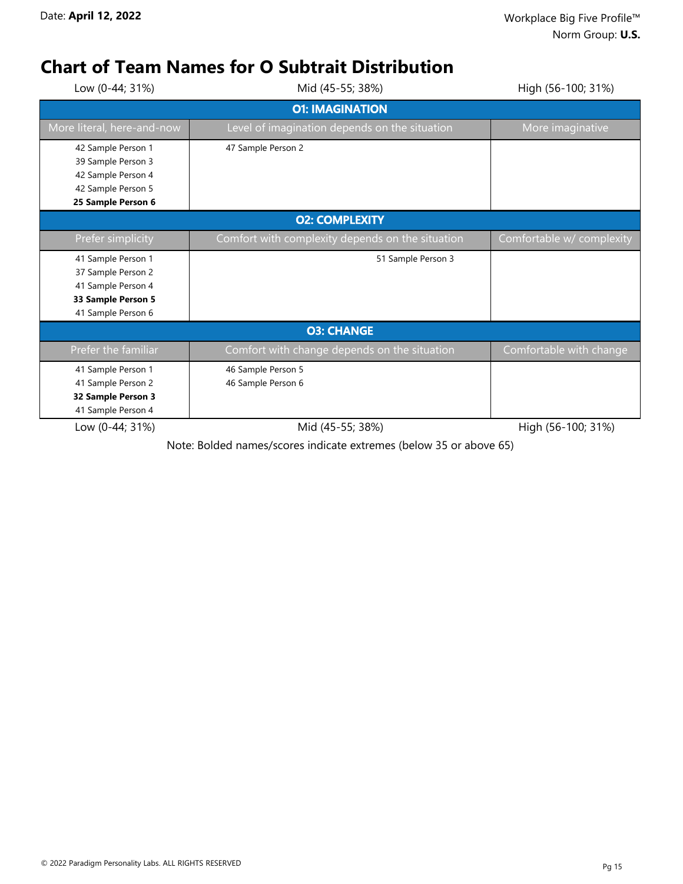## Chart of Team Names for O Subtrait Distribution

| Low (0-44; 31%) | Mid (45-55; 38%) | High (56-100; 31%) |
|---|---|---|
| **O1: IMAGINATION** | | |
| More literal, here-and-now | Level of imagination depends on the situation | More imaginative |
| 42 Sample Person 1<br>39 Sample Person 3<br>42 Sample Person 4<br>42 Sample Person 5<br>**25 Sample Person 6** | 47 Sample Person 2 | |
| **O2: COMPLEXITY** | | |
| Prefer simplicity | Comfort with complexity depends on the situation | Comfortable w/ complexity |
| 41 Sample Person 1<br>37 Sample Person 2<br>41 Sample Person 4<br>**33 Sample Person 5**<br>41 Sample Person 6 | 51 Sample Person 3 | |
| **O3: CHANGE** | | |
| Prefer the familiar | Comfort with change depends on the situation | Comfortable with change |
| 41 Sample Person 1<br>41 Sample Person 2<br>**32 Sample Person 3**<br>41 Sample Person 4 | 46 Sample Person 5<br>46 Sample Person 6 | |
| Low (0-44; 31%) | Mid (45-55; 38%) | High (56-100; 31%) |

Note: Bolded names/scores indicate extremes (below 35 or above 65)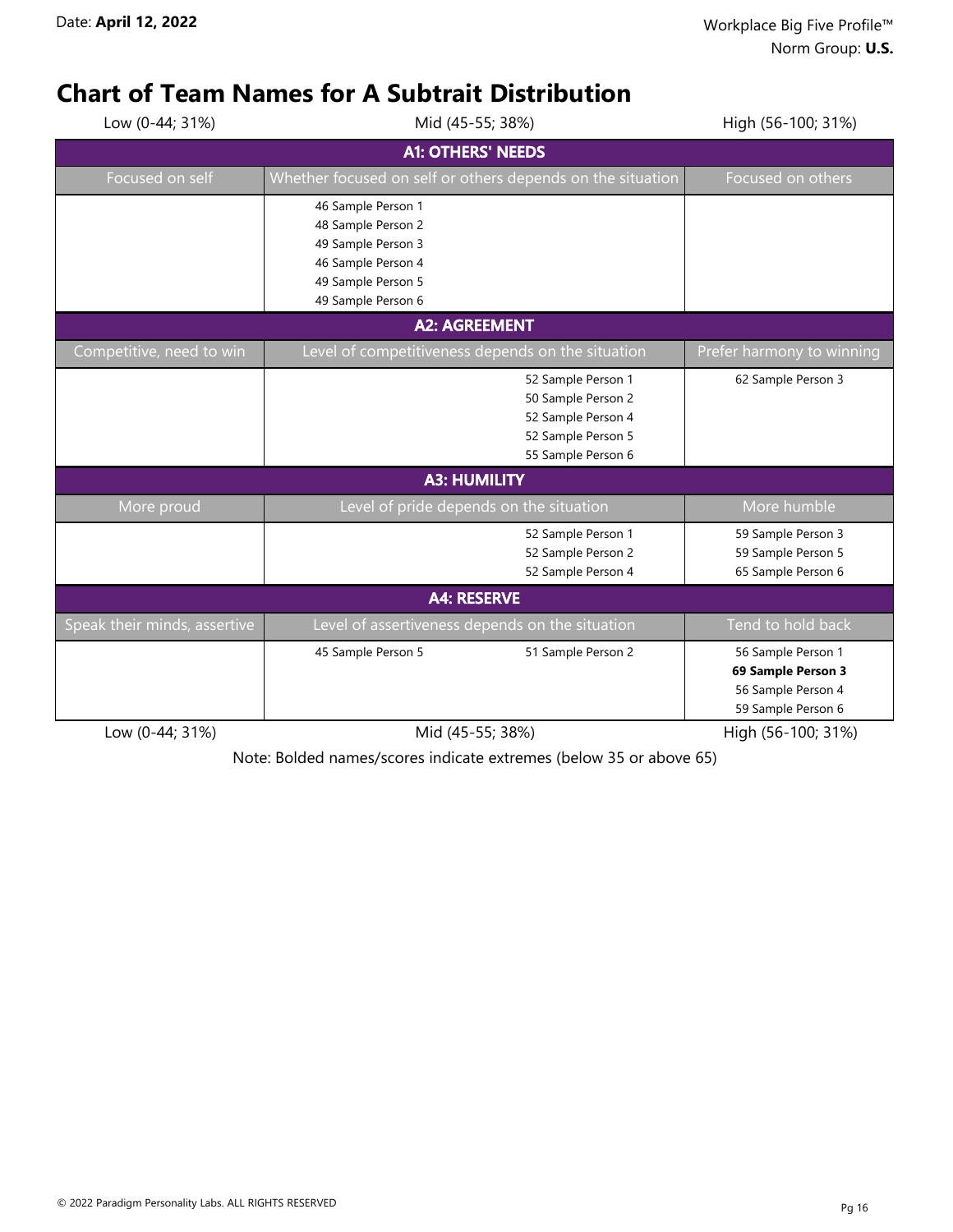Date: **April 12, 2022**

Workplace Big Five Profile™
Norm Group: **U.S.**

# Chart of Team Names for A Subtrait Distribution

| Low (0-44; 31%) | Mid (45-55; 38%) | | High (56-100; 31%) |
|---|---|---|---|
| **A1: OTHERS' NEEDS** | | | |
| Focused on self | Whether focused on self or others depends on the situation | | Focused on others |
| | 46 Sample Person 1<br>48 Sample Person 2<br>49 Sample Person 3<br>46 Sample Person 4<br>49 Sample Person 5<br>49 Sample Person 6 | | |
| **A2: AGREEMENT** | | | |
| Competitive, need to win | Level of competitiveness depends on the situation | | Prefer harmony to winning |
| | | 52 Sample Person 1<br>50 Sample Person 2<br>52 Sample Person 4<br>52 Sample Person 5<br>55 Sample Person 6 | 62 Sample Person 3 |
| **A3: HUMILITY** | | | |
| More proud | Level of pride depends on the situation | | More humble |
| | | 52 Sample Person 1<br>52 Sample Person 2<br>52 Sample Person 4 | 59 Sample Person 3<br>59 Sample Person 5<br>65 Sample Person 6 |
| **A4: RESERVE** | | | |
| Speak their minds, assertive | Level of assertiveness depends on the situation | | Tend to hold back |
| | 45 Sample Person 5 | 51 Sample Person 2 | 56 Sample Person 1<br>**69 Sample Person 3**<br>56 Sample Person 4<br>59 Sample Person 6 |
| Low (0-44; 31%) | Mid (45-55; 38%) | | High (56-100; 31%) |

Note: Bolded names/scores indicate extremes (below 35 or above 65)

© 2022 Paradigm Personality Labs. ALL RIGHTS RESERVED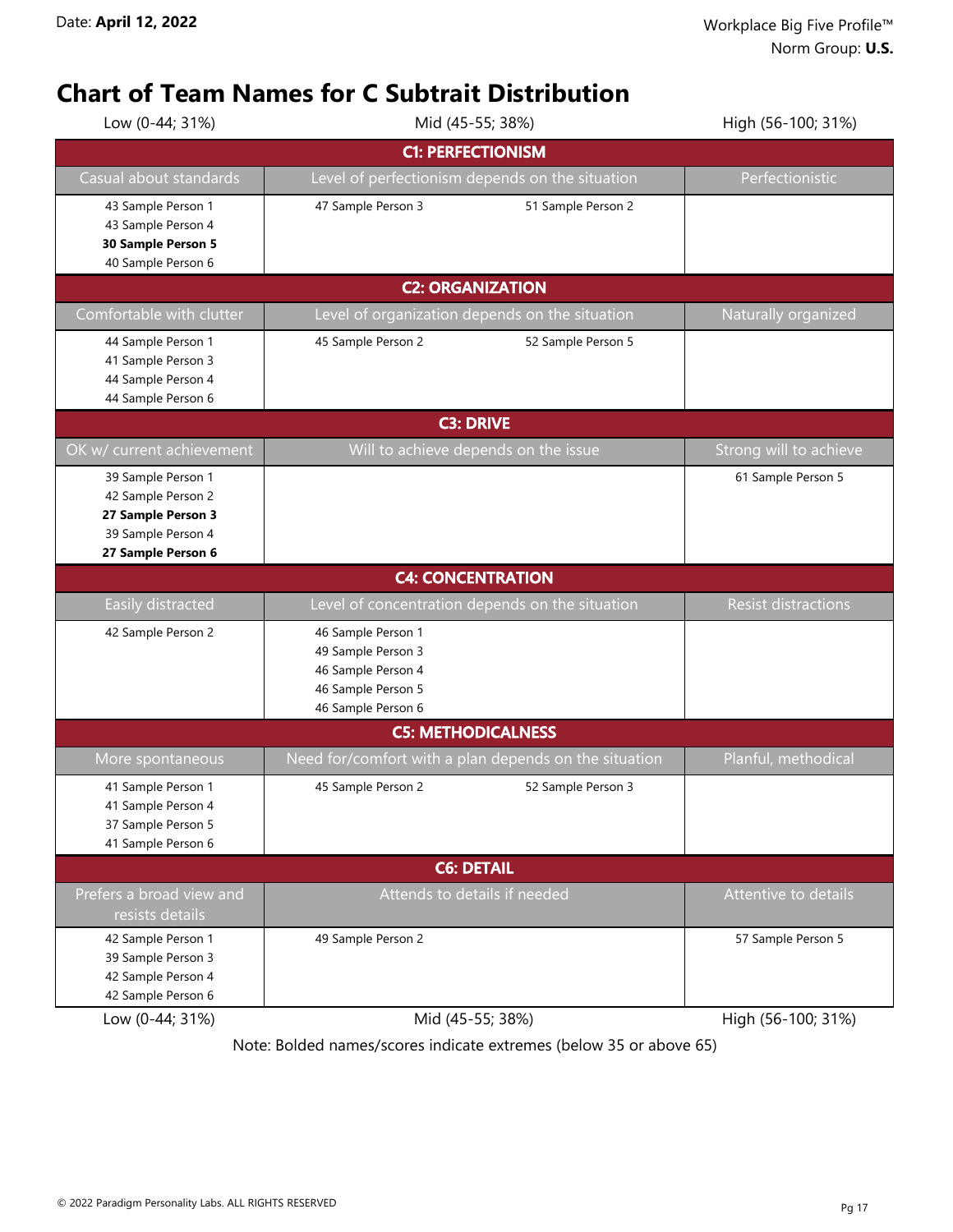Date: **April 12, 2022**

Workplace Big Five Profile™
Norm Group: **U.S.**

# Chart of Team Names for C Subtrait Distribution

| Low (0-44; 31%) | Mid (45-55; 38%) | | High (56-100; 31%) |
|---|---|---|---|
| **C1: PERFECTIONISM** | | | |
| Casual about standards | Level of perfectionism depends on the situation | | Perfectionistic |
| 43 Sample Person 1<br>43 Sample Person 4<br>**30 Sample Person 5**<br>40 Sample Person 6 | 47 Sample Person 3 | 51 Sample Person 2 | |
| **C2: ORGANIZATION** | | | |
| Comfortable with clutter | Level of organization depends on the situation | | Naturally organized |
| 44 Sample Person 1<br>41 Sample Person 3<br>44 Sample Person 4<br>44 Sample Person 6 | 45 Sample Person 2 | 52 Sample Person 5 | |
| **C3: DRIVE** | | | |
| OK w/ current achievement | Will to achieve depends on the issue | | Strong will to achieve |
| 39 Sample Person 1<br>42 Sample Person 2<br>**27 Sample Person 3**<br>39 Sample Person 4<br>**27 Sample Person 6** | | | 61 Sample Person 5 |
| **C4: CONCENTRATION** | | | |
| Easily distracted | Level of concentration depends on the situation | | Resist distractions |
| 42 Sample Person 2 | 46 Sample Person 1<br>49 Sample Person 3<br>46 Sample Person 4<br>46 Sample Person 5<br>46 Sample Person 6 | | |
| **C5: METHODICALNESS** | | | |
| More spontaneous | Need for/comfort with a plan depends on the situation | | Planful, methodical |
| 41 Sample Person 1<br>41 Sample Person 4<br>37 Sample Person 5<br>41 Sample Person 6 | 45 Sample Person 2 | 52 Sample Person 3 | |
| **C6: DETAIL** | | | |
| Prefers a broad view and resists details | Attends to details if needed | | Attentive to details |
| 42 Sample Person 1<br>39 Sample Person 3<br>42 Sample Person 4<br>42 Sample Person 6 | 49 Sample Person 2 | | 57 Sample Person 5 |
| Low (0-44; 31%) | Mid (45-55; 38%) | | High (56-100; 31%) |

Note: Bolded names/scores indicate extremes (below 35 or above 65)

© 2022 Paradigm Personality Labs. ALL RIGHTS RESERVED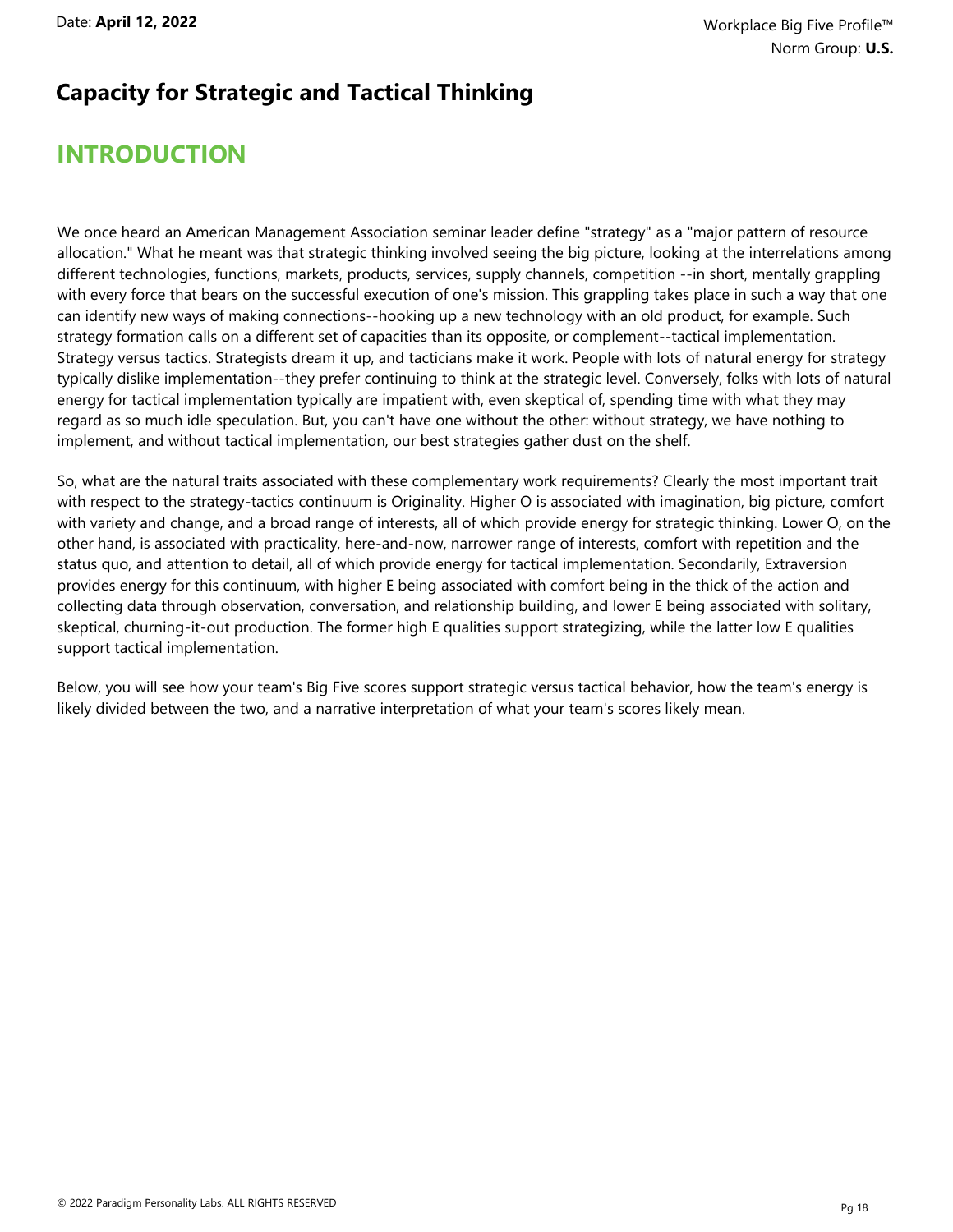# Capacity for Strategic and Tactical Thinking

## INTRODUCTION

We once heard an American Management Association seminar leader define "strategy" as a "major pattern of resource allocation." What he meant was that strategic thinking involved seeing the big picture, looking at the interrelations among different technologies, functions, markets, products, services, supply channels, competition --in short, mentally grappling with every force that bears on the successful execution of one's mission. This grappling takes place in such a way that one can identify new ways of making connections--hooking up a new technology with an old product, for example. Such strategy formation calls on a different set of capacities than its opposite, or complement--tactical implementation. Strategy versus tactics. Strategists dream it up, and tacticians make it work. People with lots of natural energy for strategy typically dislike implementation--they prefer continuing to think at the strategic level. Conversely, folks with lots of natural energy for tactical implementation typically are impatient with, even skeptical of, spending time with what they may regard as so much idle speculation. But, you can't have one without the other: without strategy, we have nothing to implement, and without tactical implementation, our best strategies gather dust on the shelf.

So, what are the natural traits associated with these complementary work requirements? Clearly the most important trait with respect to the strategy-tactics continuum is Originality. Higher O is associated with imagination, big picture, comfort with variety and change, and a broad range of interests, all of which provide energy for strategic thinking. Lower O, on the other hand, is associated with practicality, here-and-now, narrower range of interests, comfort with repetition and the status quo, and attention to detail, all of which provide energy for tactical implementation. Secondarily, Extraversion provides energy for this continuum, with higher E being associated with comfort being in the thick of the action and collecting data through observation, conversation, and relationship building, and lower E being associated with solitary, skeptical, churning-it-out production. The former high E qualities support strategizing, while the latter low E qualities support tactical implementation.

Below, you will see how your team's Big Five scores support strategic versus tactical behavior, how the team's energy is likely divided between the two, and a narrative interpretation of what your team's scores likely mean.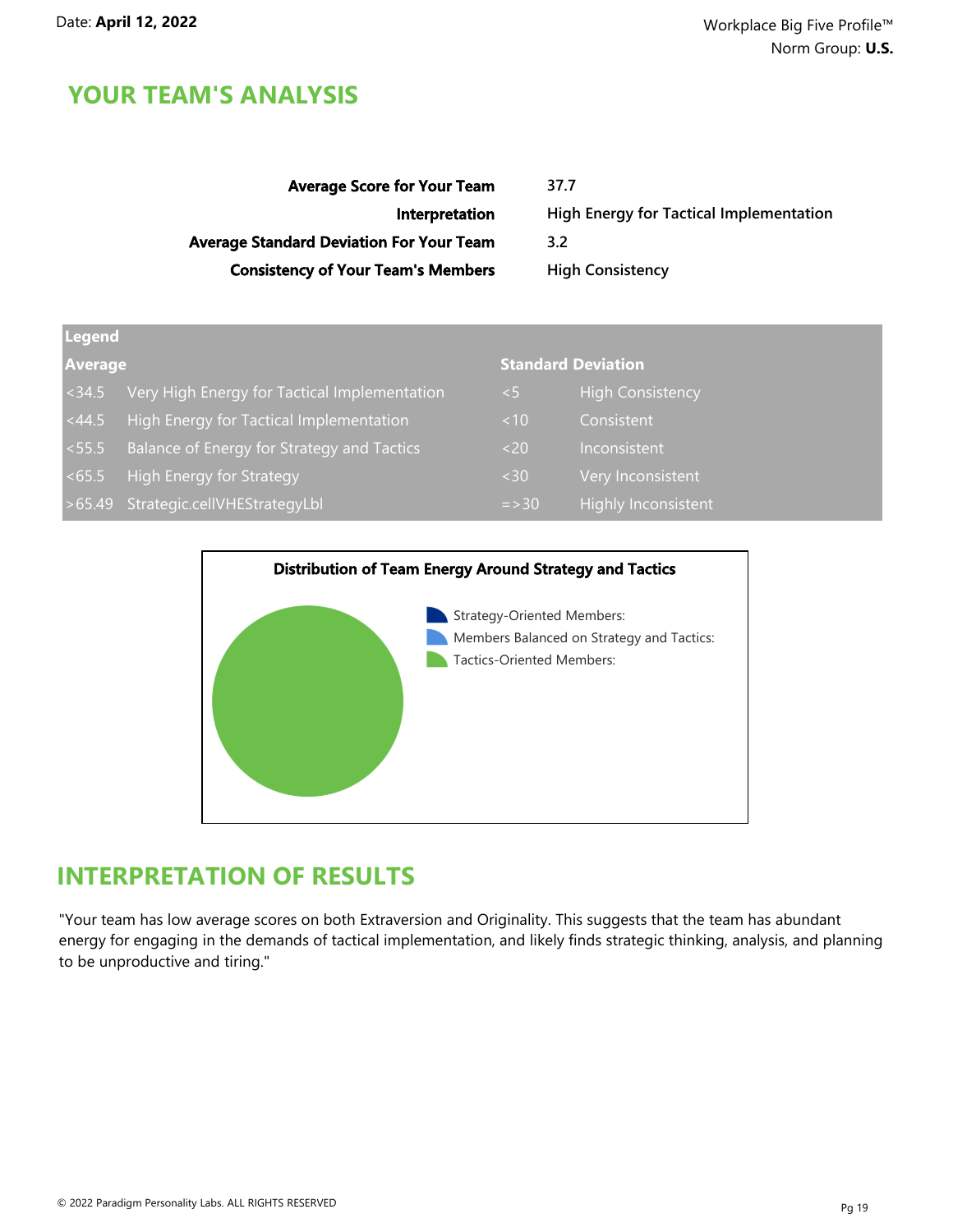# YOUR TEAM'S ANALYSIS

| | |
|---|---|
| **Average Score for Your Team** | 37.7 |
| **Interpretation** | High Energy for Tactical Implementation |
| **Average Standard Deviation For Your Team** | 3.2 |
| **Consistency of Your Team's Members** | High Consistency |

| Legend | | | |
|---|---|---|---|
| **Average** | | **Standard Deviation** | |
| <34.5 | Very High Energy for Tactical Implementation | <5 | High Consistency |
| <44.5 | High Energy for Tactical Implementation | <10 | Consistent |
| <55.5 | Balance of Energy for Strategy and Tactics | <20 | Inconsistent |
| <65.5 | High Energy for Strategy | <30 | Very Inconsistent |
| >65.49 | Strategic.cellVHEStrategyLbl | =>30 | Highly Inconsistent |

**Distribution of Team Energy Around Strategy and Tactics**

- Strategy-Oriented Members:
- Members Balanced on Strategy and Tactics:
- Tactics-Oriented Members:

# INTERPRETATION OF RESULTS

"Your team has low average scores on both Extraversion and Originality. This suggests that the team has abundant energy for engaging in the demands of tactical implementation, and likely finds strategic thinking, analysis, and planning to be unproductive and tiring."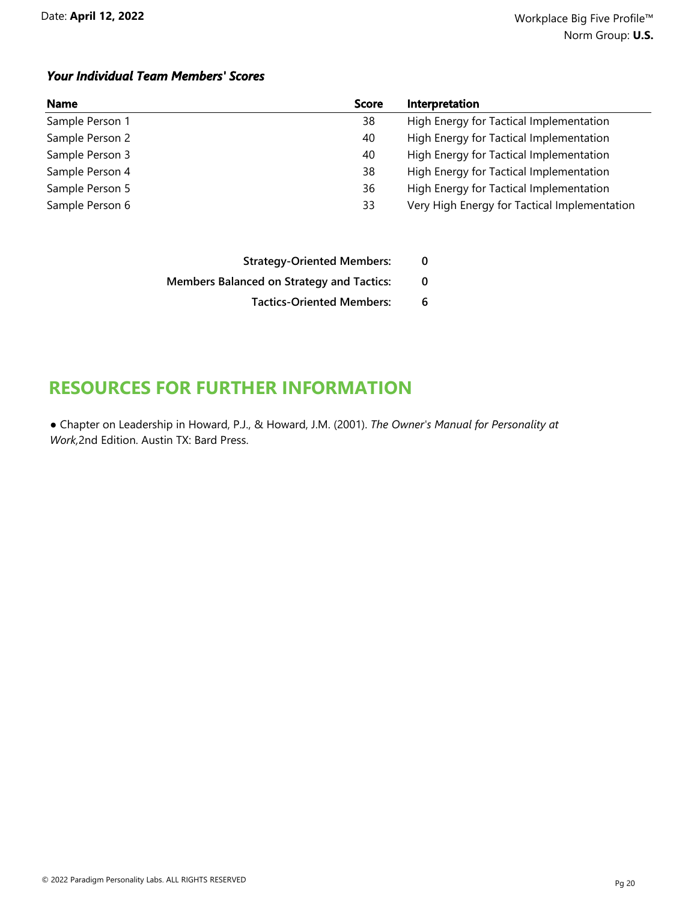### *Your Individual Team Members' Scores*

| Name | Score | Interpretation |
|---|---|---|
| Sample Person 1 | 38 | High Energy for Tactical Implementation |
| Sample Person 2 | 40 | High Energy for Tactical Implementation |
| Sample Person 3 | 40 | High Energy for Tactical Implementation |
| Sample Person 4 | 38 | High Energy for Tactical Implementation |
| Sample Person 5 | 36 | High Energy for Tactical Implementation |
| Sample Person 6 | 33 | Very High Energy for Tactical Implementation |

| | |
|---|---|
| **Strategy-Oriented Members:** | **0** |
| **Members Balanced on Strategy and Tactics:** | **0** |
| **Tactics-Oriented Members:** | **6** |

## RESOURCES FOR FURTHER INFORMATION

- Chapter on Leadership in Howard, P.J., & Howard, J.M. (2001). *The Owner's Manual for Personality at Work,*2nd Edition. Austin TX: Bard Press.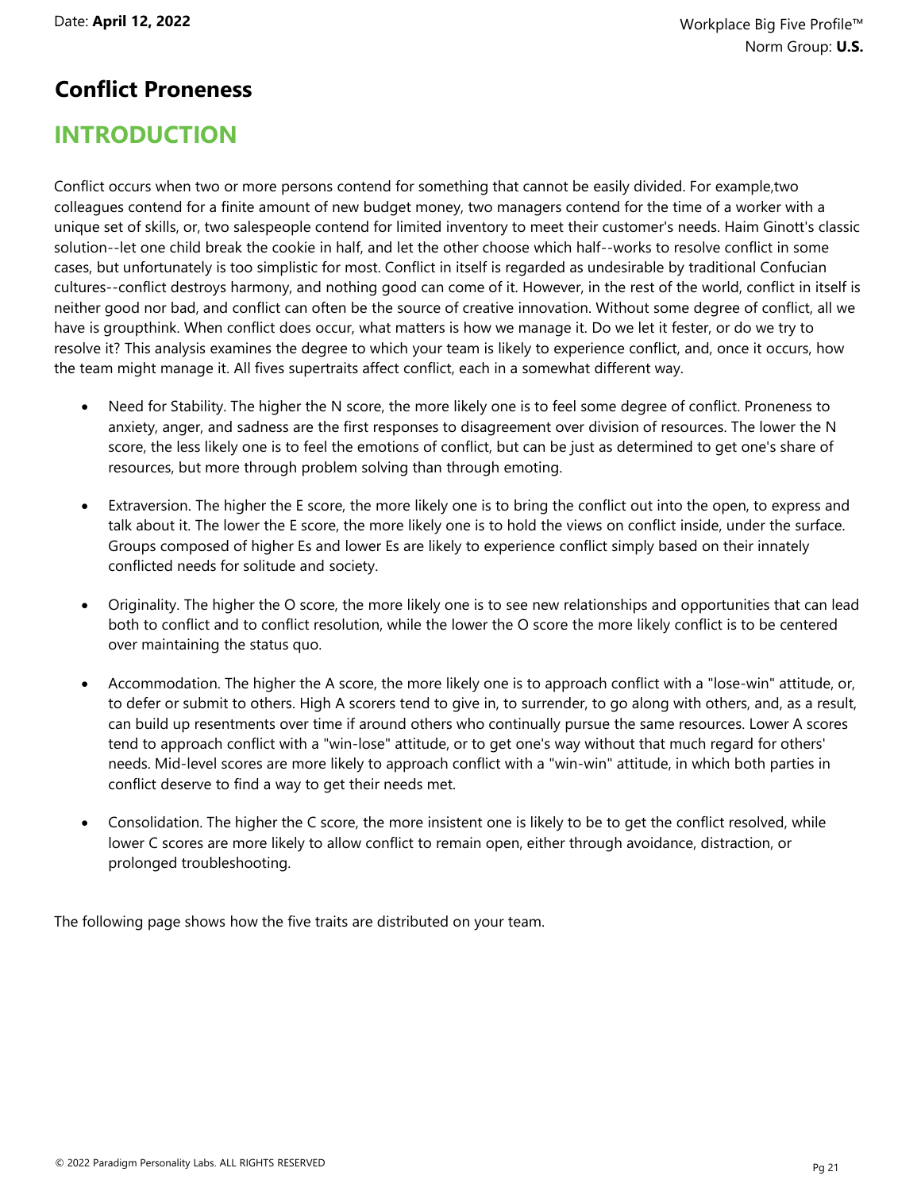# Conflict Proneness

## INTRODUCTION

Conflict occurs when two or more persons contend for something that cannot be easily divided. For example,two colleagues contend for a finite amount of new budget money, two managers contend for the time of a worker with a unique set of skills, or, two salespeople contend for limited inventory to meet their customer's needs. Haim Ginott's classic solution--let one child break the cookie in half, and let the other choose which half--works to resolve conflict in some cases, but unfortunately is too simplistic for most. Conflict in itself is regarded as undesirable by traditional Confucian cultures--conflict destroys harmony, and nothing good can come of it. However, in the rest of the world, conflict in itself is neither good nor bad, and conflict can often be the source of creative innovation. Without some degree of conflict, all we have is groupthink. When conflict does occur, what matters is how we manage it. Do we let it fester, or do we try to resolve it? This analysis examines the degree to which your team is likely to experience conflict, and, once it occurs, how the team might manage it. All fives supertraits affect conflict, each in a somewhat different way.

- Need for Stability. The higher the N score, the more likely one is to feel some degree of conflict. Proneness to anxiety, anger, and sadness are the first responses to disagreement over division of resources. The lower the N score, the less likely one is to feel the emotions of conflict, but can be just as determined to get one's share of resources, but more through problem solving than through emoting.
- Extraversion. The higher the E score, the more likely one is to bring the conflict out into the open, to express and talk about it. The lower the E score, the more likely one is to hold the views on conflict inside, under the surface. Groups composed of higher Es and lower Es are likely to experience conflict simply based on their innately conflicted needs for solitude and society.
- Originality. The higher the O score, the more likely one is to see new relationships and opportunities that can lead both to conflict and to conflict resolution, while the lower the O score the more likely conflict is to be centered over maintaining the status quo.
- Accommodation. The higher the A score, the more likely one is to approach conflict with a "lose-win" attitude, or, to defer or submit to others. High A scorers tend to give in, to surrender, to go along with others, and, as a result, can build up resentments over time if around others who continually pursue the same resources. Lower A scores tend to approach conflict with a "win-lose" attitude, or to get one's way without that much regard for others' needs. Mid-level scores are more likely to approach conflict with a "win-win" attitude, in which both parties in conflict deserve to find a way to get their needs met.
- Consolidation. The higher the C score, the more insistent one is likely to be to get the conflict resolved, while lower C scores are more likely to allow conflict to remain open, either through avoidance, distraction, or prolonged troubleshooting.

The following page shows how the five traits are distributed on your team.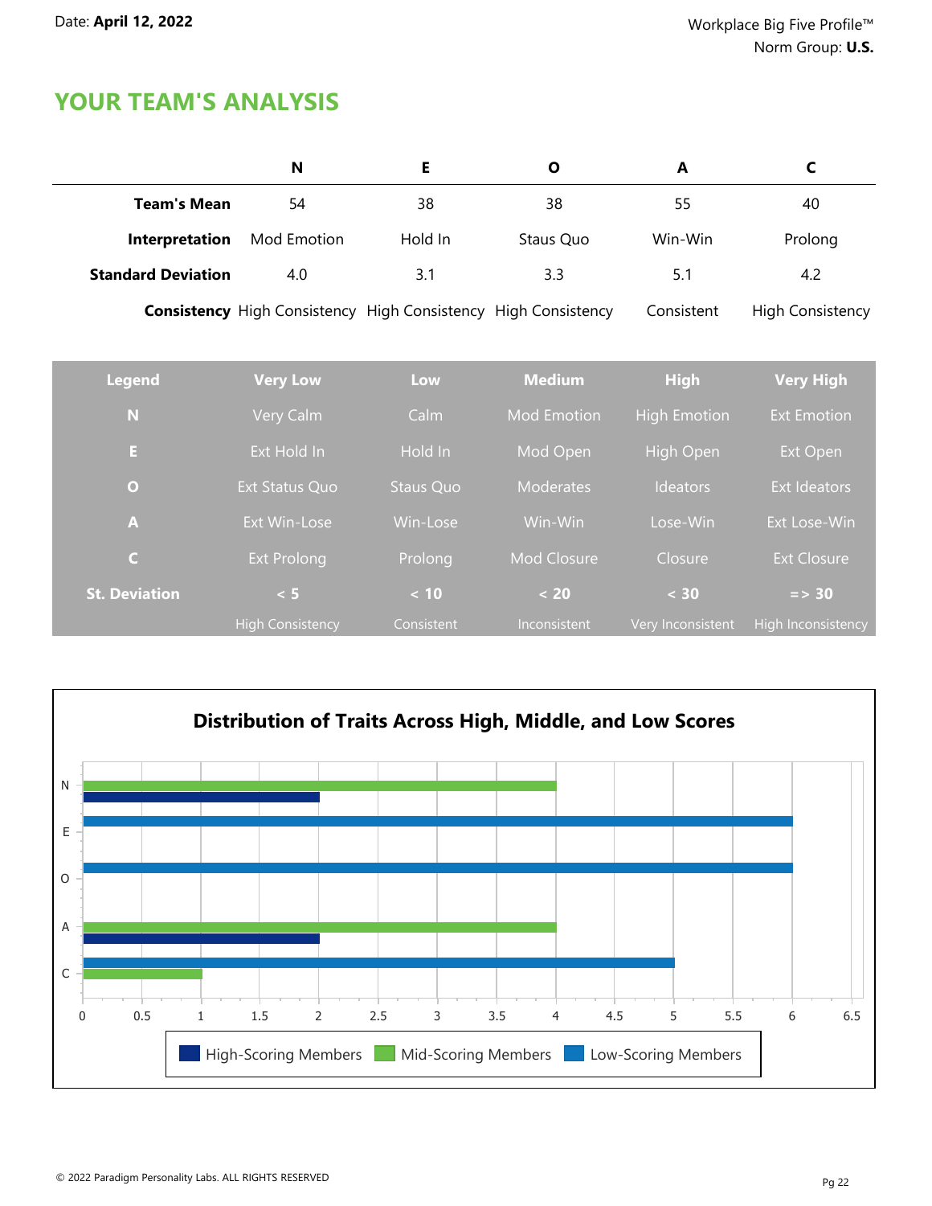Date: **April 12, 2022**

Workplace Big Five Profile™
Norm Group: **U.S.**

## YOUR TEAM'S ANALYSIS

| | N | E | O | A | C |
|---|---|---|---|---|---|
| **Team's Mean** | 54 | 38 | 38 | 55 | 40 |
| **Interpretation** | Mod Emotion | Hold In | Staus Quo | Win-Win | Prolong |
| **Standard Deviation** | 4.0 | 3.1 | 3.3 | 5.1 | 4.2 |
| **Consistency** | High Consistency | High Consistency | High Consistency | Consistent | High Consistency |

| Legend | Very Low | Low | Medium | High | Very High |
|---|---|---|---|---|---|
| **N** | Very Calm | Calm | Mod Emotion | High Emotion | Ext Emotion |
| **E** | Ext Hold In | Hold In | Mod Open | High Open | Ext Open |
| **O** | Ext Status Quo | Staus Quo | Moderates | Ideators | Ext Ideators |
| **A** | Ext Win-Lose | Win-Lose | Win-Win | Lose-Win | Ext Lose-Win |
| **C** | Ext Prolong | Prolong | Mod Closure | Closure | Ext Closure |
| **St. Deviation** | **< 5** | **< 10** | **< 20** | **< 30** | **=> 30** |
| | High Consistency | Consistent | Inconsistent | Very Inconsistent | High Inconsistency |

### Distribution of Traits Across High, Middle, and Low Scores

| Trait | High-Scoring Members | Mid-Scoring Members | Low-Scoring Members |
|---|---|---|---|
| N | 2 | 4 | |
| E | | | 6 |
| O | | | 6 |
| A | 2 | 4 | |
| C | | 1 | 5 |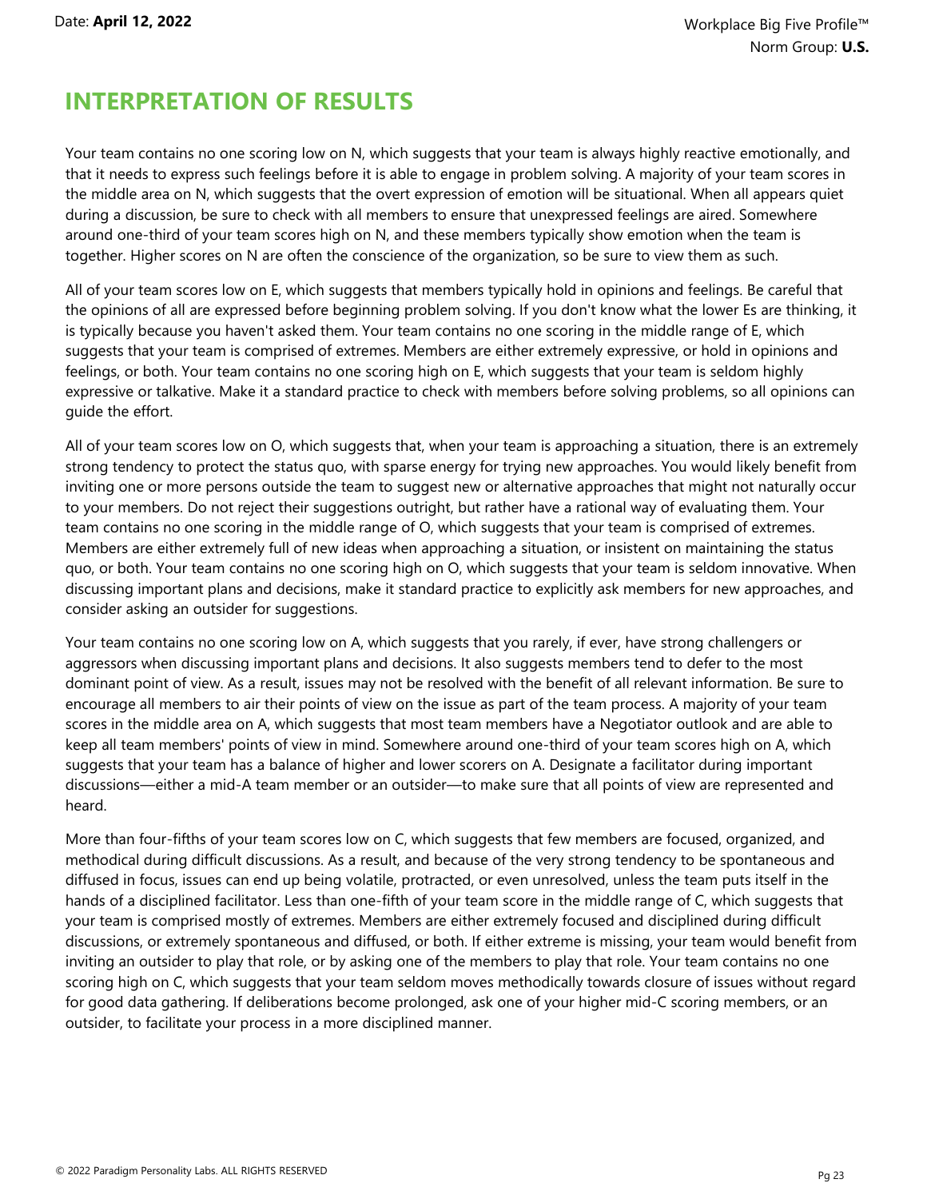# INTERPRETATION OF RESULTS

Your team contains no one scoring low on N, which suggests that your team is always highly reactive emotionally, and that it needs to express such feelings before it is able to engage in problem solving. A majority of your team scores in the middle area on N, which suggests that the overt expression of emotion will be situational. When all appears quiet during a discussion, be sure to check with all members to ensure that unexpressed feelings are aired. Somewhere around one-third of your team scores high on N, and these members typically show emotion when the team is together. Higher scores on N are often the conscience of the organization, so be sure to view them as such.

All of your team scores low on E, which suggests that members typically hold in opinions and feelings. Be careful that the opinions of all are expressed before beginning problem solving. If you don't know what the lower Es are thinking, it is typically because you haven't asked them. Your team contains no one scoring in the middle range of E, which suggests that your team is comprised of extremes. Members are either extremely expressive, or hold in opinions and feelings, or both. Your team contains no one scoring high on E, which suggests that your team is seldom highly expressive or talkative. Make it a standard practice to check with members before solving problems, so all opinions can guide the effort.

All of your team scores low on O, which suggests that, when your team is approaching a situation, there is an extremely strong tendency to protect the status quo, with sparse energy for trying new approaches. You would likely benefit from inviting one or more persons outside the team to suggest new or alternative approaches that might not naturally occur to your members. Do not reject their suggestions outright, but rather have a rational way of evaluating them. Your team contains no one scoring in the middle range of O, which suggests that your team is comprised of extremes. Members are either extremely full of new ideas when approaching a situation, or insistent on maintaining the status quo, or both. Your team contains no one scoring high on O, which suggests that your team is seldom innovative. When discussing important plans and decisions, make it standard practice to explicitly ask members for new approaches, and consider asking an outsider for suggestions.

Your team contains no one scoring low on A, which suggests that you rarely, if ever, have strong challengers or aggressors when discussing important plans and decisions. It also suggests members tend to defer to the most dominant point of view. As a result, issues may not be resolved with the benefit of all relevant information. Be sure to encourage all members to air their points of view on the issue as part of the team process. A majority of your team scores in the middle area on A, which suggests that most team members have a Negotiator outlook and are able to keep all team members' points of view in mind. Somewhere around one-third of your team scores high on A, which suggests that your team has a balance of higher and lower scorers on A. Designate a facilitator during important discussions—either a mid-A team member or an outsider—to make sure that all points of view are represented and heard.

More than four-fifths of your team scores low on C, which suggests that few members are focused, organized, and methodical during difficult discussions. As a result, and because of the very strong tendency to be spontaneous and diffused in focus, issues can end up being volatile, protracted, or even unresolved, unless the team puts itself in the hands of a disciplined facilitator. Less than one-fifth of your team score in the middle range of C, which suggests that your team is comprised mostly of extremes. Members are either extremely focused and disciplined during difficult discussions, or extremely spontaneous and diffused, or both. If either extreme is missing, your team would benefit from inviting an outsider to play that role, or by asking one of the members to play that role. Your team contains no one scoring high on C, which suggests that your team seldom moves methodically towards closure of issues without regard for good data gathering. If deliberations become prolonged, ask one of your higher mid-C scoring members, or an outsider, to facilitate your process in a more disciplined manner.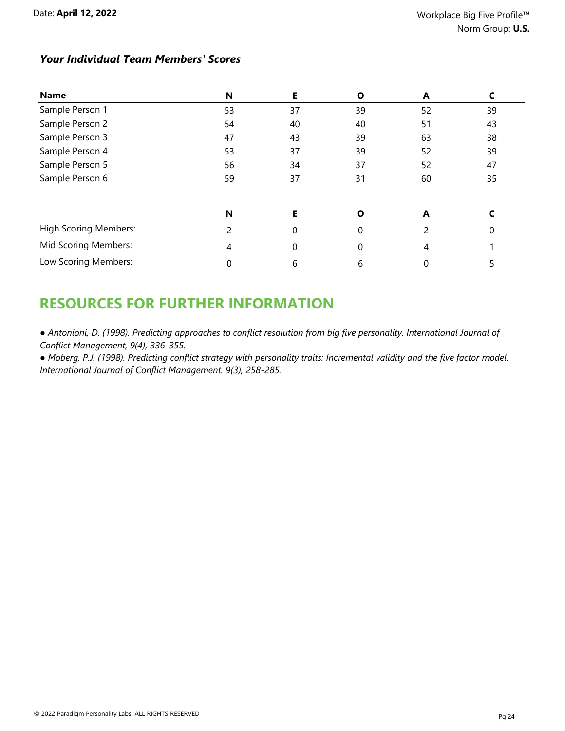### *Your Individual Team Members' Scores*

| Name | N | E | O | A | C |
|---|---|---|---|---|---|
| Sample Person 1 | 53 | 37 | 39 | 52 | 39 |
| Sample Person 2 | 54 | 40 | 40 | 51 | 43 |
| Sample Person 3 | 47 | 43 | 39 | 63 | 38 |
| Sample Person 4 | 53 | 37 | 39 | 52 | 39 |
| Sample Person 5 | 56 | 34 | 37 | 52 | 47 |
| Sample Person 6 | 59 | 37 | 31 | 60 | 35 |

| | N | E | O | A | C |
|---|---|---|---|---|---|
| High Scoring Members: | 2 | 0 | 0 | 2 | 0 |
| Mid Scoring Members: | 4 | 0 | 0 | 4 | 1 |
| Low Scoring Members: | 0 | 6 | 6 | 0 | 5 |

## RESOURCES FOR FURTHER INFORMATION

- *Antonioni, D. (1998). Predicting approaches to conflict resolution from big five personality. International Journal of Conflict Management, 9(4), 336-355.*
- *Moberg, P.J. (1998). Predicting conflict strategy with personality traits: Incremental validity and the five factor model. International Journal of Conflict Management. 9(3), 258-285.*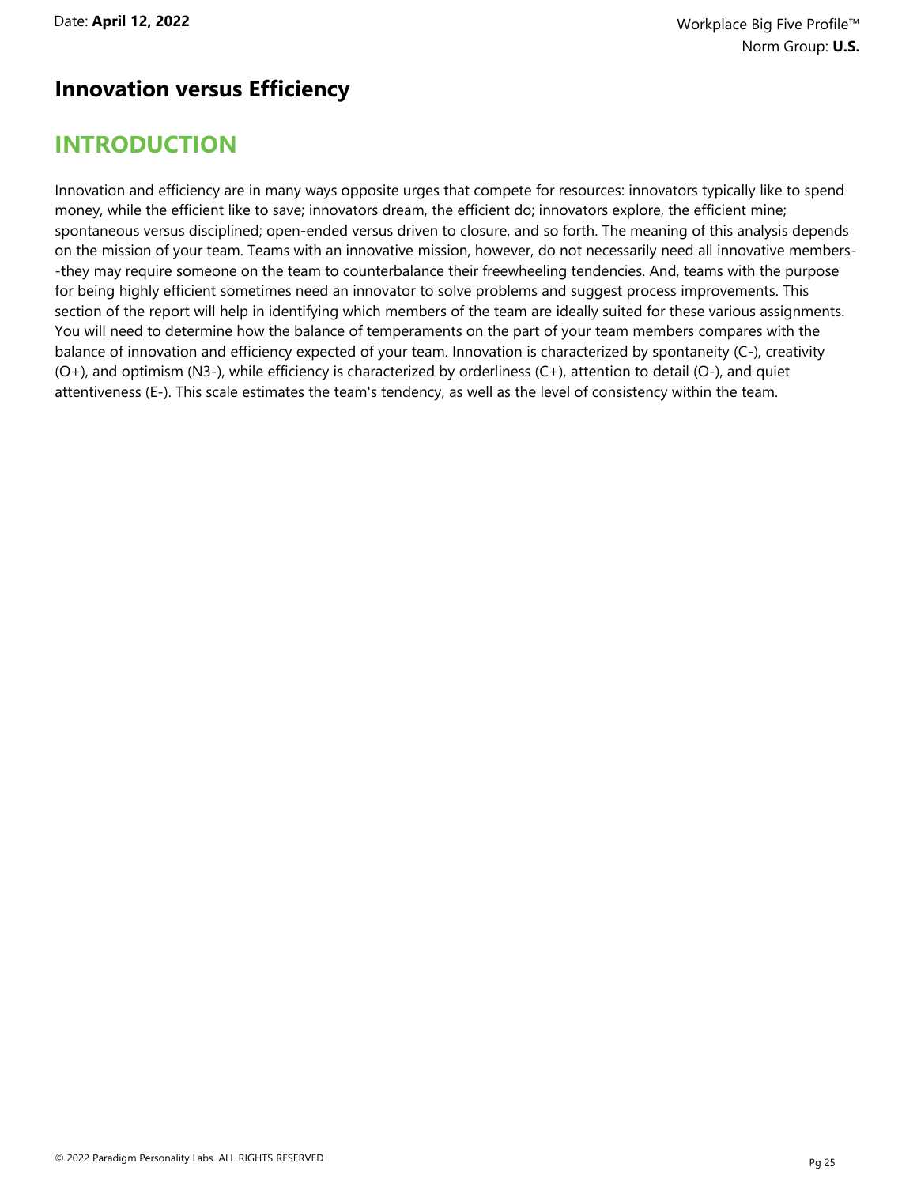## Innovation versus Efficiency

## INTRODUCTION

Innovation and efficiency are in many ways opposite urges that compete for resources: innovators typically like to spend money, while the efficient like to save; innovators dream, the efficient do; innovators explore, the efficient mine; spontaneous versus disciplined; open-ended versus driven to closure, and so forth. The meaning of this analysis depends on the mission of your team. Teams with an innovative mission, however, do not necessarily need all innovative members--they may require someone on the team to counterbalance their freewheeling tendencies. And, teams with the purpose for being highly efficient sometimes need an innovator to solve problems and suggest process improvements. This section of the report will help in identifying which members of the team are ideally suited for these various assignments. You will need to determine how the balance of temperaments on the part of your team members compares with the balance of innovation and efficiency expected of your team. Innovation is characterized by spontaneity (C-), creativity (O+), and optimism (N3-), while efficiency is characterized by orderliness (C+), attention to detail (O-), and quiet attentiveness (E-). This scale estimates the team's tendency, as well as the level of consistency within the team.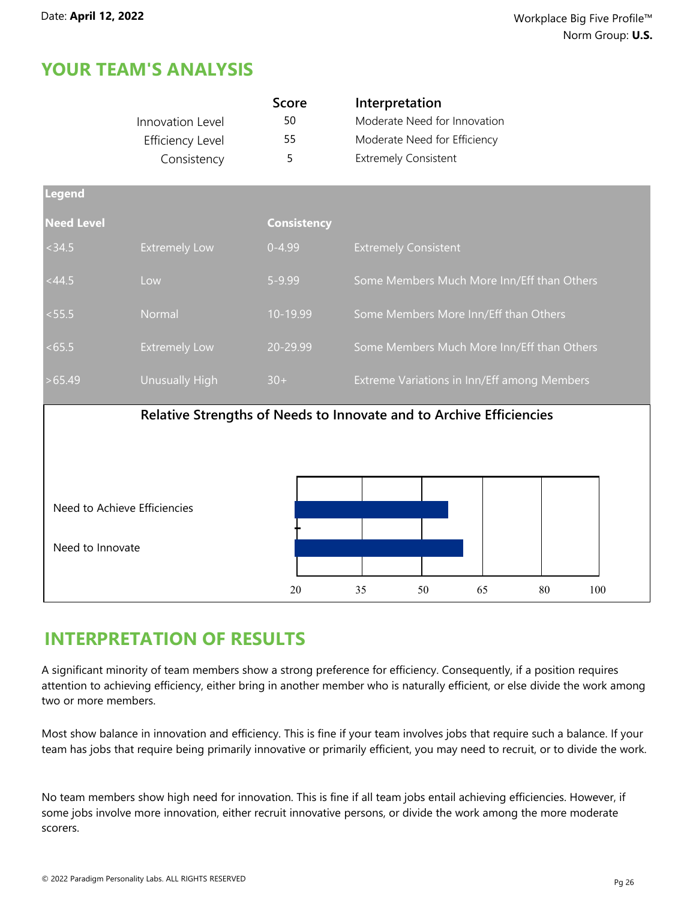Date: **April 12, 2022**

Workplace Big Five Profile™
Norm Group: **U.S.**

## YOUR TEAM'S ANALYSIS

| | Score | Interpretation |
|---|---|---|
| Innovation Level | 50 | Moderate Need for Innovation |
| Efficiency Level | 55 | Moderate Need for Efficiency |
| Consistency | 5 | Extremely Consistent |

| Legend | | | |
|---|---|---|---|
| **Need Level** | | **Consistency** | |
| <34.5 | Extremely Low | 0-4.99 | Extremely Consistent |
| <44.5 | Low | 5-9.99 | Some Members Much More Inn/Eff than Others |
| <55.5 | Normal | 10-19.99 | Some Members More Inn/Eff than Others |
| <65.5 | Extremely Low | 20-29.99 | Some Members Much More Inn/Eff than Others |
| >65.49 | Unusually High | 30+ | Extreme Variations in Inn/Eff among Members |

**Relative Strengths of Needs to Innovate and to Archive Efficiencies**

Need to Achieve Efficiencies

Need to Innovate

20 35 50 65 80 100

## INTERPRETATION OF RESULTS

A significant minority of team members show a strong preference for efficiency. Consequently, if a position requires attention to achieving efficiency, either bring in another member who is naturally efficient, or else divide the work among two or more members.

Most show balance in innovation and efficiency. This is fine if your team involves jobs that require such a balance. If your team has jobs that require being primarily innovative or primarily efficient, you may need to recruit, or to divide the work.

No team members show high need for innovation. This is fine if all team jobs entail achieving efficiencies. However, if some jobs involve more innovation, either recruit innovative persons, or divide the work among the more moderate scorers.

© 2022 Paradigm Personality Labs. ALL RIGHTS RESERVED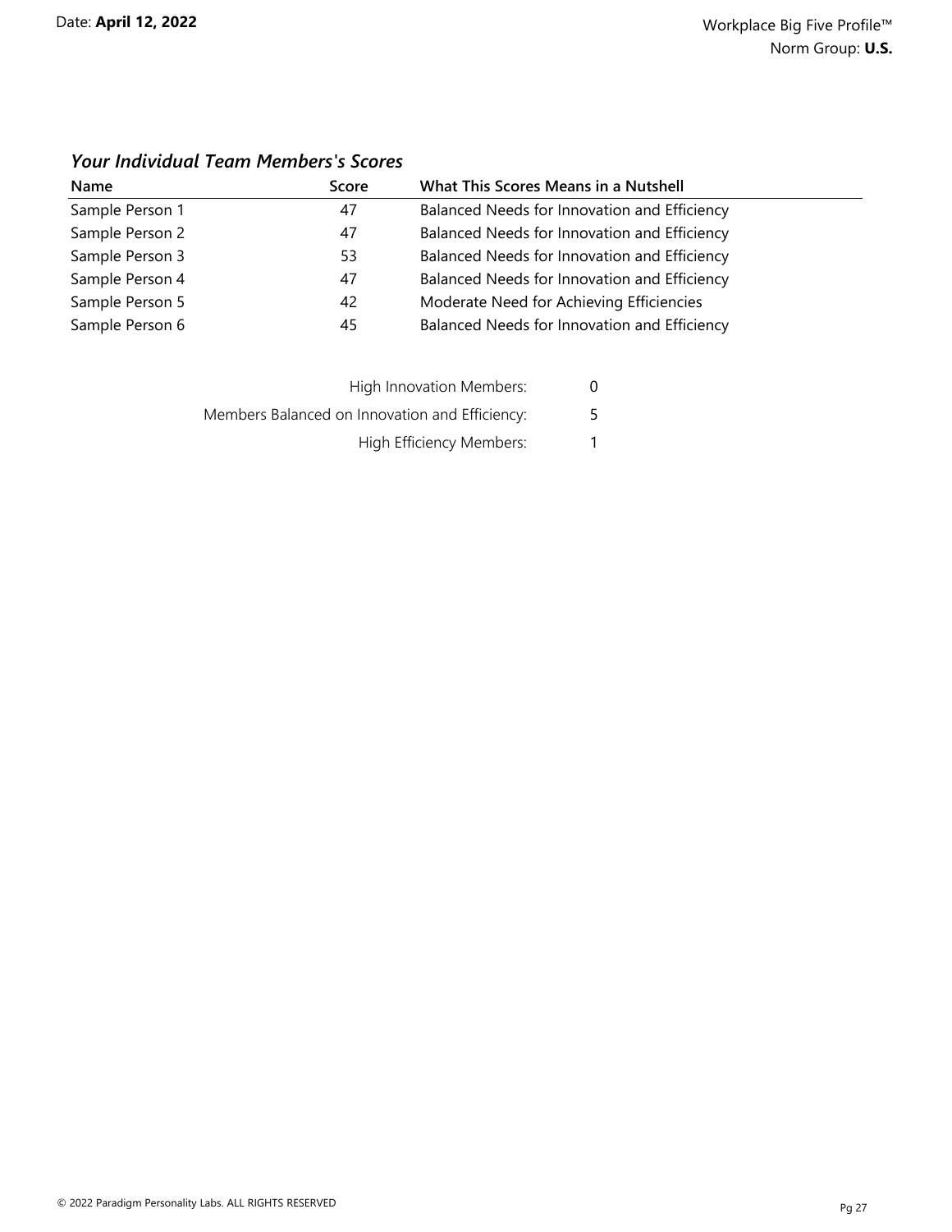### *Your Individual Team Members's Scores*

| Name | Score | What This Scores Means in a Nutshell |
|---|---|---|
| Sample Person 1 | 47 | Balanced Needs for Innovation and Efficiency |
| Sample Person 2 | 47 | Balanced Needs for Innovation and Efficiency |
| Sample Person 3 | 53 | Balanced Needs for Innovation and Efficiency |
| Sample Person 4 | 47 | Balanced Needs for Innovation and Efficiency |
| Sample Person 5 | 42 | Moderate Need for Achieving Efficiencies |
| Sample Person 6 | 45 | Balanced Needs for Innovation and Efficiency |

| | |
|---|---|
| High Innovation Members: | 0 |
| Members Balanced on Innovation and Efficiency: | 5 |
| High Efficiency Members: | 1 |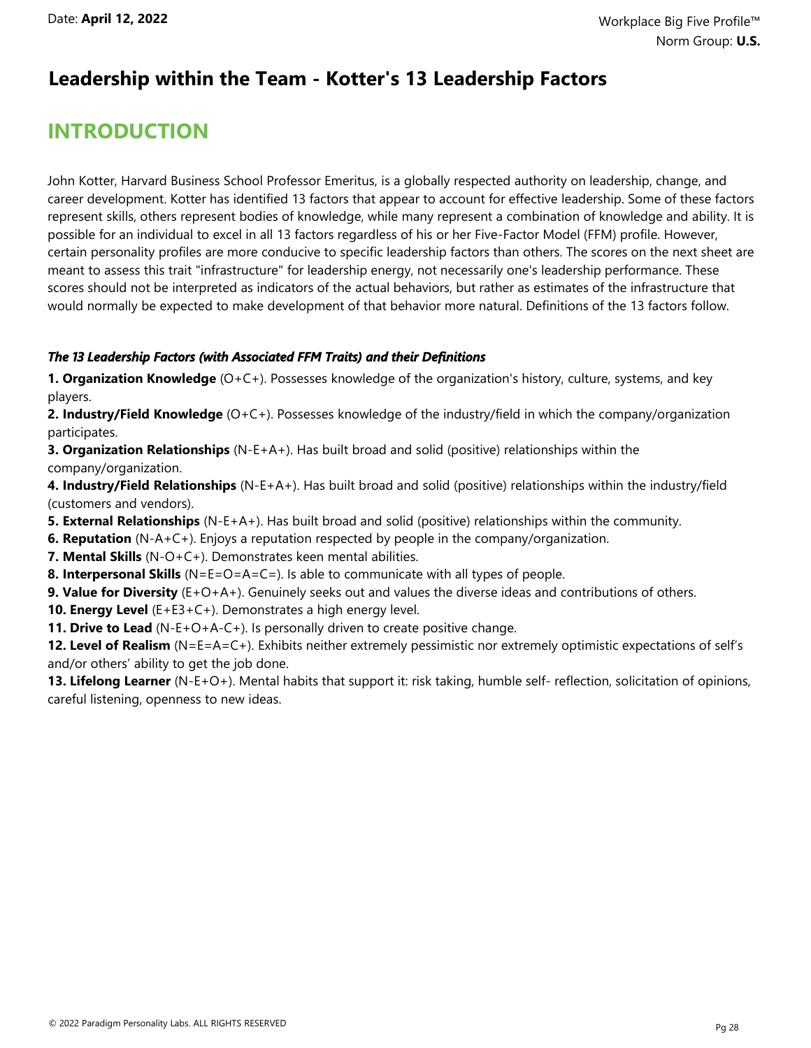# Leadership within the Team - Kotter's 13 Leadership Factors

## INTRODUCTION

John Kotter, Harvard Business School Professor Emeritus, is a globally respected authority on leadership, change, and career development. Kotter has identified 13 factors that appear to account for effective leadership. Some of these factors represent skills, others represent bodies of knowledge, while many represent a combination of knowledge and ability. It is possible for an individual to excel in all 13 factors regardless of his or her Five-Factor Model (FFM) profile. However, certain personality profiles are more conducive to specific leadership factors than others. The scores on the next sheet are meant to assess this trait "infrastructure" for leadership energy, not necessarily one's leadership performance. These scores should not be interpreted as indicators of the actual behaviors, but rather as estimates of the infrastructure that would normally be expected to make development of that behavior more natural. Definitions of the 13 factors follow.

***The 13 Leadership Factors (with Associated FFM Traits) and their Definitions***

**1. Organization Knowledge** (O+C+). Possesses knowledge of the organization's history, culture, systems, and key players.

**2. Industry/Field Knowledge** (O+C+). Possesses knowledge of the industry/field in which the company/organization participates.

**3. Organization Relationships** (N-E+A+). Has built broad and solid (positive) relationships within the company/organization.

**4. Industry/Field Relationships** (N-E+A+). Has built broad and solid (positive) relationships within the industry/field (customers and vendors).

**5. External Relationships** (N-E+A+). Has built broad and solid (positive) relationships within the community.

**6. Reputation** (N-A+C+). Enjoys a reputation respected by people in the company/organization.

**7. Mental Skills** (N-O+C+). Demonstrates keen mental abilities.

**8. Interpersonal Skills** (N=E=O=A=C=). Is able to communicate with all types of people.

**9. Value for Diversity** (E+O+A+). Genuinely seeks out and values the diverse ideas and contributions of others.

**10. Energy Level** (E+E3+C+). Demonstrates a high energy level.

**11. Drive to Lead** (N-E+O+A-C+). Is personally driven to create positive change.

**12. Level of Realism** (N=E=A=C+). Exhibits neither extremely pessimistic nor extremely optimistic expectations of self's and/or others' ability to get the job done.

**13. Lifelong Learner** (N-E+O+). Mental habits that support it: risk taking, humble self- reflection, solicitation of opinions, careful listening, openness to new ideas.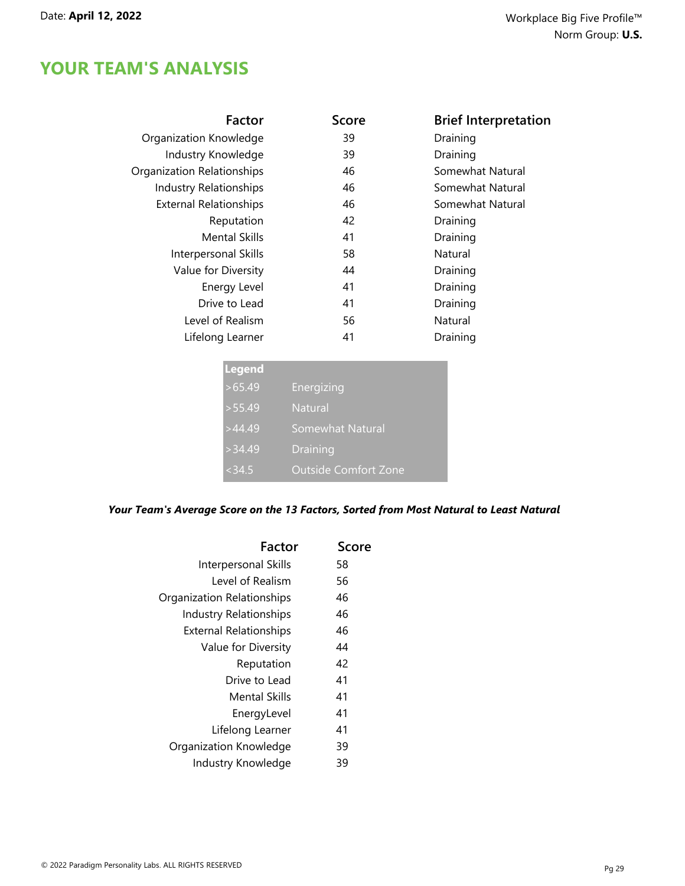Date: **April 12, 2022**

Workplace Big Five Profile™
Norm Group: **U.S.**

# YOUR TEAM'S ANALYSIS

| Factor | Score | Brief Interpretation |
|---|---|---|
| Organization Knowledge | 39 | Draining |
| Industry Knowledge | 39 | Draining |
| Organization Relationships | 46 | Somewhat Natural |
| Industry Relationships | 46 | Somewhat Natural |
| External Relationships | 46 | Somewhat Natural |
| Reputation | 42 | Draining |
| Mental Skills | 41 | Draining |
| Interpersonal Skills | 58 | Natural |
| Value for Diversity | 44 | Draining |
| Energy Level | 41 | Draining |
| Drive to Lead | 41 | Draining |
| Level of Realism | 56 | Natural |
| Lifelong Learner | 41 | Draining |

| Legend | |
|---|---|
| >65.49 | Energizing |
| >55.49 | Natural |
| >44.49 | Somewhat Natural |
| >34.49 | Draining |
| <34.5 | Outside Comfort Zone |

***Your Team's Average Score on the 13 Factors, Sorted from Most Natural to Least Natural***

| Factor | Score |
|---|---|
| Interpersonal Skills | 58 |
| Level of Realism | 56 |
| Organization Relationships | 46 |
| Industry Relationships | 46 |
| External Relationships | 46 |
| Value for Diversity | 44 |
| Reputation | 42 |
| Drive to Lead | 41 |
| Mental Skills | 41 |
| EnergyLevel | 41 |
| Lifelong Learner | 41 |
| Organization Knowledge | 39 |
| Industry Knowledge | 39 |

© 2022 Paradigm Personality Labs. ALL RIGHTS RESERVED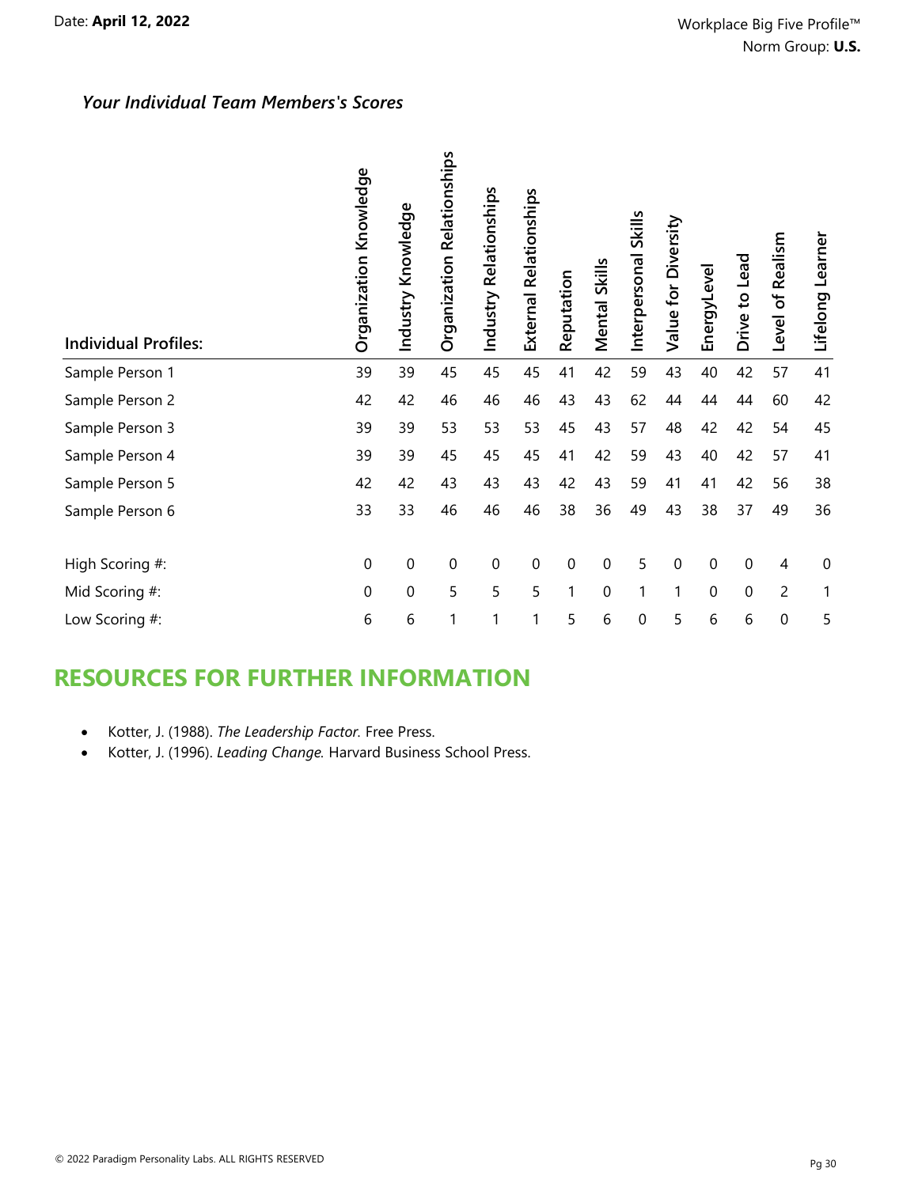### *Your Individual Team Members's Scores*

| Individual Profiles: | Organization Knowledge | Industry Knowledge | Organization Relationships | Industry Relationships | External Relationships | Reputation | Mental Skills | Interpersonal Skills | Value for Diversity | EnergyLevel | Drive to Lead | Level of Realism | Lifelong Learner |
|---|---|---|---|---|---|---|---|---|---|---|---|---|---|
| Sample Person 1 | 39 | 39 | 45 | 45 | 45 | 41 | 42 | 59 | 43 | 40 | 42 | 57 | 41 |
| Sample Person 2 | 42 | 42 | 46 | 46 | 46 | 43 | 43 | 62 | 44 | 44 | 44 | 60 | 42 |
| Sample Person 3 | 39 | 39 | 53 | 53 | 53 | 45 | 43 | 57 | 48 | 42 | 42 | 54 | 45 |
| Sample Person 4 | 39 | 39 | 45 | 45 | 45 | 41 | 42 | 59 | 43 | 40 | 42 | 57 | 41 |
| Sample Person 5 | 42 | 42 | 43 | 43 | 43 | 42 | 43 | 59 | 41 | 41 | 42 | 56 | 38 |
| Sample Person 6 | 33 | 33 | 46 | 46 | 46 | 38 | 36 | 49 | 43 | 38 | 37 | 49 | 36 |
| | | | | | | | | | | | | | |
| High Scoring #: | 0 | 0 | 0 | 0 | 0 | 0 | 0 | 5 | 0 | 0 | 0 | 4 | 0 |
| Mid Scoring #: | 0 | 0 | 5 | 5 | 5 | 1 | 0 | 1 | 1 | 0 | 0 | 2 | 1 |
| Low Scoring #: | 6 | 6 | 1 | 1 | 1 | 5 | 6 | 0 | 5 | 6 | 6 | 0 | 5 |

## RESOURCES FOR FURTHER INFORMATION

- Kotter, J. (1988). *The Leadership Factor.* Free Press.
- Kotter, J. (1996). *Leading Change.* Harvard Business School Press.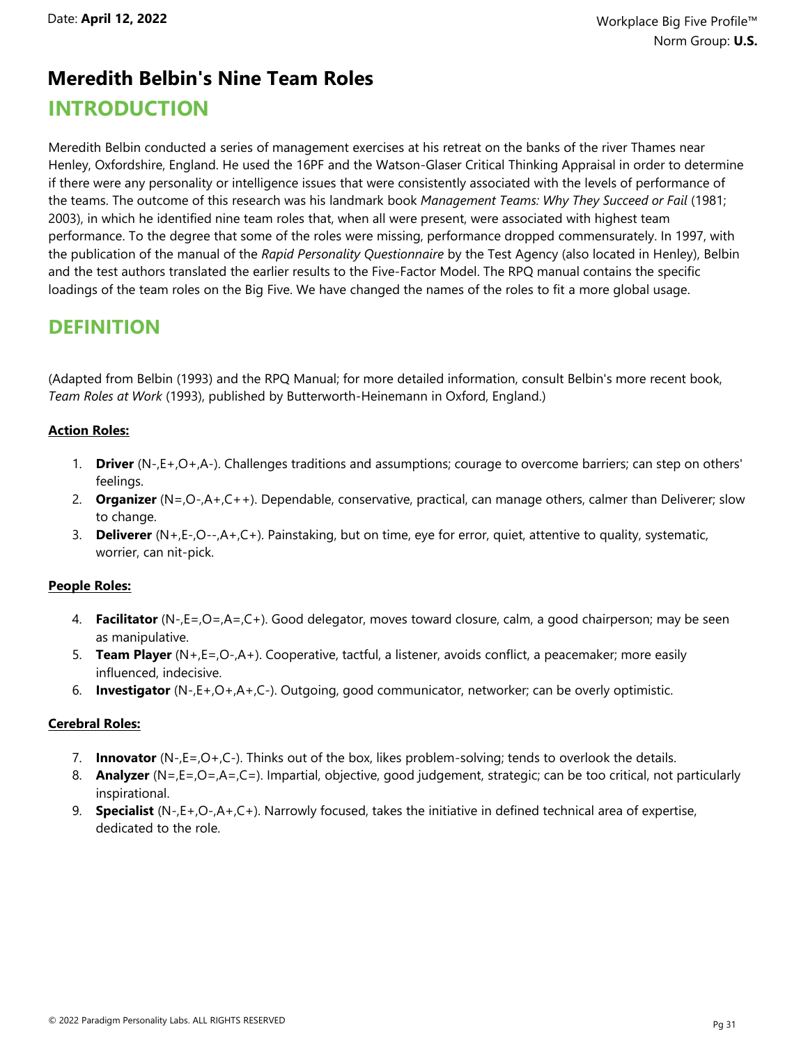# Meredith Belbin's Nine Team Roles

## INTRODUCTION

Meredith Belbin conducted a series of management exercises at his retreat on the banks of the river Thames near Henley, Oxfordshire, England. He used the 16PF and the Watson-Glaser Critical Thinking Appraisal in order to determine if there were any personality or intelligence issues that were consistently associated with the levels of performance of the teams. The outcome of this research was his landmark book *Management Teams: Why They Succeed or Fail* (1981; 2003), in which he identified nine team roles that, when all were present, were associated with highest team performance. To the degree that some of the roles were missing, performance dropped commensurately. In 1997, with the publication of the manual of the *Rapid Personality Questionnaire* by the Test Agency (also located in Henley), Belbin and the test authors translated the earlier results to the Five-Factor Model. The RPQ manual contains the specific loadings of the team roles on the Big Five. We have changed the names of the roles to fit a more global usage.

## DEFINITION

(Adapted from Belbin (1993) and the RPQ Manual; for more detailed information, consult Belbin's more recent book, *Team Roles at Work* (1993), published by Butterworth-Heinemann in Oxford, England.)

**Action Roles:**

1. **Driver** (N-,E+,O+,A-). Challenges traditions and assumptions; courage to overcome barriers; can step on others' feelings.
2. **Organizer** (N=,O-,A+,C++). Dependable, conservative, practical, can manage others, calmer than Deliverer; slow to change.
3. **Deliverer** (N+,E-,O--,A+,C+). Painstaking, but on time, eye for error, quiet, attentive to quality, systematic, worrier, can nit-pick.

**People Roles:**

4. **Facilitator** (N-,E=,O=,A=,C+). Good delegator, moves toward closure, calm, a good chairperson; may be seen as manipulative.
5. **Team Player** (N+,E=,O-,A+). Cooperative, tactful, a listener, avoids conflict, a peacemaker; more easily influenced, indecisive.
6. **Investigator** (N-,E+,O+,A+,C-). Outgoing, good communicator, networker; can be overly optimistic.

**Cerebral Roles:**

7. **Innovator** (N-,E=,O+,C-). Thinks out of the box, likes problem-solving; tends to overlook the details.
8. **Analyzer** (N=,E=,O=,A=,C=). Impartial, objective, good judgement, strategic; can be too critical, not particularly inspirational.
9. **Specialist** (N-,E+,O-,A+,C+). Narrowly focused, takes the initiative in defined technical area of expertise, dedicated to the role.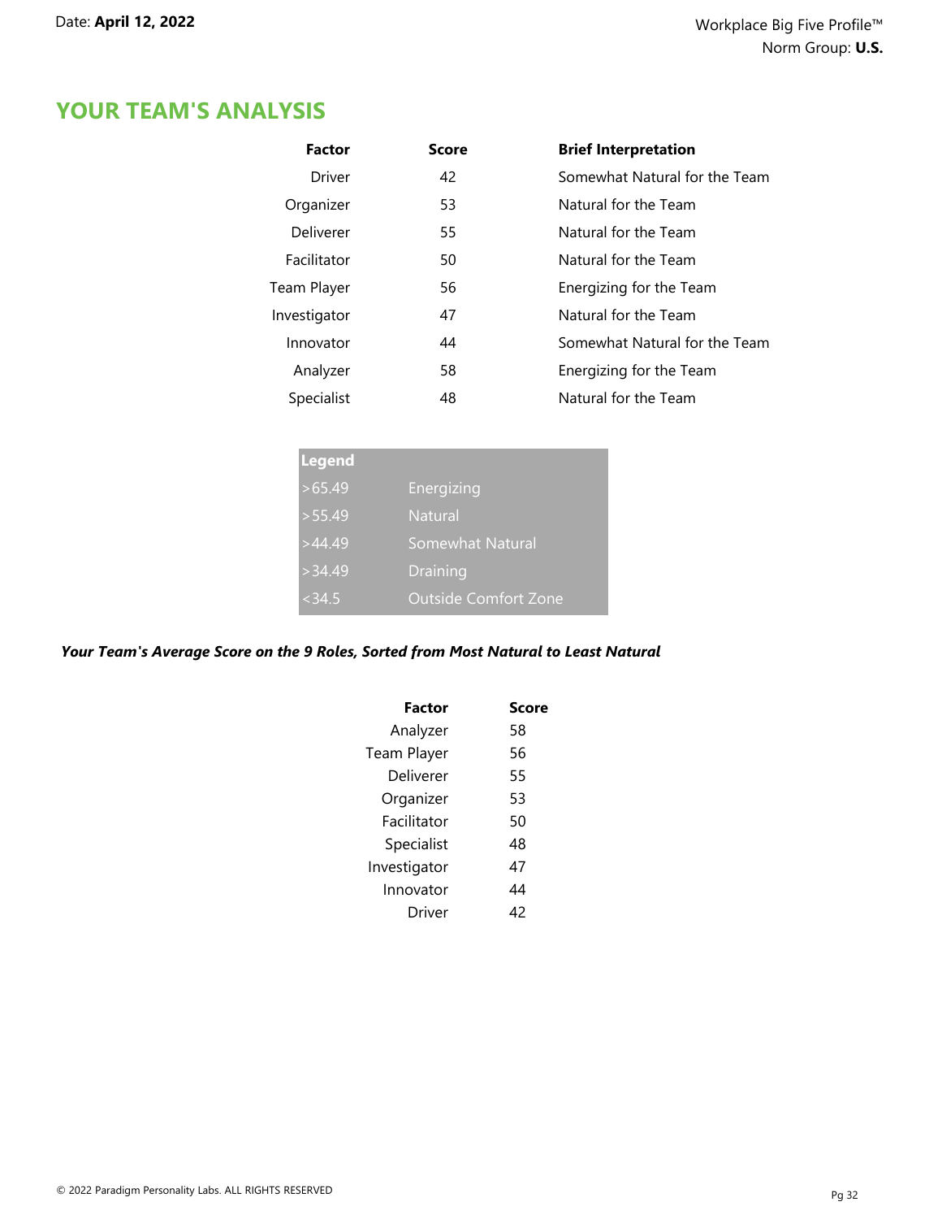## YOUR TEAM'S ANALYSIS

| Factor | Score | Brief Interpretation |
|---|---|---|
| Driver | 42 | Somewhat Natural for the Team |
| Organizer | 53 | Natural for the Team |
| Deliverer | 55 | Natural for the Team |
| Facilitator | 50 | Natural for the Team |
| Team Player | 56 | Energizing for the Team |
| Investigator | 47 | Natural for the Team |
| Innovator | 44 | Somewhat Natural for the Team |
| Analyzer | 58 | Energizing for the Team |
| Specialist | 48 | Natural for the Team |

| Legend | |
|---|---|
| >65.49 | Energizing |
| >55.49 | Natural |
| >44.49 | Somewhat Natural |
| >34.49 | Draining |
| <34.5 | Outside Comfort Zone |

***Your Team's Average Score on the 9 Roles, Sorted from Most Natural to Least Natural***

| Factor | Score |
|---|---|
| Analyzer | 58 |
| Team Player | 56 |
| Deliverer | 55 |
| Organizer | 53 |
| Facilitator | 50 |
| Specialist | 48 |
| Investigator | 47 |
| Innovator | 44 |
| Driver | 42 |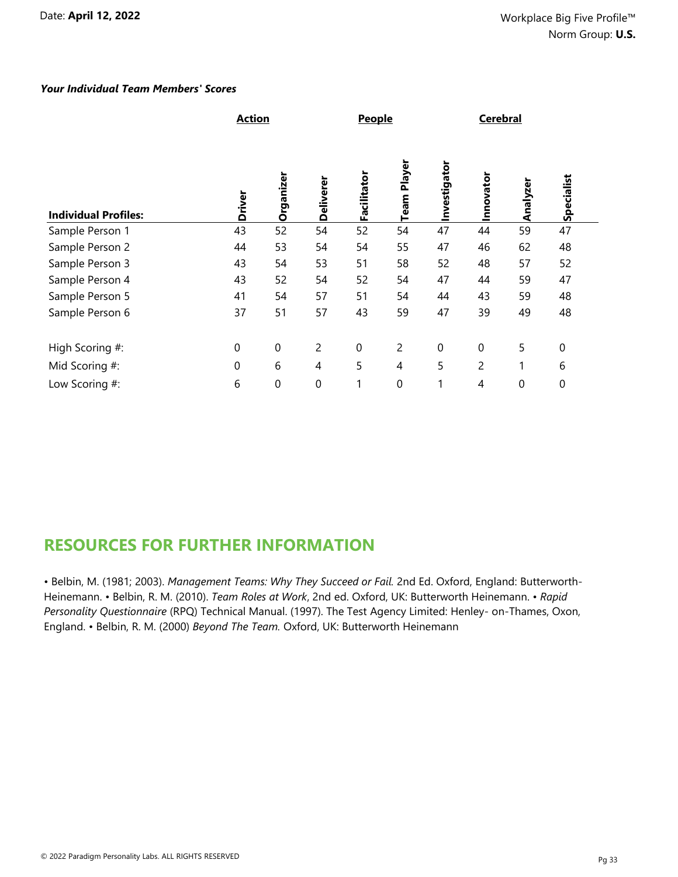*Your Individual Team Members' Scores*

| | Action | | | People | | | Cerebral | | |
|---|---|---|---|---|---|---|---|---|---|
| **Individual Profiles:** | **Driver** | **Organizer** | **Deliverer** | **Facilitator** | **Team Player** | **Investigator** | **Innovator** | **Analyzer** | **Specialist** |
| Sample Person 1 | 43 | 52 | 54 | 52 | 54 | 47 | 44 | 59 | 47 |
| Sample Person 2 | 44 | 53 | 54 | 54 | 55 | 47 | 46 | 62 | 48 |
| Sample Person 3 | 43 | 54 | 53 | 51 | 58 | 52 | 48 | 57 | 52 |
| Sample Person 4 | 43 | 52 | 54 | 52 | 54 | 47 | 44 | 59 | 47 |
| Sample Person 5 | 41 | 54 | 57 | 51 | 54 | 44 | 43 | 59 | 48 |
| Sample Person 6 | 37 | 51 | 57 | 43 | 59 | 47 | 39 | 49 | 48 |
| | | | | | | | | | |
| High Scoring #: | 0 | 0 | 2 | 0 | 2 | 0 | 0 | 5 | 0 |
| Mid Scoring #: | 0 | 6 | 4 | 5 | 4 | 5 | 2 | 1 | 6 |
| Low Scoring #: | 6 | 0 | 0 | 1 | 0 | 1 | 4 | 0 | 0 |

## RESOURCES FOR FURTHER INFORMATION

• Belbin, M. (1981; 2003). *Management Teams: Why They Succeed or Fail.* 2nd Ed. Oxford, England: Butterworth-Heinemann. • Belbin, R. M. (2010). *Team Roles at Work*, 2nd ed. Oxford, UK: Butterworth Heinemann. • *Rapid Personality Questionnaire* (RPQ) Technical Manual. (1997). The Test Agency Limited: Henley- on-Thames, Oxon, England. • Belbin, R. M. (2000) *Beyond The Team.* Oxford, UK: Butterworth Heinemann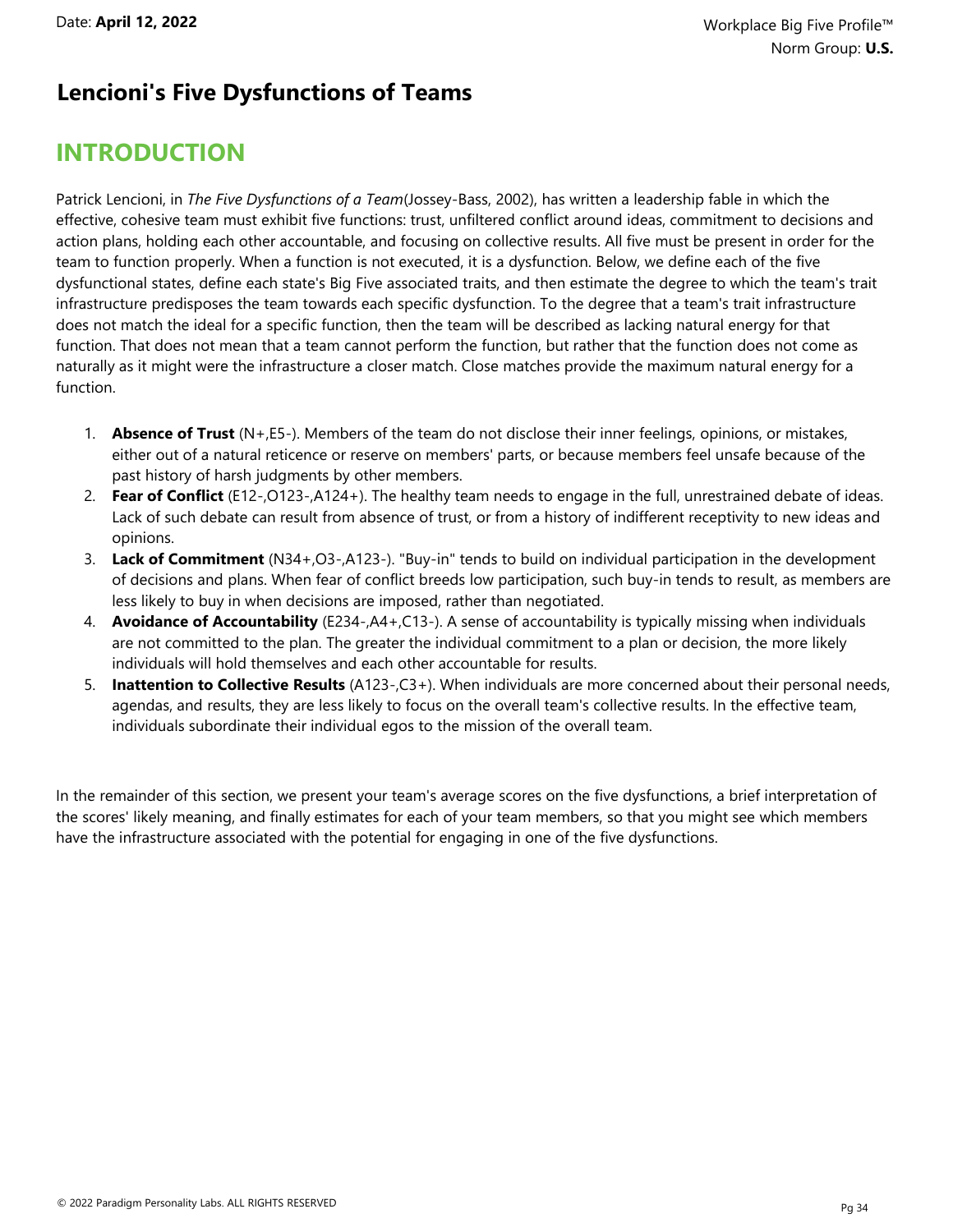## Lencioni's Five Dysfunctions of Teams

# INTRODUCTION

Patrick Lencioni, in *The Five Dysfunctions of a Team*(Jossey-Bass, 2002), has written a leadership fable in which the effective, cohesive team must exhibit five functions: trust, unfiltered conflict around ideas, commitment to decisions and action plans, holding each other accountable, and focusing on collective results. All five must be present in order for the team to function properly. When a function is not executed, it is a dysfunction. Below, we define each of the five dysfunctional states, define each state's Big Five associated traits, and then estimate the degree to which the team's trait infrastructure predisposes the team towards each specific dysfunction. To the degree that a team's trait infrastructure does not match the ideal for a specific function, then the team will be described as lacking natural energy for that function. That does not mean that a team cannot perform the function, but rather that the function does not come as naturally as it might were the infrastructure a closer match. Close matches provide the maximum natural energy for a function.

1. **Absence of Trust** (N+,E5-). Members of the team do not disclose their inner feelings, opinions, or mistakes, either out of a natural reticence or reserve on members' parts, or because members feel unsafe because of the past history of harsh judgments by other members.
2. **Fear of Conflict** (E12-,O123-,A124+). The healthy team needs to engage in the full, unrestrained debate of ideas. Lack of such debate can result from absence of trust, or from a history of indifferent receptivity to new ideas and opinions.
3. **Lack of Commitment** (N34+,O3-,A123-). "Buy-in" tends to build on individual participation in the development of decisions and plans. When fear of conflict breeds low participation, such buy-in tends to result, as members are less likely to buy in when decisions are imposed, rather than negotiated.
4. **Avoidance of Accountability** (E234-,A4+,C13-). A sense of accountability is typically missing when individuals are not committed to the plan. The greater the individual commitment to a plan or decision, the more likely individuals will hold themselves and each other accountable for results.
5. **Inattention to Collective Results** (A123-,C3+). When individuals are more concerned about their personal needs, agendas, and results, they are less likely to focus on the overall team's collective results. In the effective team, individuals subordinate their individual egos to the mission of the overall team.

In the remainder of this section, we present your team's average scores on the five dysfunctions, a brief interpretation of the scores' likely meaning, and finally estimates for each of your team members, so that you might see which members have the infrastructure associated with the potential for engaging in one of the five dysfunctions.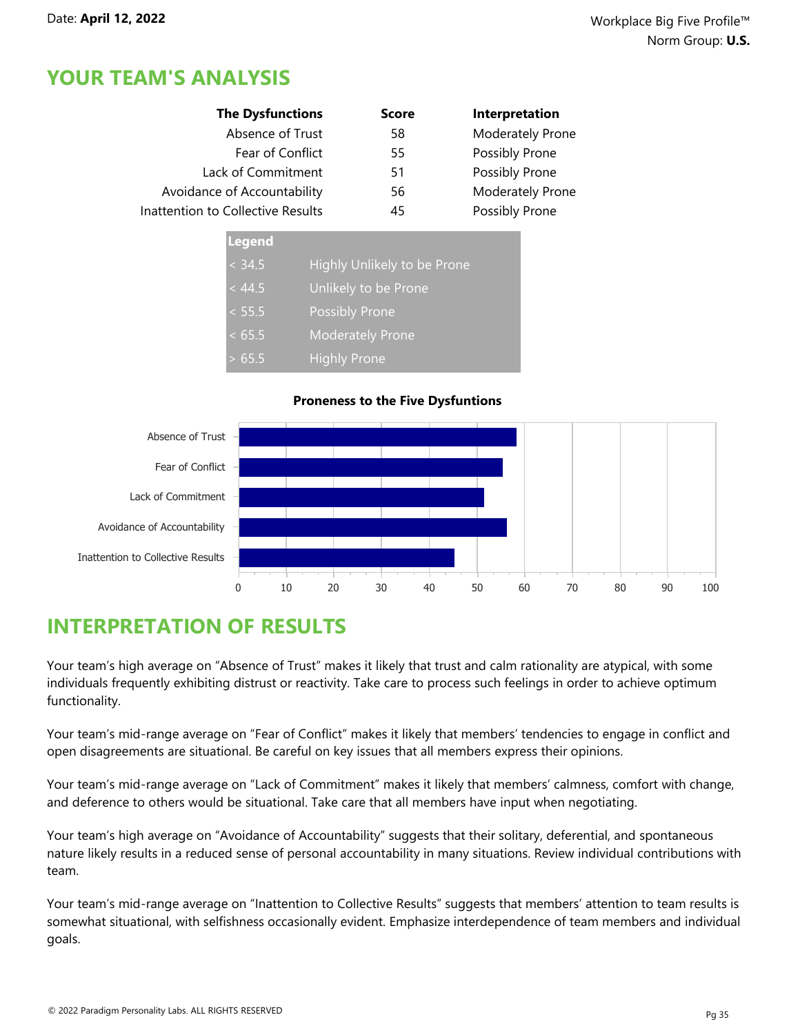Date: **April 12, 2022**

Workplace Big Five Profile™
Norm Group: **U.S.**

## YOUR TEAM'S ANALYSIS

| The Dysfunctions | Score | Interpretation |
|---|---|---|
| Absence of Trust | 58 | Moderately Prone |
| Fear of Conflict | 55 | Possibly Prone |
| Lack of Commitment | 51 | Possibly Prone |
| Avoidance of Accountability | 56 | Moderately Prone |
| Inattention to Collective Results | 45 | Possibly Prone |

| Legend | |
|---|---|
| < 34.5 | Highly Unlikely to be Prone |
| < 44.5 | Unlikely to be Prone |
| < 55.5 | Possibly Prone |
| < 65.5 | Moderately Prone |
| > 65.5 | Highly Prone |

**Proneness to the Five Dysfuntions**

| Dysfunction | Value |
|---|---|
| Absence of Trust | 58 |
| Fear of Conflict | 55 |
| Lack of Commitment | 51 |
| Avoidance of Accountability | 56 |
| Inattention to Collective Results | 45 |

## INTERPRETATION OF RESULTS

Your team's high average on "Absence of Trust" makes it likely that trust and calm rationality are atypical, with some individuals frequently exhibiting distrust or reactivity. Take care to process such feelings in order to achieve optimum functionality.

Your team's mid-range average on "Fear of Conflict" makes it likely that members' tendencies to engage in conflict and open disagreements are situational. Be careful on key issues that all members express their opinions.

Your team's mid-range average on "Lack of Commitment" makes it likely that members' calmness, comfort with change, and deference to others would be situational. Take care that all members have input when negotiating.

Your team's high average on "Avoidance of Accountability" suggests that their solitary, deferential, and spontaneous nature likely results in a reduced sense of personal accountability in many situations. Review individual contributions with team.

Your team's mid-range average on "Inattention to Collective Results" suggests that members' attention to team results is somewhat situational, with selfishness occasionally evident. Emphasize interdependence of team members and individual goals.

© 2022 Paradigm Personality Labs. ALL RIGHTS RESERVED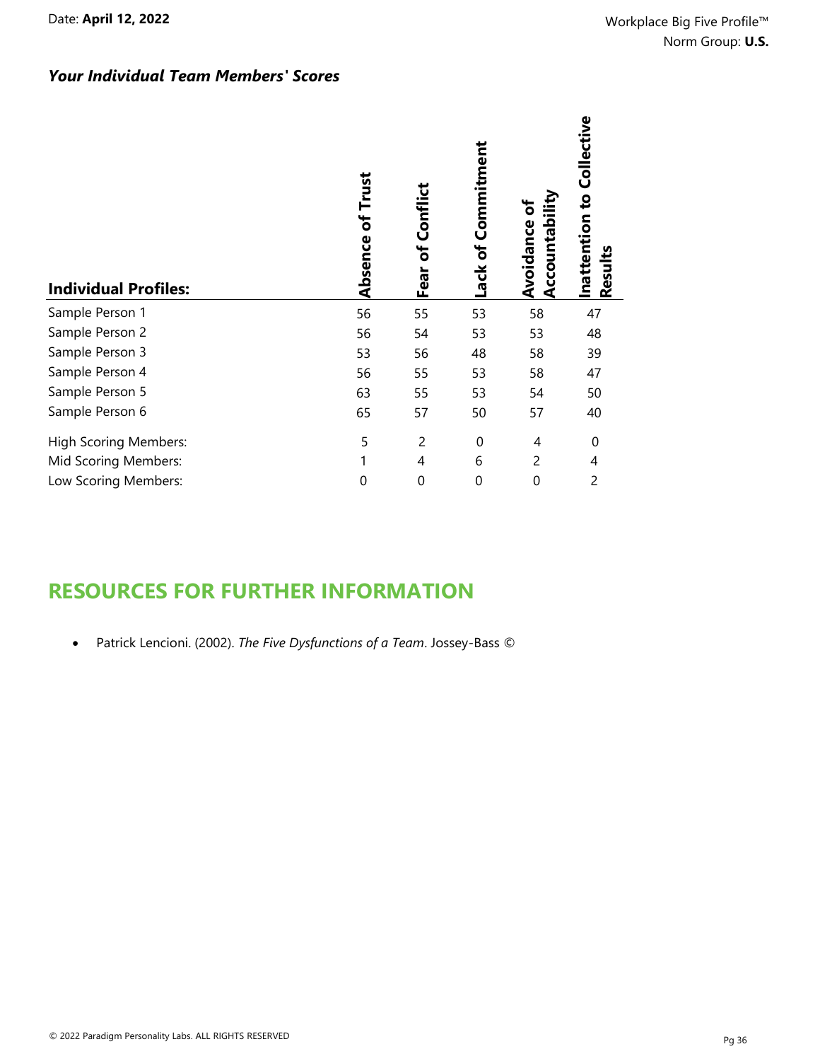### *Your Individual Team Members' Scores*

| Individual Profiles: | Absence of Trust | Fear of Conflict | Lack of Commitment | Avoidance of Accountability | Inattention to Collective Results |
|---|---|---|---|---|---|
| Sample Person 1 | 56 | 55 | 53 | 58 | 47 |
| Sample Person 2 | 56 | 54 | 53 | 53 | 48 |
| Sample Person 3 | 53 | 56 | 48 | 58 | 39 |
| Sample Person 4 | 56 | 55 | 53 | 58 | 47 |
| Sample Person 5 | 63 | 55 | 53 | 54 | 50 |
| Sample Person 6 | 65 | 57 | 50 | 57 | 40 |
| High Scoring Members: | 5 | 2 | 0 | 4 | 0 |
| Mid Scoring Members: | 1 | 4 | 6 | 2 | 4 |
| Low Scoring Members: | 0 | 0 | 0 | 0 | 2 |

## RESOURCES FOR FURTHER INFORMATION

- Patrick Lencioni. (2002). *The Five Dysfunctions of a Team*. Jossey-Bass ©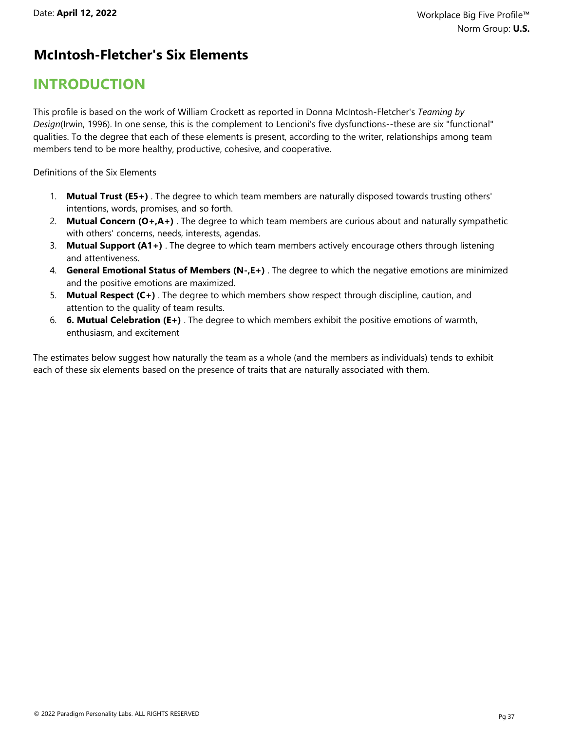## McIntosh-Fletcher's Six Elements

# INTRODUCTION

This profile is based on the work of William Crockett as reported in Donna McIntosh-Fletcher's *Teaming by Design*(Irwin, 1996). In one sense, this is the complement to Lencioni's five dysfunctions--these are six "functional" qualities. To the degree that each of these elements is present, according to the writer, relationships among team members tend to be more healthy, productive, cohesive, and cooperative.

Definitions of the Six Elements

1. **Mutual Trust (E5+)** . The degree to which team members are naturally disposed towards trusting others' intentions, words, promises, and so forth.
2. **Mutual Concern (O+,A+)** . The degree to which team members are curious about and naturally sympathetic with others' concerns, needs, interests, agendas.
3. **Mutual Support (A1+)** . The degree to which team members actively encourage others through listening and attentiveness.
4. **General Emotional Status of Members (N-,E+)** . The degree to which the negative emotions are minimized and the positive emotions are maximized.
5. **Mutual Respect (C+)** . The degree to which members show respect through discipline, caution, and attention to the quality of team results.
6. **6. Mutual Celebration (E+)** . The degree to which members exhibit the positive emotions of warmth, enthusiasm, and excitement

The estimates below suggest how naturally the team as a whole (and the members as individuals) tends to exhibit each of these six elements based on the presence of traits that are naturally associated with them.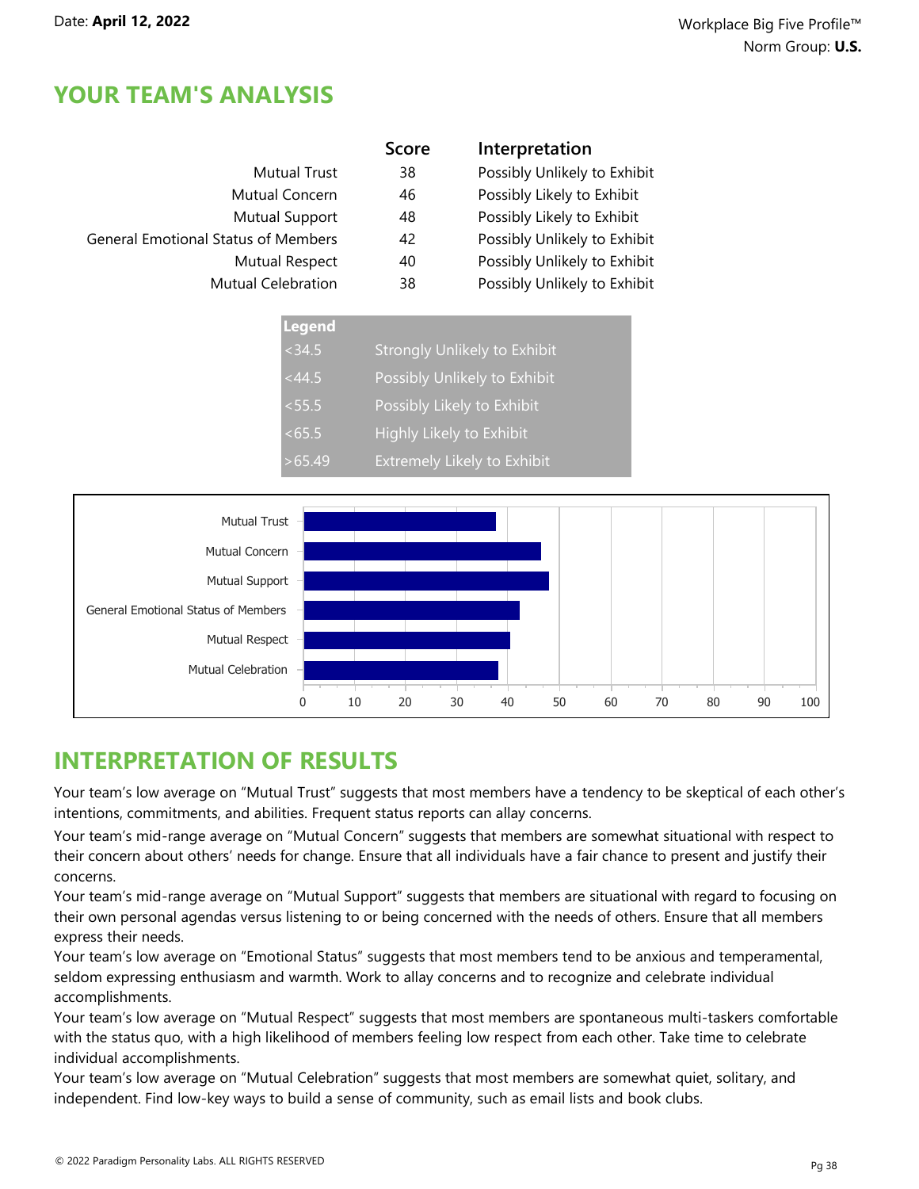Date: **April 12, 2022**

Workplace Big Five Profile™
Norm Group: **U.S.**

# YOUR TEAM'S ANALYSIS

| | Score | Interpretation |
|---|---|---|
| Mutual Trust | 38 | Possibly Unlikely to Exhibit |
| Mutual Concern | 46 | Possibly Likely to Exhibit |
| Mutual Support | 48 | Possibly Likely to Exhibit |
| General Emotional Status of Members | 42 | Possibly Unlikely to Exhibit |
| Mutual Respect | 40 | Possibly Unlikely to Exhibit |
| Mutual Celebration | 38 | Possibly Unlikely to Exhibit |

| Legend | |
|---|---|
| <34.5 | Strongly Unlikely to Exhibit |
| <44.5 | Possibly Unlikely to Exhibit |
| <55.5 | Possibly Likely to Exhibit |
| <65.5 | Highly Likely to Exhibit |
| >65.49 | Extremely Likely to Exhibit |

# INTERPRETATION OF RESULTS

Your team's low average on "Mutual Trust" suggests that most members have a tendency to be skeptical of each other's intentions, commitments, and abilities. Frequent status reports can allay concerns.

Your team's mid-range average on "Mutual Concern" suggests that members are somewhat situational with respect to their concern about others' needs for change. Ensure that all individuals have a fair chance to present and justify their concerns.

Your team's mid-range average on "Mutual Support" suggests that members are situational with regard to focusing on their own personal agendas versus listening to or being concerned with the needs of others. Ensure that all members express their needs.

Your team's low average on "Emotional Status" suggests that most members tend to be anxious and temperamental, seldom expressing enthusiasm and warmth. Work to allay concerns and to recognize and celebrate individual accomplishments.

Your team's low average on "Mutual Respect" suggests that most members are spontaneous multi-taskers comfortable with the status quo, with a high likelihood of members feeling low respect from each other. Take time to celebrate individual accomplishments.

Your team's low average on "Mutual Celebration" suggests that most members are somewhat quiet, solitary, and independent. Find low-key ways to build a sense of community, such as email lists and book clubs.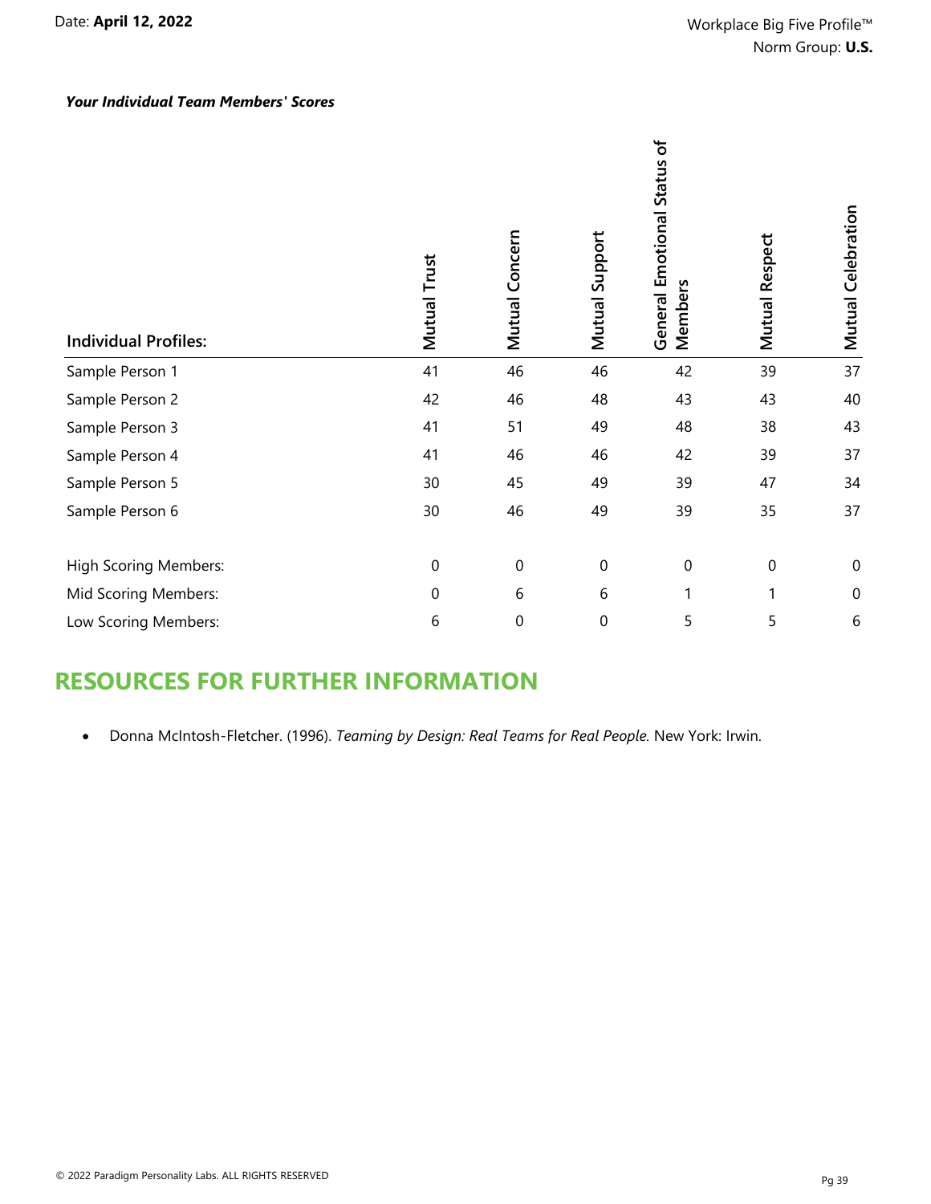***Your Individual Team Members' Scores***

| Individual Profiles: | Mutual Trust | Mutual Concern | Mutual Support | General Emotional Status of Members | Mutual Respect | Mutual Celebration |
|---|---|---|---|---|---|---|
| Sample Person 1 | 41 | 46 | 46 | 42 | 39 | 37 |
| Sample Person 2 | 42 | 46 | 48 | 43 | 43 | 40 |
| Sample Person 3 | 41 | 51 | 49 | 48 | 38 | 43 |
| Sample Person 4 | 41 | 46 | 46 | 42 | 39 | 37 |
| Sample Person 5 | 30 | 45 | 49 | 39 | 47 | 34 |
| Sample Person 6 | 30 | 46 | 49 | 39 | 35 | 37 |
| | | | | | | |
| High Scoring Members: | 0 | 0 | 0 | 0 | 0 | 0 |
| Mid Scoring Members: | 0 | 6 | 6 | 1 | 1 | 0 |
| Low Scoring Members: | 6 | 0 | 0 | 5 | 5 | 6 |

## RESOURCES FOR FURTHER INFORMATION

- Donna McIntosh-Fletcher. (1996). *Teaming by Design: Real Teams for Real People.* New York: Irwin.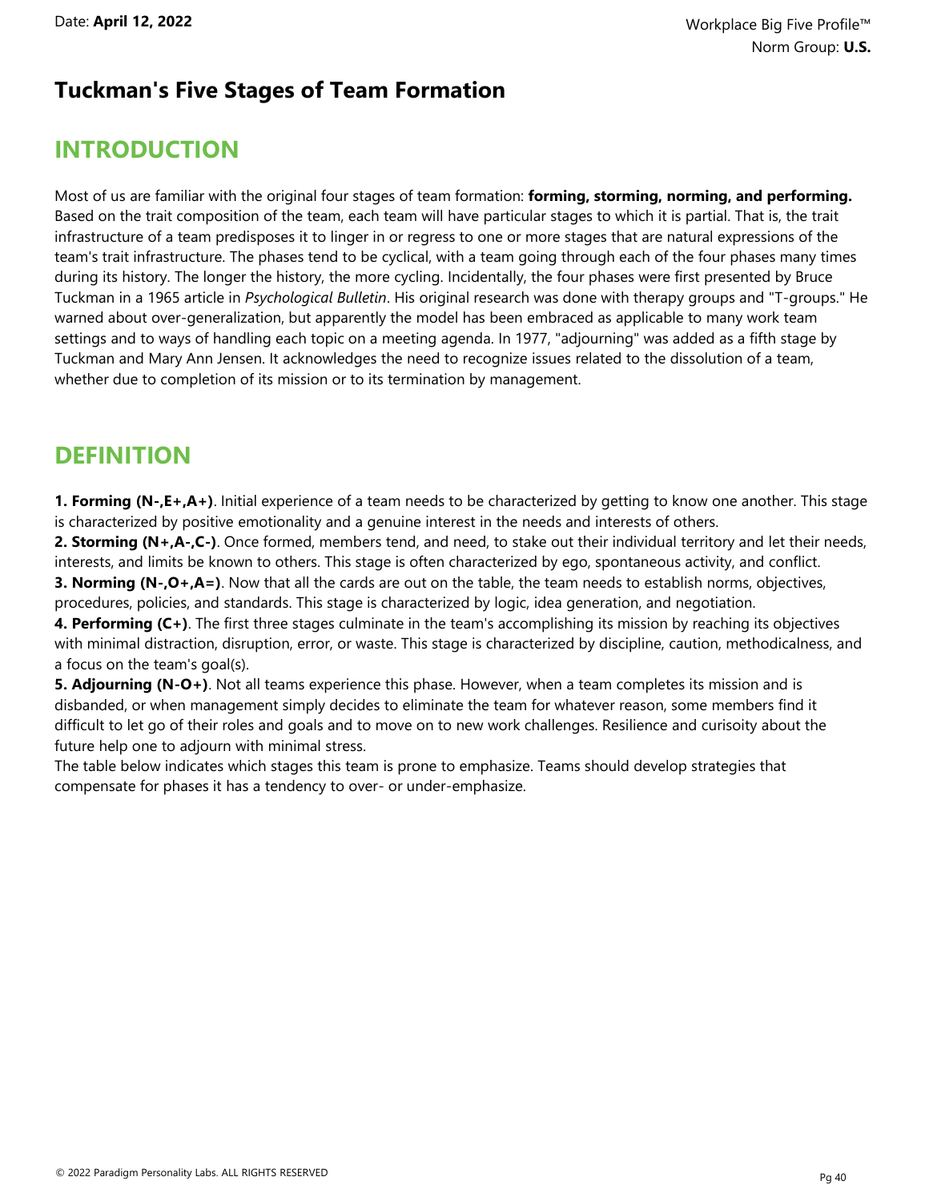# Tuckman's Five Stages of Team Formation

## INTRODUCTION

Most of us are familiar with the original four stages of team formation: **forming, storming, norming, and performing.** Based on the trait composition of the team, each team will have particular stages to which it is partial. That is, the trait infrastructure of a team predisposes it to linger in or regress to one or more stages that are natural expressions of the team's trait infrastructure. The phases tend to be cyclical, with a team going through each of the four phases many times during its history. The longer the history, the more cycling. Incidentally, the four phases were first presented by Bruce Tuckman in a 1965 article in *Psychological Bulletin*. His original research was done with therapy groups and "T-groups." He warned about over-generalization, but apparently the model has been embraced as applicable to many work team settings and to ways of handling each topic on a meeting agenda. In 1977, "adjourning" was added as a fifth stage by Tuckman and Mary Ann Jensen. It acknowledges the need to recognize issues related to the dissolution of a team, whether due to completion of its mission or to its termination by management.

## DEFINITION

**1. Forming (N-,E+,A+)**. Initial experience of a team needs to be characterized by getting to know one another. This stage is characterized by positive emotionality and a genuine interest in the needs and interests of others.

**2. Storming (N+,A-,C-)**. Once formed, members tend, and need, to stake out their individual territory and let their needs, interests, and limits be known to others. This stage is often characterized by ego, spontaneous activity, and conflict.

**3. Norming (N-,O+,A=)**. Now that all the cards are out on the table, the team needs to establish norms, objectives, procedures, policies, and standards. This stage is characterized by logic, idea generation, and negotiation.

**4. Performing (C+)**. The first three stages culminate in the team's accomplishing its mission by reaching its objectives with minimal distraction, disruption, error, or waste. This stage is characterized by discipline, caution, methodicalness, and a focus on the team's goal(s).

**5. Adjourning (N-O+)**. Not all teams experience this phase. However, when a team completes its mission and is disbanded, or when management simply decides to eliminate the team for whatever reason, some members find it difficult to let go of their roles and goals and to move on to new work challenges. Resilience and curisoity about the future help one to adjourn with minimal stress.

The table below indicates which stages this team is prone to emphasize. Teams should develop strategies that compensate for phases it has a tendency to over- or under-emphasize.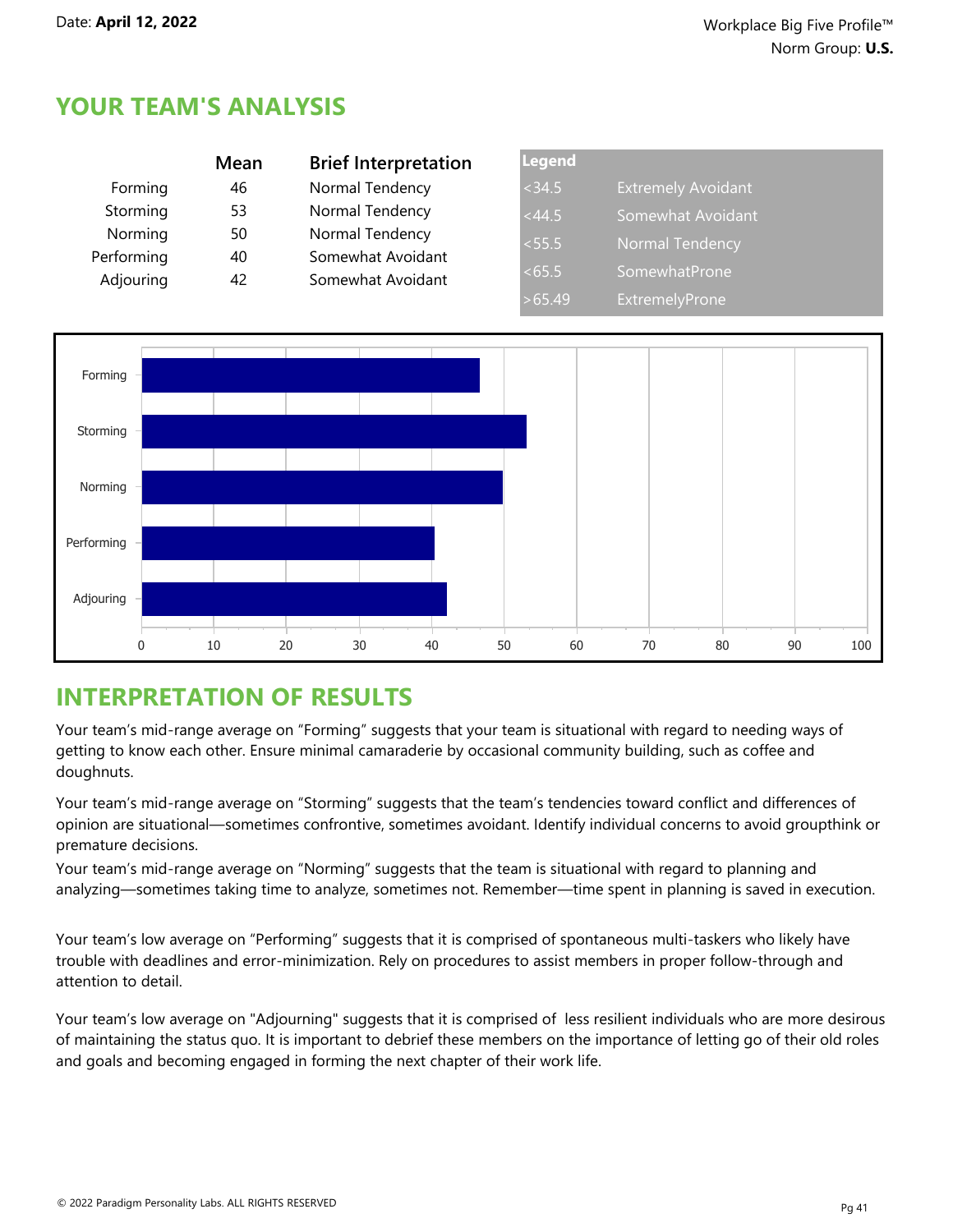Date: **April 12, 2022**

Workplace Big Five Profile™
Norm Group: **U.S.**

## YOUR TEAM'S ANALYSIS

| | Mean | Brief Interpretation |
|---|---|---|
| Forming | 46 | Normal Tendency |
| Storming | 53 | Normal Tendency |
| Norming | 50 | Normal Tendency |
| Performing | 40 | Somewhat Avoidant |
| Adjouring | 42 | Somewhat Avoidant |

| Legend | |
|---|---|
| <34.5 | Extremely Avoidant |
| <44.5 | Somewhat Avoidant |
| <55.5 | Normal Tendency |
| <65.5 | SomewhatProne |
| >65.49 | ExtremelyProne |

## INTERPRETATION OF RESULTS

Your team's mid-range average on "Forming" suggests that your team is situational with regard to needing ways of getting to know each other. Ensure minimal camaraderie by occasional community building, such as coffee and doughnuts.

Your team's mid-range average on "Storming" suggests that the team's tendencies toward conflict and differences of opinion are situational—sometimes confrontive, sometimes avoidant. Identify individual concerns to avoid groupthink or premature decisions.

Your team's mid-range average on "Norming" suggests that the team is situational with regard to planning and analyzing—sometimes taking time to analyze, sometimes not. Remember—time spent in planning is saved in execution.

Your team's low average on "Performing" suggests that it is comprised of spontaneous multi-taskers who likely have trouble with deadlines and error-minimization. Rely on procedures to assist members in proper follow-through and attention to detail.

Your team's low average on "Adjourning" suggests that it is comprised of less resilient individuals who are more desirous of maintaining the status quo. It is important to debrief these members on the importance of letting go of their old roles and goals and becoming engaged in forming the next chapter of their work life.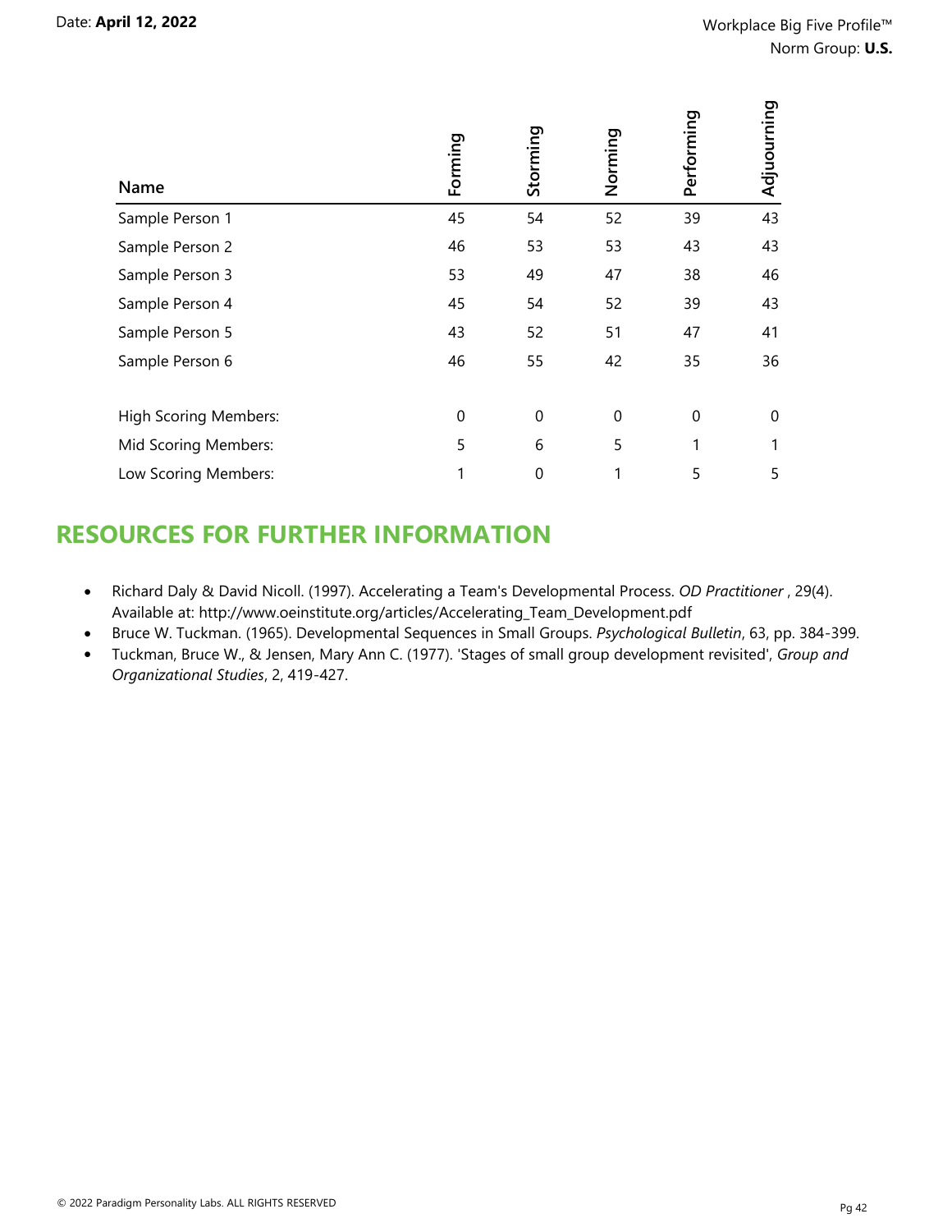| Name | Forming | Storming | Norming | Performing | Adjuourning |
|---|---|---|---|---|---|
| Sample Person 1 | 45 | 54 | 52 | 39 | 43 |
| Sample Person 2 | 46 | 53 | 53 | 43 | 43 |
| Sample Person 3 | 53 | 49 | 47 | 38 | 46 |
| Sample Person 4 | 45 | 54 | 52 | 39 | 43 |
| Sample Person 5 | 43 | 52 | 51 | 47 | 41 |
| Sample Person 6 | 46 | 55 | 42 | 35 | 36 |
| | | | | | |
| High Scoring Members: | 0 | 0 | 0 | 0 | 0 |
| Mid Scoring Members: | 5 | 6 | 5 | 1 | 1 |
| Low Scoring Members: | 1 | 0 | 1 | 5 | 5 |

## RESOURCES FOR FURTHER INFORMATION

- Richard Daly & David Nicoll. (1997). Accelerating a Team's Developmental Process. *OD Practitioner* , 29(4). Available at: http://www.oeinstitute.org/articles/Accelerating_Team_Development.pdf
- Bruce W. Tuckman. (1965). Developmental Sequences in Small Groups. *Psychological Bulletin*, 63, pp. 384-399.
- Tuckman, Bruce W., & Jensen, Mary Ann C. (1977). 'Stages of small group development revisited', *Group and Organizational Studies*, 2, 419-427.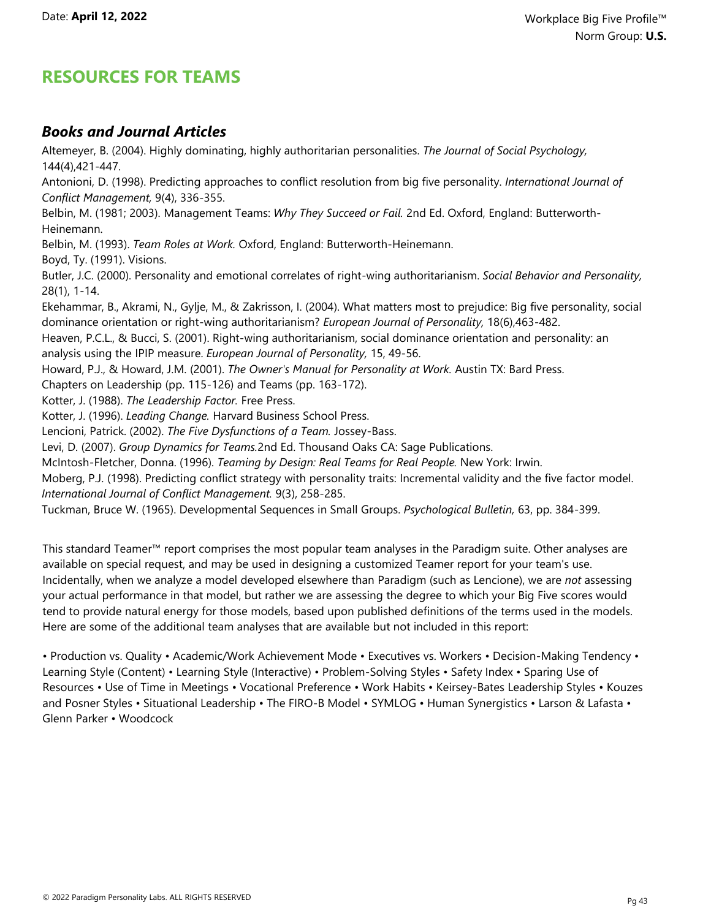# RESOURCES FOR TEAMS

## *Books and Journal Articles*

Altemeyer, B. (2004). Highly dominating, highly authoritarian personalities. *The Journal of Social Psychology,* 144(4),421-447.

Antonioni, D. (1998). Predicting approaches to conflict resolution from big five personality. *International Journal of Conflict Management,* 9(4), 336-355.

Belbin, M. (1981; 2003). Management Teams: *Why They Succeed or Fail.* 2nd Ed. Oxford, England: Butterworth-Heinemann.

Belbin, M. (1993). *Team Roles at Work.* Oxford, England: Butterworth-Heinemann.

Boyd, Ty. (1991). Visions.

Butler, J.C. (2000). Personality and emotional correlates of right-wing authoritarianism. *Social Behavior and Personality,* 28(1), 1-14.

Ekehammar, B., Akrami, N., Gylje, M., & Zakrisson, I. (2004). What matters most to prejudice: Big five personality, social dominance orientation or right-wing authoritarianism? *European Journal of Personality,* 18(6),463-482.

Heaven, P.C.L., & Bucci, S. (2001). Right-wing authoritarianism, social dominance orientation and personality: an analysis using the IPIP measure. *European Journal of Personality,* 15, 49-56.

Howard, P.J., & Howard, J.M. (2001). *The Owner's Manual for Personality at Work.* Austin TX: Bard Press.
Chapters on Leadership (pp. 115-126) and Teams (pp. 163-172).

Kotter, J. (1988). *The Leadership Factor.* Free Press.

Kotter, J. (1996). *Leading Change.* Harvard Business School Press.

Lencioni, Patrick. (2002). *The Five Dysfunctions of a Team.* Jossey-Bass.

Levi, D. (2007). *Group Dynamics for Teams.*2nd Ed. Thousand Oaks CA: Sage Publications.

McIntosh-Fletcher, Donna. (1996). *Teaming by Design: Real Teams for Real People.* New York: Irwin.

Moberg, P.J. (1998). Predicting conflict strategy with personality traits: Incremental validity and the five factor model. *International Journal of Conflict Management.* 9(3), 258-285.

Tuckman, Bruce W. (1965). Developmental Sequences in Small Groups. *Psychological Bulletin,* 63, pp. 384-399.

This standard Teamer™ report comprises the most popular team analyses in the Paradigm suite. Other analyses are available on special request, and may be used in designing a customized Teamer report for your team's use. Incidentally, when we analyze a model developed elsewhere than Paradigm (such as Lencione), we are *not* assessing your actual performance in that model, but rather we are assessing the degree to which your Big Five scores would tend to provide natural energy for those models, based upon published definitions of the terms used in the models. Here are some of the additional team analyses that are available but not included in this report:

• Production vs. Quality • Academic/Work Achievement Mode • Executives vs. Workers • Decision-Making Tendency • Learning Style (Content) • Learning Style (Interactive) • Problem-Solving Styles • Safety Index • Sparing Use of Resources • Use of Time in Meetings • Vocational Preference • Work Habits • Keirsey-Bates Leadership Styles • Kouzes and Posner Styles • Situational Leadership • The FIRO-B Model • SYMLOG • Human Synergistics • Larson & Lafasta • Glenn Parker • Woodcock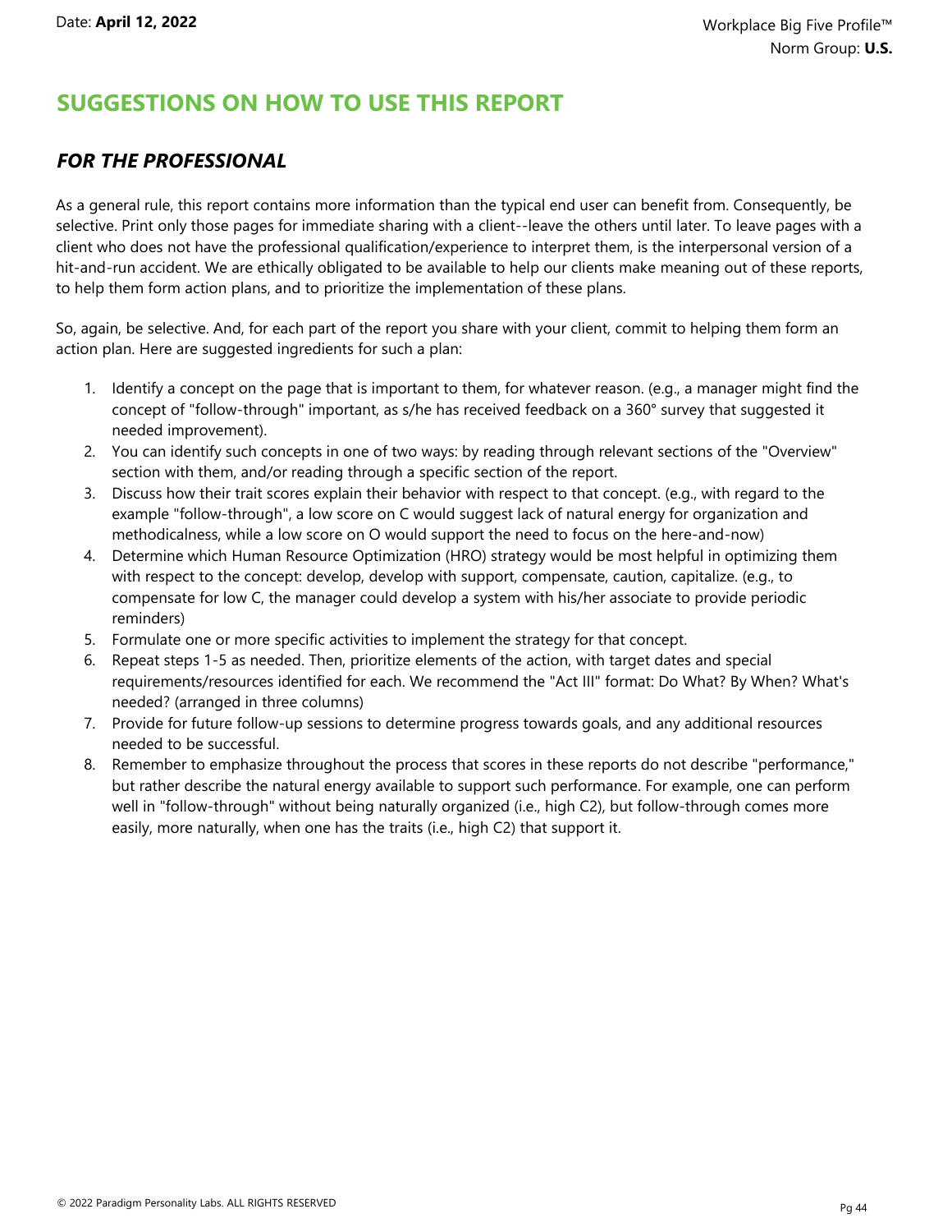## SUGGESTIONS ON HOW TO USE THIS REPORT

### *FOR THE PROFESSIONAL*

As a general rule, this report contains more information than the typical end user can benefit from. Consequently, be selective. Print only those pages for immediate sharing with a client--leave the others until later. To leave pages with a client who does not have the professional qualification/experience to interpret them, is the interpersonal version of a hit-and-run accident. We are ethically obligated to be available to help our clients make meaning out of these reports, to help them form action plans, and to prioritize the implementation of these plans.

So, again, be selective. And, for each part of the report you share with your client, commit to helping them form an action plan. Here are suggested ingredients for such a plan:

1. Identify a concept on the page that is important to them, for whatever reason. (e.g., a manager might find the concept of "follow-through" important, as s/he has received feedback on a 360° survey that suggested it needed improvement).
2. You can identify such concepts in one of two ways: by reading through relevant sections of the "Overview" section with them, and/or reading through a specific section of the report.
3. Discuss how their trait scores explain their behavior with respect to that concept. (e.g., with regard to the example "follow-through", a low score on C would suggest lack of natural energy for organization and methodicalness, while a low score on O would support the need to focus on the here-and-now)
4. Determine which Human Resource Optimization (HRO) strategy would be most helpful in optimizing them with respect to the concept: develop, develop with support, compensate, caution, capitalize. (e.g., to compensate for low C, the manager could develop a system with his/her associate to provide periodic reminders)
5. Formulate one or more specific activities to implement the strategy for that concept.
6. Repeat steps 1-5 as needed. Then, prioritize elements of the action, with target dates and special requirements/resources identified for each. We recommend the "Act III" format: Do What? By When? What's needed? (arranged in three columns)
7. Provide for future follow-up sessions to determine progress towards goals, and any additional resources needed to be successful.
8. Remember to emphasize throughout the process that scores in these reports do not describe "performance," but rather describe the natural energy available to support such performance. For example, one can perform well in "follow-through" without being naturally organized (i.e., high C2), but follow-through comes more easily, more naturally, when one has the traits (i.e., high C2) that support it.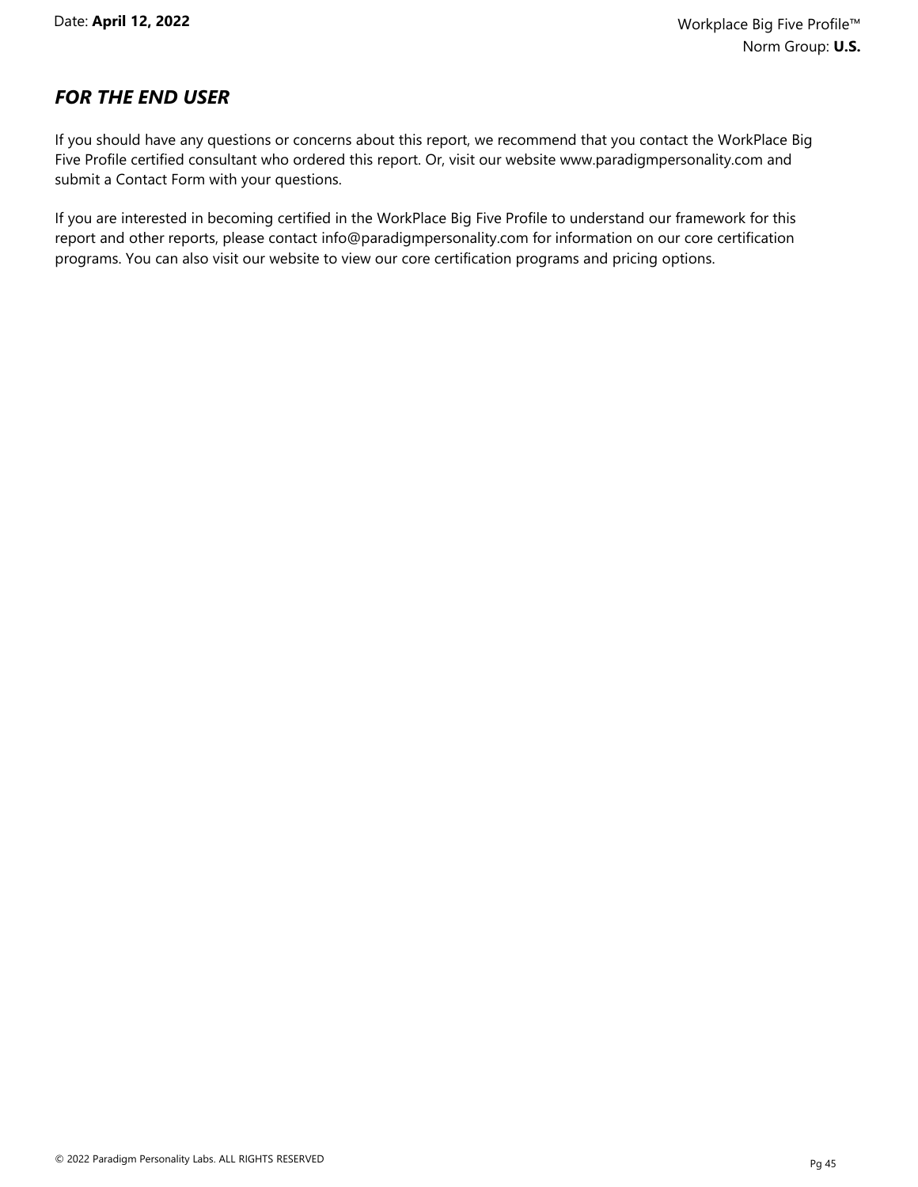## *FOR THE END USER*

If you should have any questions or concerns about this report, we recommend that you contact the WorkPlace Big Five Profile certified consultant who ordered this report. Or, visit our website www.paradigmpersonality.com and submit a Contact Form with your questions.

If you are interested in becoming certified in the WorkPlace Big Five Profile to understand our framework for this report and other reports, please contact info@paradigmpersonality.com for information on our core certification programs. You can also visit our website to view our core certification programs and pricing options.